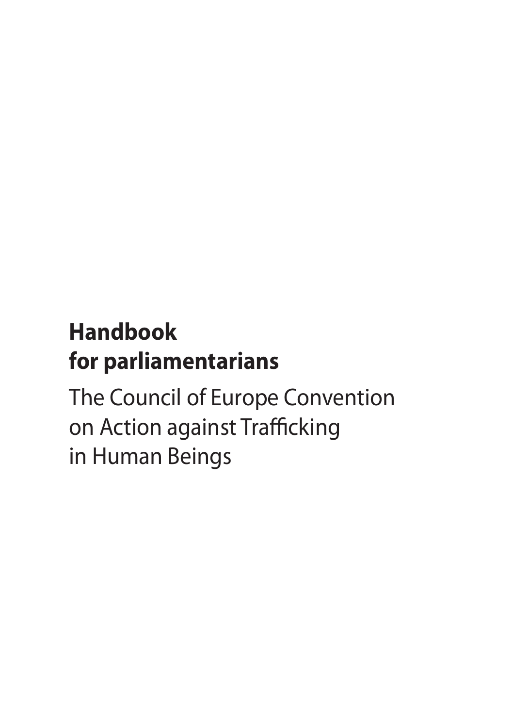# Handbook for parliamentarians

The Council of Europe Convention on Action against Trafficking in Human Beings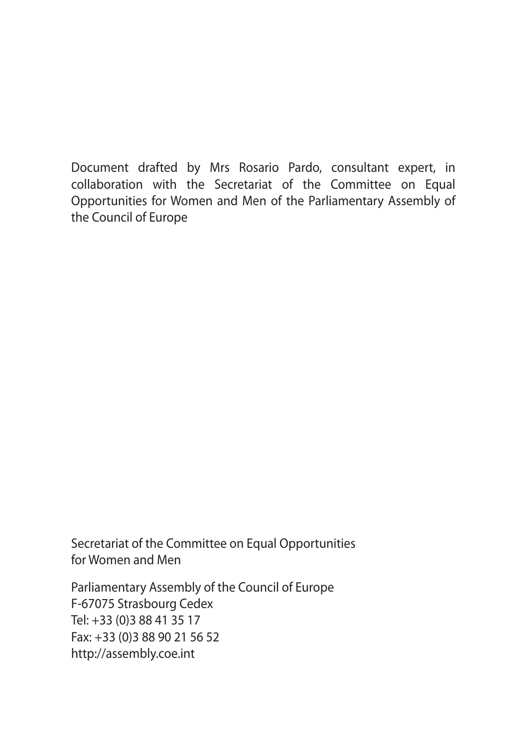Document drafted by Mrs Rosario Pardo, consultant expert, in collaboration with the Secretariat of the Committee on Equal Opportunities for Women and Men of the Parliamentary Assembly of the Council of Europe

Secretariat of the Committee on Equal Opportunities for Women and Men

Parliamentary Assembly of the Council of Europe
F-67075 Strasbourg Cedex
Tel: +33 (0)3 88 41 35 17
Fax: +33 (0)3 88 90 21 56 52
http://assembly.coe.int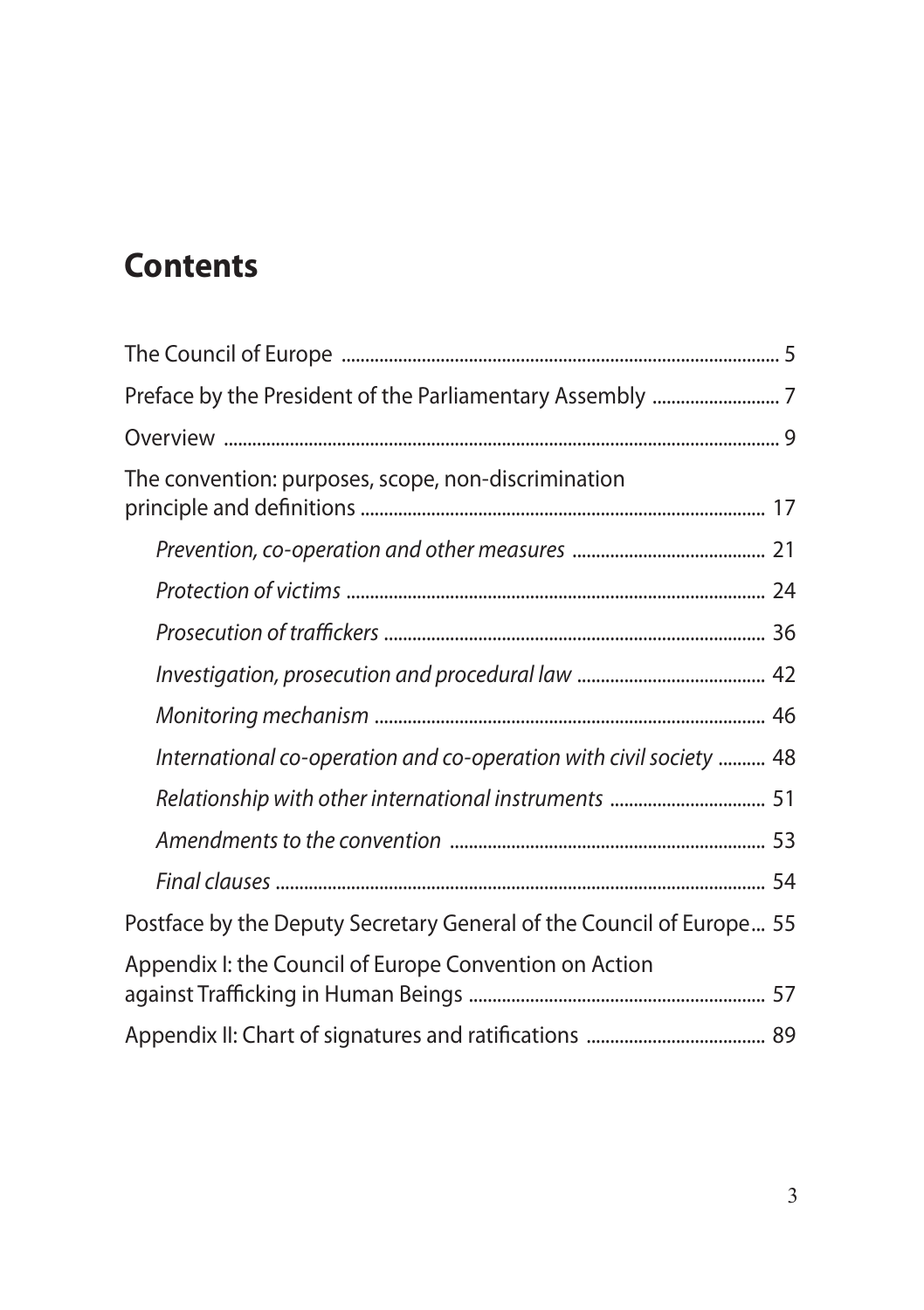# Contents

The Council of Europe ... 5

Preface by the President of the Parliamentary Assembly ... 7

Overview ... 9

The convention: purposes, scope, non-discrimination principle and definitions ... 17

- *Prevention, co-operation and other measures* ... 21
- *Protection of victims* ... 24
- *Prosecution of traffickers* ... 36
- *Investigation, prosecution and procedural law* ... 42
- *Monitoring mechanism* ... 46
- *International co-operation and co-operation with civil society* ... 48
- *Relationship with other international instruments* ... 51
- *Amendments to the convention* ... 53
- *Final clauses* ... 54

Postface by the Deputy Secretary General of the Council of Europe... 55

Appendix I: the Council of Europe Convention on Action against Trafficking in Human Beings ... 57

Appendix II: Chart of signatures and ratifications ... 89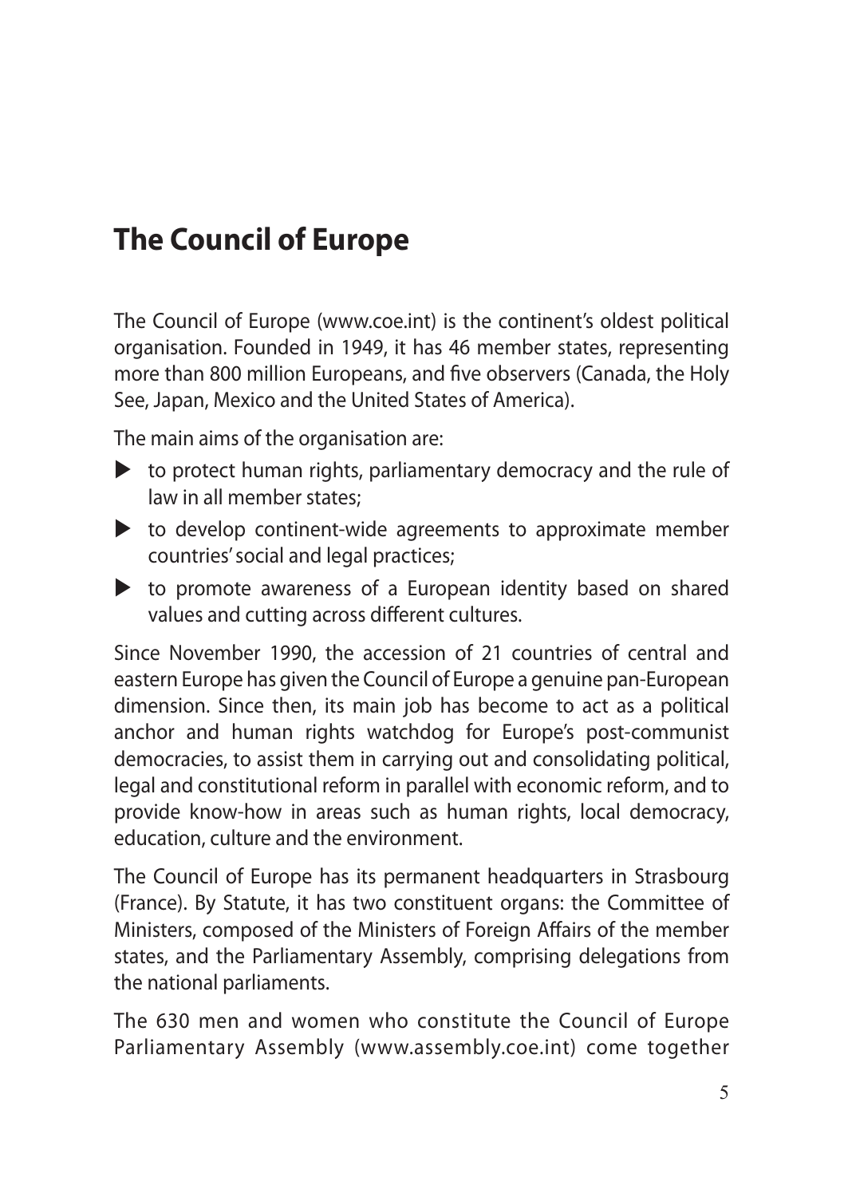# The Council of Europe

The Council of Europe (www.coe.int) is the continent's oldest political organisation. Founded in 1949, it has 46 member states, representing more than 800 million Europeans, and five observers (Canada, the Holy See, Japan, Mexico and the United States of America).

The main aims of the organisation are:

- to protect human rights, parliamentary democracy and the rule of law in all member states;
- to develop continent-wide agreements to approximate member countries' social and legal practices;
- to promote awareness of a European identity based on shared values and cutting across different cultures.

Since November 1990, the accession of 21 countries of central and eastern Europe has given the Council of Europe a genuine pan-European dimension. Since then, its main job has become to act as a political anchor and human rights watchdog for Europe's post-communist democracies, to assist them in carrying out and consolidating political, legal and constitutional reform in parallel with economic reform, and to provide know-how in areas such as human rights, local democracy, education, culture and the environment.

The Council of Europe has its permanent headquarters in Strasbourg (France). By Statute, it has two constituent organs: the Committee of Ministers, composed of the Ministers of Foreign Affairs of the member states, and the Parliamentary Assembly, comprising delegations from the national parliaments.

The 630 men and women who constitute the Council of Europe Parliamentary Assembly (www.assembly.coe.int) come together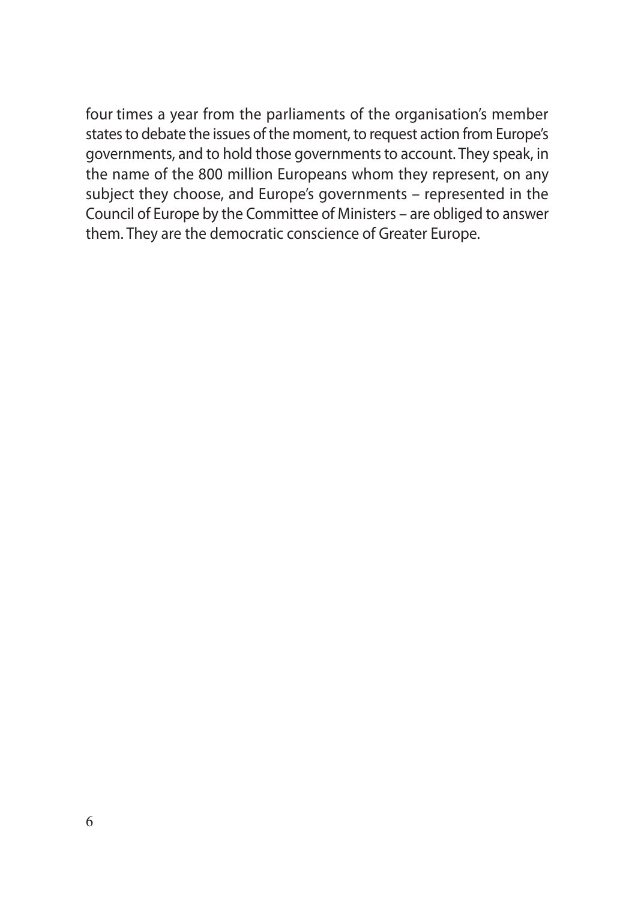four times a year from the parliaments of the organisation's member states to debate the issues of the moment, to request action from Europe's governments, and to hold those governments to account. They speak, in the name of the 800 million Europeans whom they represent, on any subject they choose, and Europe's governments – represented in the Council of Europe by the Committee of Ministers – are obliged to answer them. They are the democratic conscience of Greater Europe.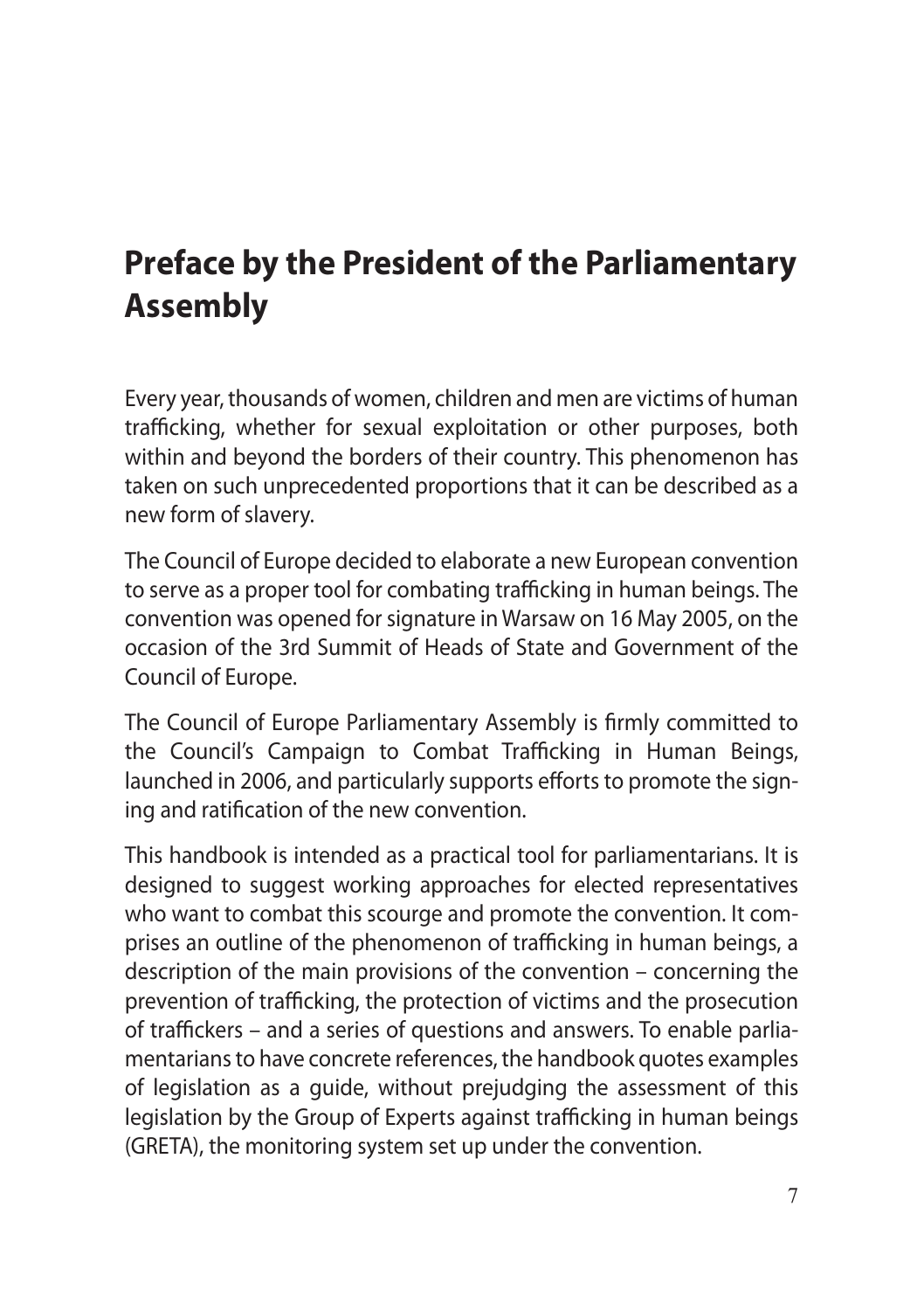# Preface by the President of the Parliamentary Assembly

Every year, thousands of women, children and men are victims of human trafficking, whether for sexual exploitation or other purposes, both within and beyond the borders of their country. This phenomenon has taken on such unprecedented proportions that it can be described as a new form of slavery.

The Council of Europe decided to elaborate a new European convention to serve as a proper tool for combating trafficking in human beings. The convention was opened for signature in Warsaw on 16 May 2005, on the occasion of the 3rd Summit of Heads of State and Government of the Council of Europe.

The Council of Europe Parliamentary Assembly is firmly committed to the Council's Campaign to Combat Trafficking in Human Beings, launched in 2006, and particularly supports efforts to promote the signing and ratification of the new convention.

This handbook is intended as a practical tool for parliamentarians. It is designed to suggest working approaches for elected representatives who want to combat this scourge and promote the convention. It comprises an outline of the phenomenon of trafficking in human beings, a description of the main provisions of the convention – concerning the prevention of trafficking, the protection of victims and the prosecution of traffickers – and a series of questions and answers. To enable parliamentarians to have concrete references, the handbook quotes examples of legislation as a guide, without prejudging the assessment of this legislation by the Group of Experts against trafficking in human beings (GRETA), the monitoring system set up under the convention.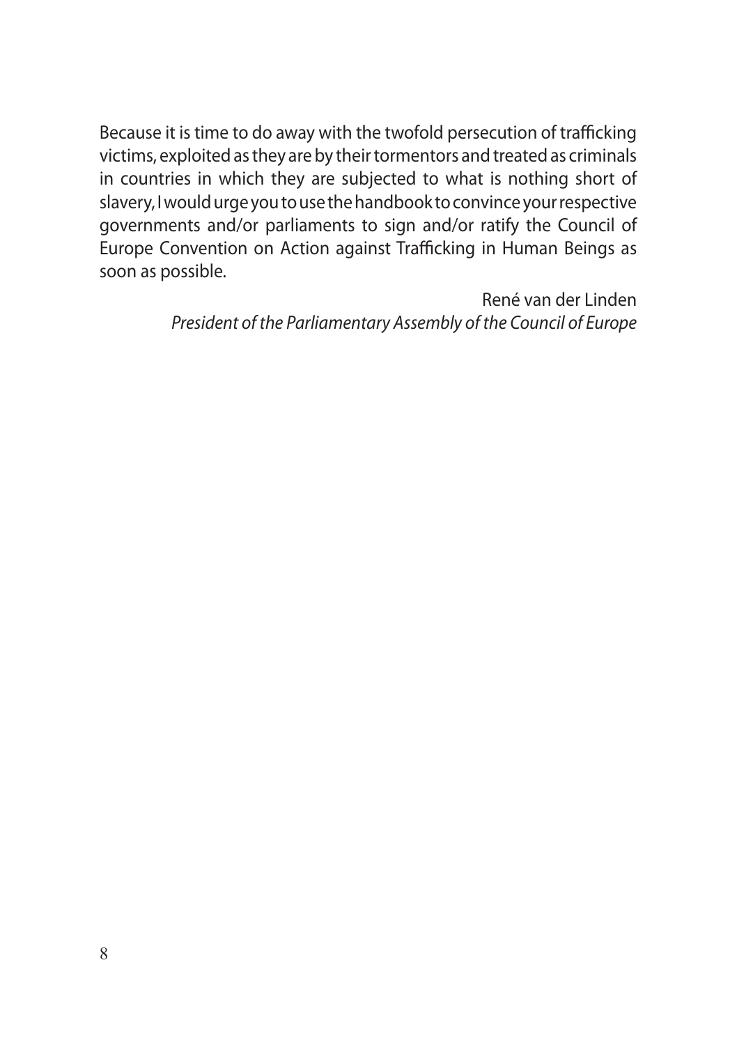Because it is time to do away with the twofold persecution of trafficking victims, exploited as they are by their tormentors and treated as criminals in countries in which they are subjected to what is nothing short of slavery, I would urge you to use the handbook to convince your respective governments and/or parliaments to sign and/or ratify the Council of Europe Convention on Action against Trafficking in Human Beings as soon as possible.

René van der Linden
*President of the Parliamentary Assembly of the Council of Europe*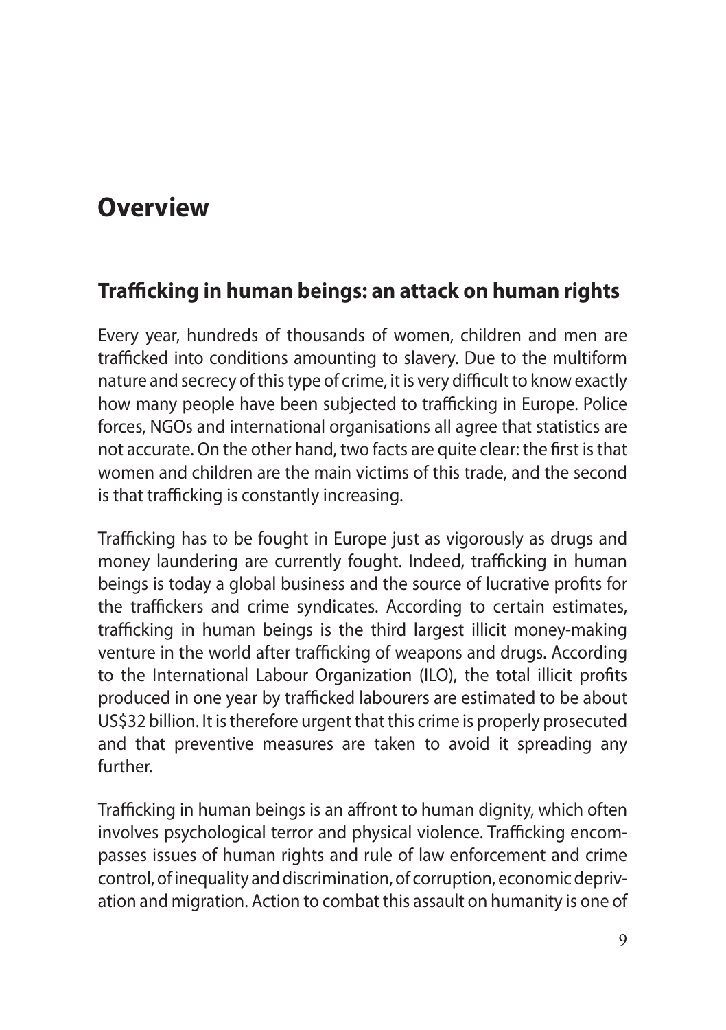# Overview

## Trafficking in human beings: an attack on human rights

Every year, hundreds of thousands of women, children and men are trafficked into conditions amounting to slavery. Due to the multiform nature and secrecy of this type of crime, it is very difficult to know exactly how many people have been subjected to trafficking in Europe. Police forces, NGOs and international organisations all agree that statistics are not accurate. On the other hand, two facts are quite clear: the first is that women and children are the main victims of this trade, and the second is that trafficking is constantly increasing.

Trafficking has to be fought in Europe just as vigorously as drugs and money laundering are currently fought. Indeed, trafficking in human beings is today a global business and the source of lucrative profits for the traffickers and crime syndicates. According to certain estimates, trafficking in human beings is the third largest illicit money-making venture in the world after trafficking of weapons and drugs. According to the International Labour Organization (ILO), the total illicit profits produced in one year by trafficked labourers are estimated to be about US$32 billion. It is therefore urgent that this crime is properly prosecuted and that preventive measures are taken to avoid it spreading any further.

Trafficking in human beings is an affront to human dignity, which often involves psychological terror and physical violence. Trafficking encompasses issues of human rights and rule of law enforcement and crime control, of inequality and discrimination, of corruption, economic deprivation and migration. Action to combat this assault on humanity is one of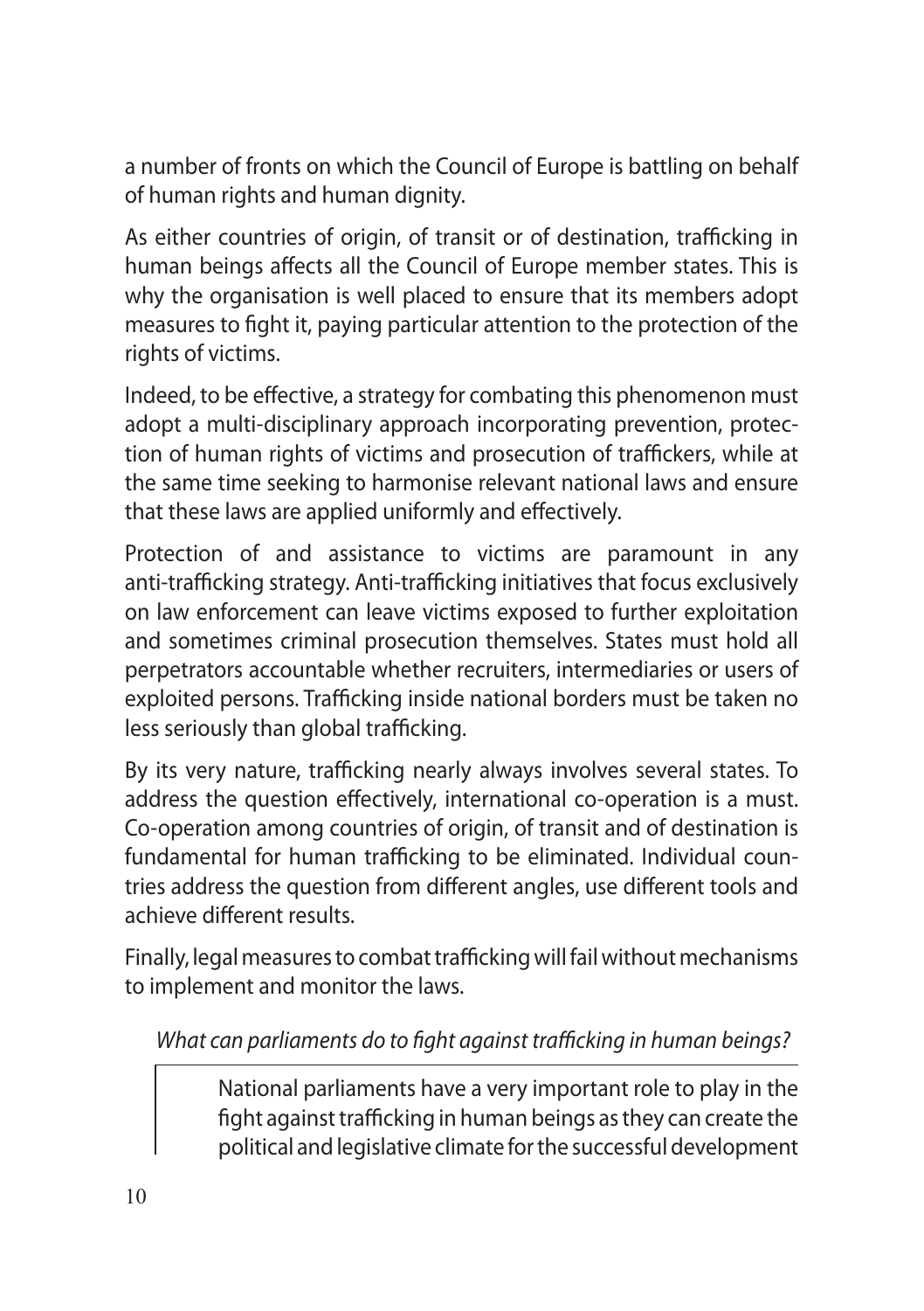a number of fronts on which the Council of Europe is battling on behalf of human rights and human dignity.

As either countries of origin, of transit or of destination, trafficking in human beings affects all the Council of Europe member states. This is why the organisation is well placed to ensure that its members adopt measures to fight it, paying particular attention to the protection of the rights of victims.

Indeed, to be effective, a strategy for combating this phenomenon must adopt a multi-disciplinary approach incorporating prevention, protection of human rights of victims and prosecution of traffickers, while at the same time seeking to harmonise relevant national laws and ensure that these laws are applied uniformly and effectively.

Protection of and assistance to victims are paramount in any anti-trafficking strategy. Anti-trafficking initiatives that focus exclusively on law enforcement can leave victims exposed to further exploitation and sometimes criminal prosecution themselves. States must hold all perpetrators accountable whether recruiters, intermediaries or users of exploited persons. Trafficking inside national borders must be taken no less seriously than global trafficking.

By its very nature, trafficking nearly always involves several states. To address the question effectively, international co-operation is a must. Co-operation among countries of origin, of transit and of destination is fundamental for human trafficking to be eliminated. Individual countries address the question from different angles, use different tools and achieve different results.

Finally, legal measures to combat trafficking will fail without mechanisms to implement and monitor the laws.

*What can parliaments do to fight against trafficking in human beings?*

> National parliaments have a very important role to play in the fight against trafficking in human beings as they can create the political and legislative climate for the successful development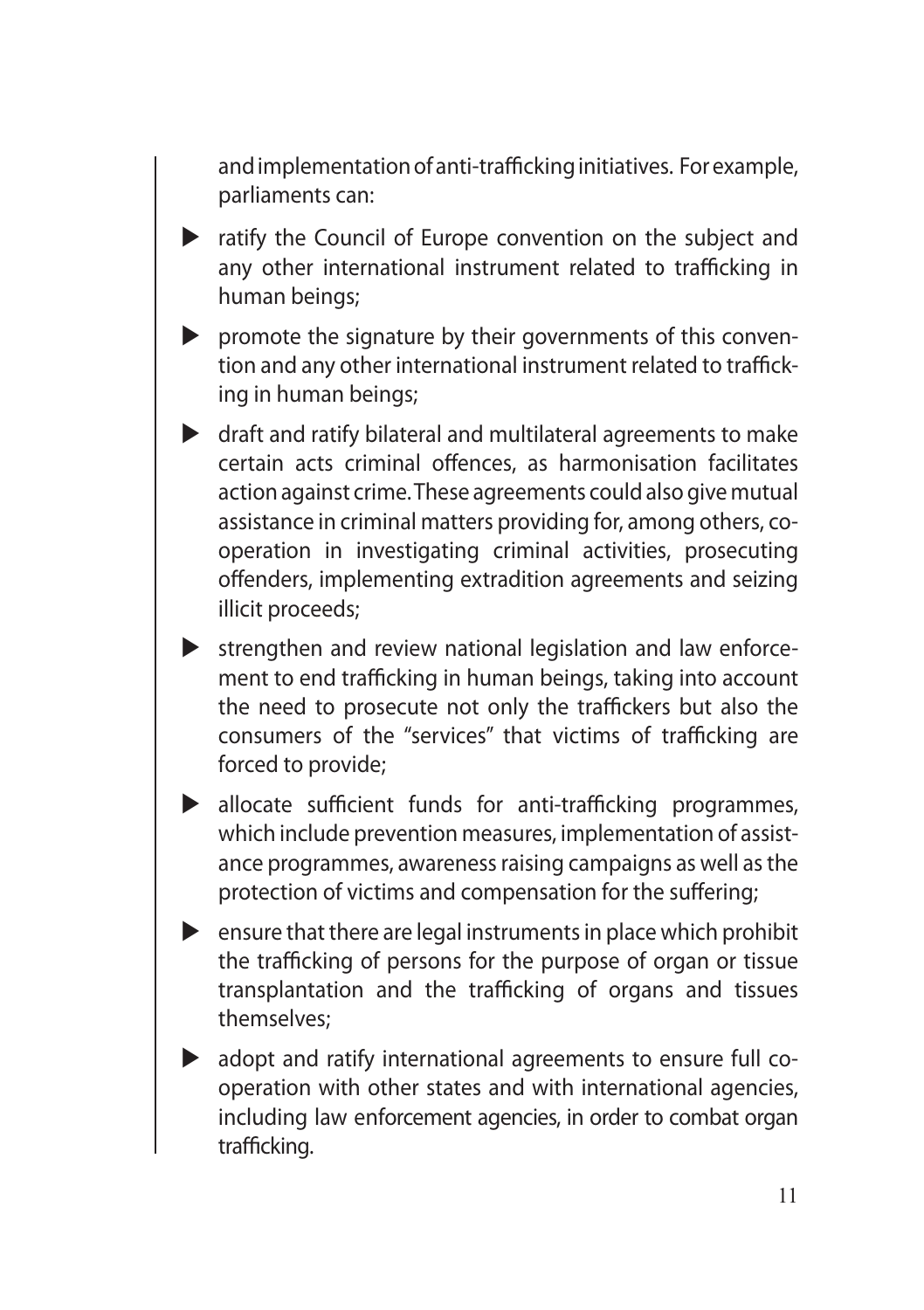and implementation of anti-trafficking initiatives. For example, parliaments can:

- ratify the Council of Europe convention on the subject and any other international instrument related to trafficking in human beings;
- promote the signature by their governments of this convention and any other international instrument related to trafficking in human beings;
- draft and ratify bilateral and multilateral agreements to make certain acts criminal offences, as harmonisation facilitates action against crime. These agreements could also give mutual assistance in criminal matters providing for, among others, co-operation in investigating criminal activities, prosecuting offenders, implementing extradition agreements and seizing illicit proceeds;
- strengthen and review national legislation and law enforcement to end trafficking in human beings, taking into account the need to prosecute not only the traffickers but also the consumers of the "services" that victims of trafficking are forced to provide;
- allocate sufficient funds for anti-trafficking programmes, which include prevention measures, implementation of assistance programmes, awareness raising campaigns as well as the protection of victims and compensation for the suffering;
- ensure that there are legal instruments in place which prohibit the trafficking of persons for the purpose of organ or tissue transplantation and the trafficking of organs and tissues themselves;
- adopt and ratify international agreements to ensure full co-operation with other states and with international agencies, including law enforcement agencies, in order to combat organ trafficking.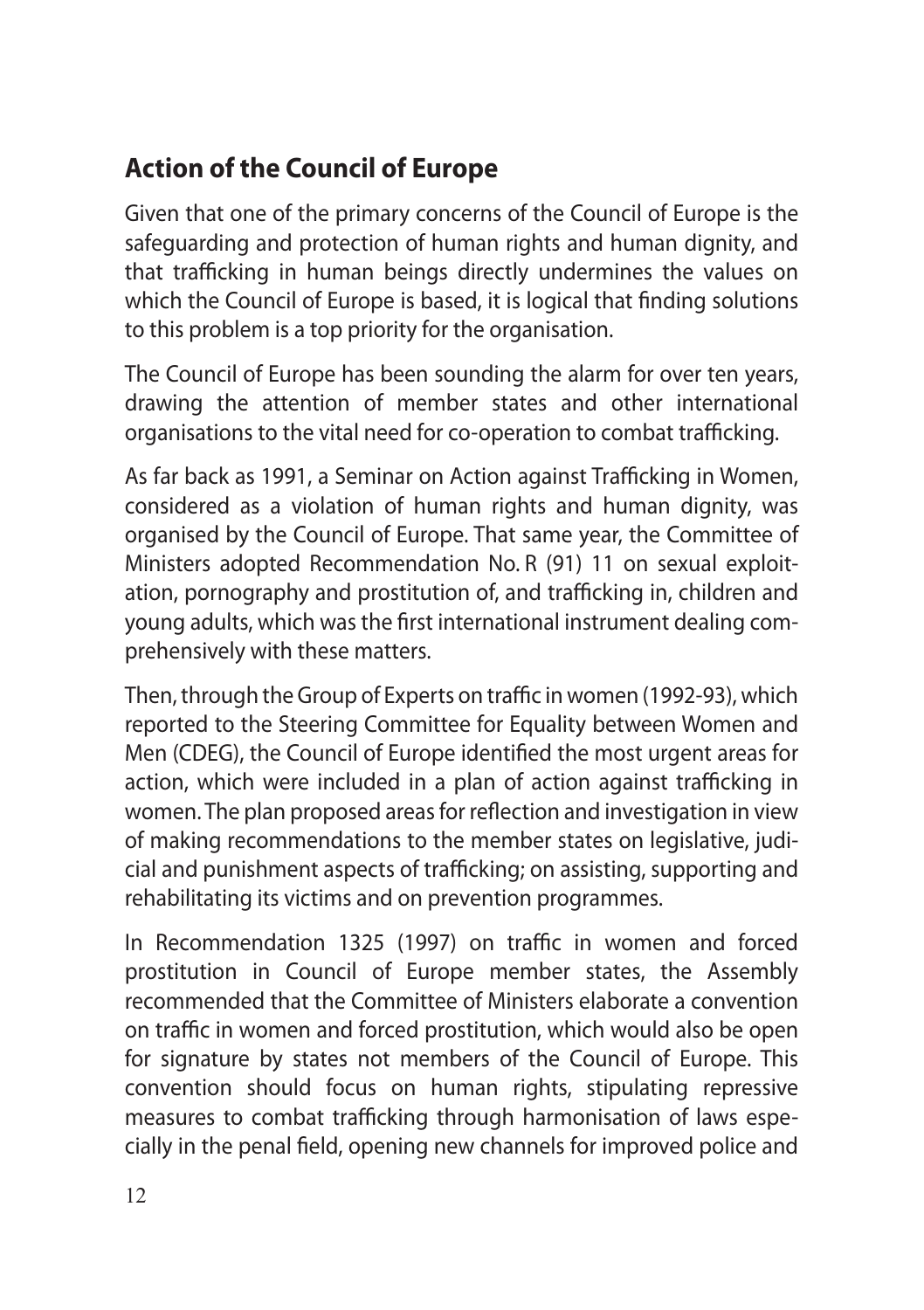## Action of the Council of Europe

Given that one of the primary concerns of the Council of Europe is the safeguarding and protection of human rights and human dignity, and that trafficking in human beings directly undermines the values on which the Council of Europe is based, it is logical that finding solutions to this problem is a top priority for the organisation.

The Council of Europe has been sounding the alarm for over ten years, drawing the attention of member states and other international organisations to the vital need for co-operation to combat trafficking.

As far back as 1991, a Seminar on Action against Trafficking in Women, considered as a violation of human rights and human dignity, was organised by the Council of Europe. That same year, the Committee of Ministers adopted Recommendation No. R (91) 11 on sexual exploitation, pornography and prostitution of, and trafficking in, children and young adults, which was the first international instrument dealing comprehensively with these matters.

Then, through the Group of Experts on traffic in women (1992-93), which reported to the Steering Committee for Equality between Women and Men (CDEG), the Council of Europe identified the most urgent areas for action, which were included in a plan of action against trafficking in women. The plan proposed areas for reflection and investigation in view of making recommendations to the member states on legislative, judicial and punishment aspects of trafficking; on assisting, supporting and rehabilitating its victims and on prevention programmes.

In Recommendation 1325 (1997) on traffic in women and forced prostitution in Council of Europe member states, the Assembly recommended that the Committee of Ministers elaborate a convention on traffic in women and forced prostitution, which would also be open for signature by states not members of the Council of Europe. This convention should focus on human rights, stipulating repressive measures to combat trafficking through harmonisation of laws especially in the penal field, opening new channels for improved police and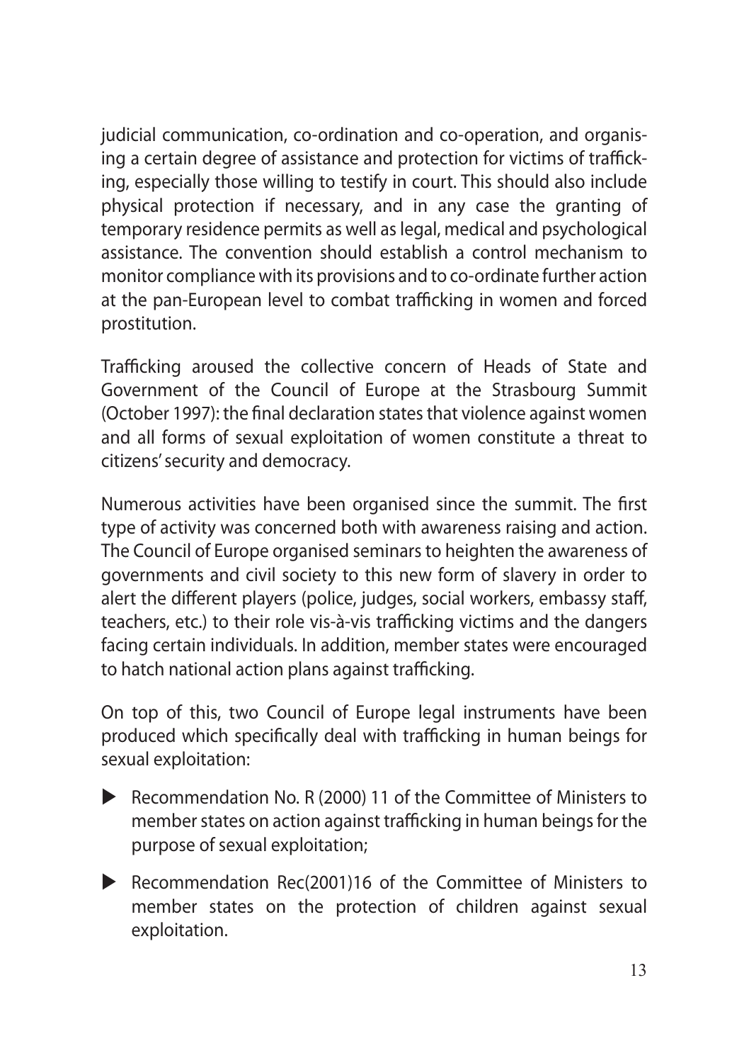judicial communication, co-ordination and co-operation, and organising a certain degree of assistance and protection for victims of trafficking, especially those willing to testify in court. This should also include physical protection if necessary, and in any case the granting of temporary residence permits as well as legal, medical and psychological assistance. The convention should establish a control mechanism to monitor compliance with its provisions and to co-ordinate further action at the pan-European level to combat trafficking in women and forced prostitution.

Trafficking aroused the collective concern of Heads of State and Government of the Council of Europe at the Strasbourg Summit (October 1997): the final declaration states that violence against women and all forms of sexual exploitation of women constitute a threat to citizens' security and democracy.

Numerous activities have been organised since the summit. The first type of activity was concerned both with awareness raising and action. The Council of Europe organised seminars to heighten the awareness of governments and civil society to this new form of slavery in order to alert the different players (police, judges, social workers, embassy staff, teachers, etc.) to their role vis-à-vis trafficking victims and the dangers facing certain individuals. In addition, member states were encouraged to hatch national action plans against trafficking.

On top of this, two Council of Europe legal instruments have been produced which specifically deal with trafficking in human beings for sexual exploitation:

- Recommendation No. R (2000) 11 of the Committee of Ministers to member states on action against trafficking in human beings for the purpose of sexual exploitation;
- Recommendation Rec(2001)16 of the Committee of Ministers to member states on the protection of children against sexual exploitation.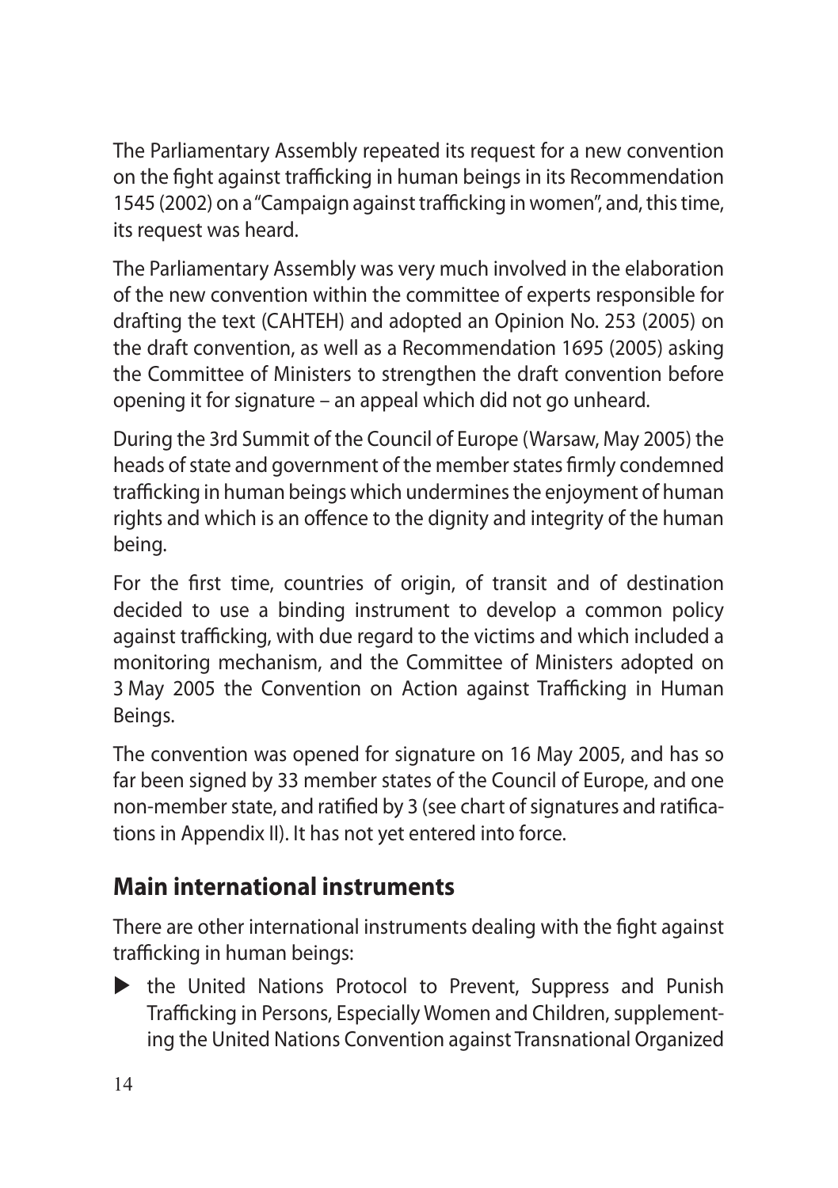The Parliamentary Assembly repeated its request for a new convention on the fight against trafficking in human beings in its Recommendation 1545 (2002) on a "Campaign against trafficking in women", and, this time, its request was heard.

The Parliamentary Assembly was very much involved in the elaboration of the new convention within the committee of experts responsible for drafting the text (CAHTEH) and adopted an Opinion No. 253 (2005) on the draft convention, as well as a Recommendation 1695 (2005) asking the Committee of Ministers to strengthen the draft convention before opening it for signature – an appeal which did not go unheard.

During the 3rd Summit of the Council of Europe (Warsaw, May 2005) the heads of state and government of the member states firmly condemned trafficking in human beings which undermines the enjoyment of human rights and which is an offence to the dignity and integrity of the human being.

For the first time, countries of origin, of transit and of destination decided to use a binding instrument to develop a common policy against trafficking, with due regard to the victims and which included a monitoring mechanism, and the Committee of Ministers adopted on 3 May 2005 the Convention on Action against Trafficking in Human Beings.

The convention was opened for signature on 16 May 2005, and has so far been signed by 33 member states of the Council of Europe, and one non-member state, and ratified by 3 (see chart of signatures and ratifications in Appendix II). It has not yet entered into force.

## Main international instruments

There are other international instruments dealing with the fight against trafficking in human beings:

- the United Nations Protocol to Prevent, Suppress and Punish Trafficking in Persons, Especially Women and Children, supplementing the United Nations Convention against Transnational Organized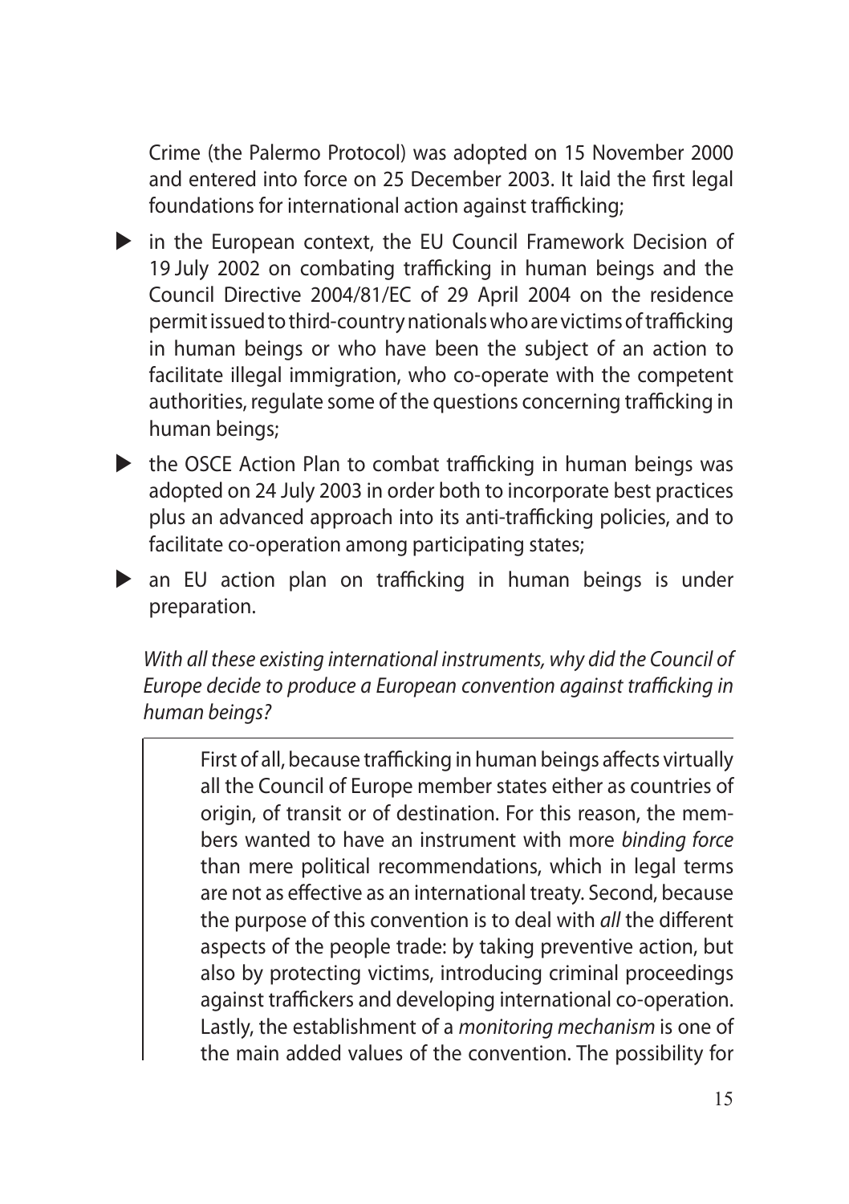Crime (the Palermo Protocol) was adopted on 15 November 2000 and entered into force on 25 December 2003. It laid the first legal foundations for international action against trafficking;

- in the European context, the EU Council Framework Decision of 19 July 2002 on combating trafficking in human beings and the Council Directive 2004/81/EC of 29 April 2004 on the residence permit issued to third-country nationals who are victims of trafficking in human beings or who have been the subject of an action to facilitate illegal immigration, who co-operate with the competent authorities, regulate some of the questions concerning trafficking in human beings;
- the OSCE Action Plan to combat trafficking in human beings was adopted on 24 July 2003 in order both to incorporate best practices plus an advanced approach into its anti-trafficking policies, and to facilitate co-operation among participating states;
- an EU action plan on trafficking in human beings is under preparation.

*With all these existing international instruments, why did the Council of Europe decide to produce a European convention against trafficking in human beings?*

> First of all, because trafficking in human beings affects virtually all the Council of Europe member states either as countries of origin, of transit or of destination. For this reason, the members wanted to have an instrument with more *binding force* than mere political recommendations, which in legal terms are not as effective as an international treaty. Second, because the purpose of this convention is to deal with *all* the different aspects of the people trade: by taking preventive action, but also by protecting victims, introducing criminal proceedings against traffickers and developing international co-operation. Lastly, the establishment of a *monitoring mechanism* is one of the main added values of the convention. The possibility for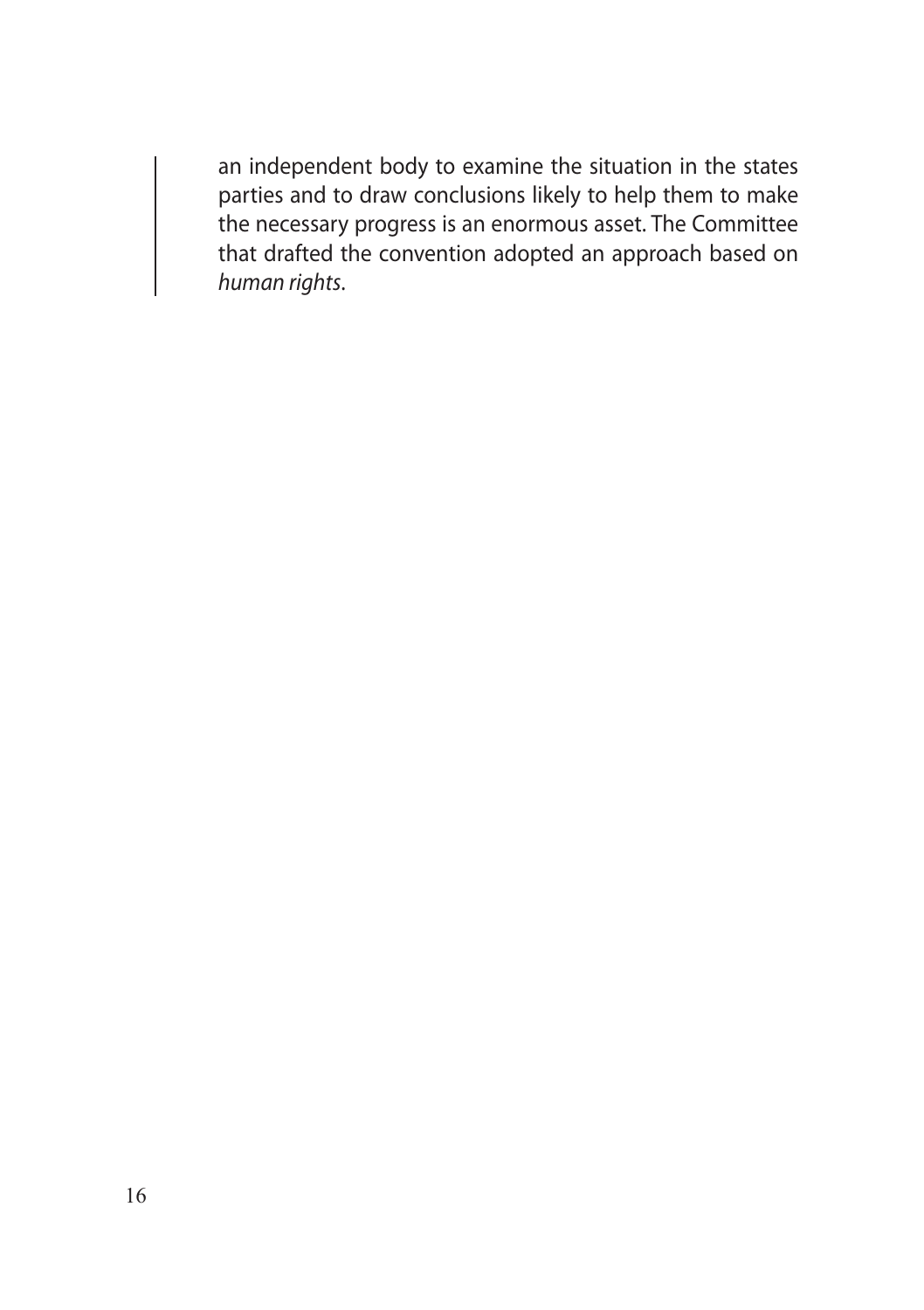an independent body to examine the situation in the states parties and to draw conclusions likely to help them to make the necessary progress is an enormous asset. The Committee that drafted the convention adopted an approach based on *human rights*.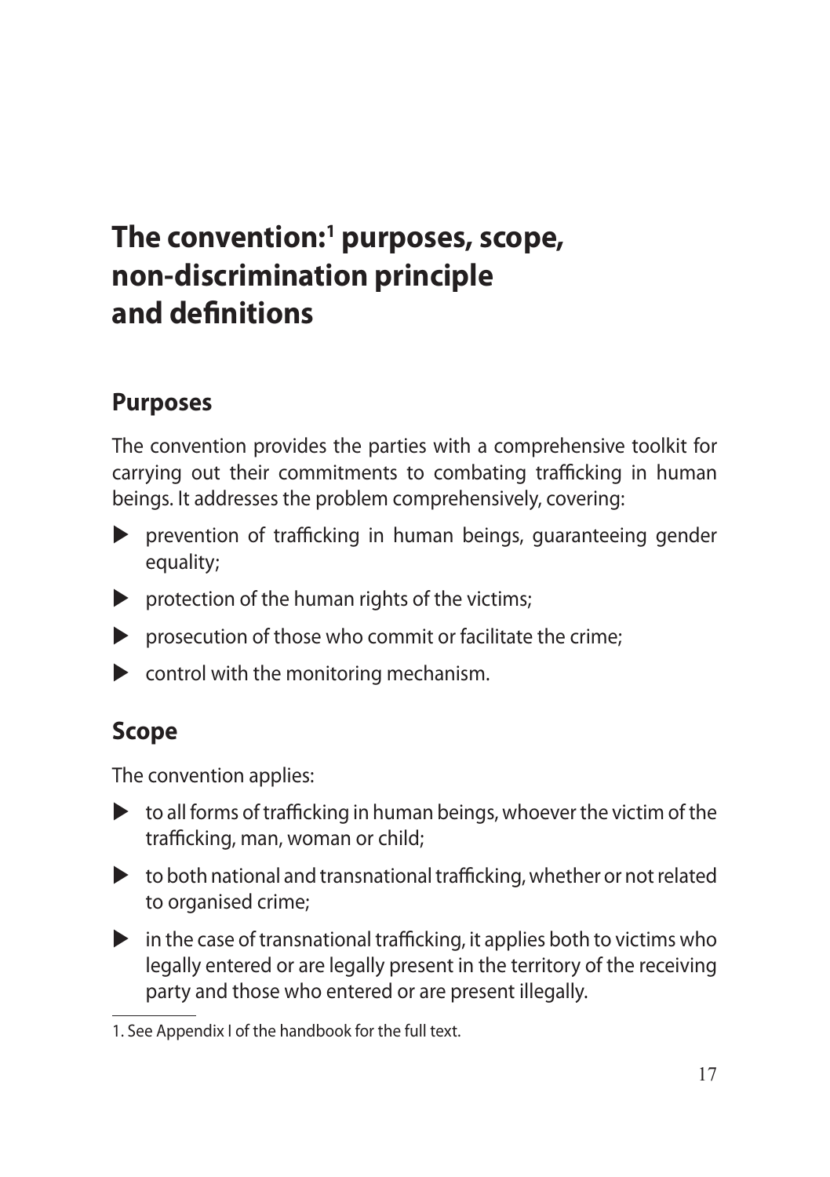# The convention:[1] purposes, scope, non-discrimination principle and definitions

## Purposes

The convention provides the parties with a comprehensive toolkit for carrying out their commitments to combating trafficking in human beings. It addresses the problem comprehensively, covering:

- prevention of trafficking in human beings, guaranteeing gender equality;
- protection of the human rights of the victims;
- prosecution of those who commit or facilitate the crime;
- control with the monitoring mechanism.

## Scope

The convention applies:

- to all forms of trafficking in human beings, whoever the victim of the trafficking, man, woman or child;
- to both national and transnational trafficking, whether or not related to organised crime;
- in the case of transnational trafficking, it applies both to victims who legally entered or are legally present in the territory of the receiving party and those who entered or are present illegally.

1. See Appendix I of the handbook for the full text.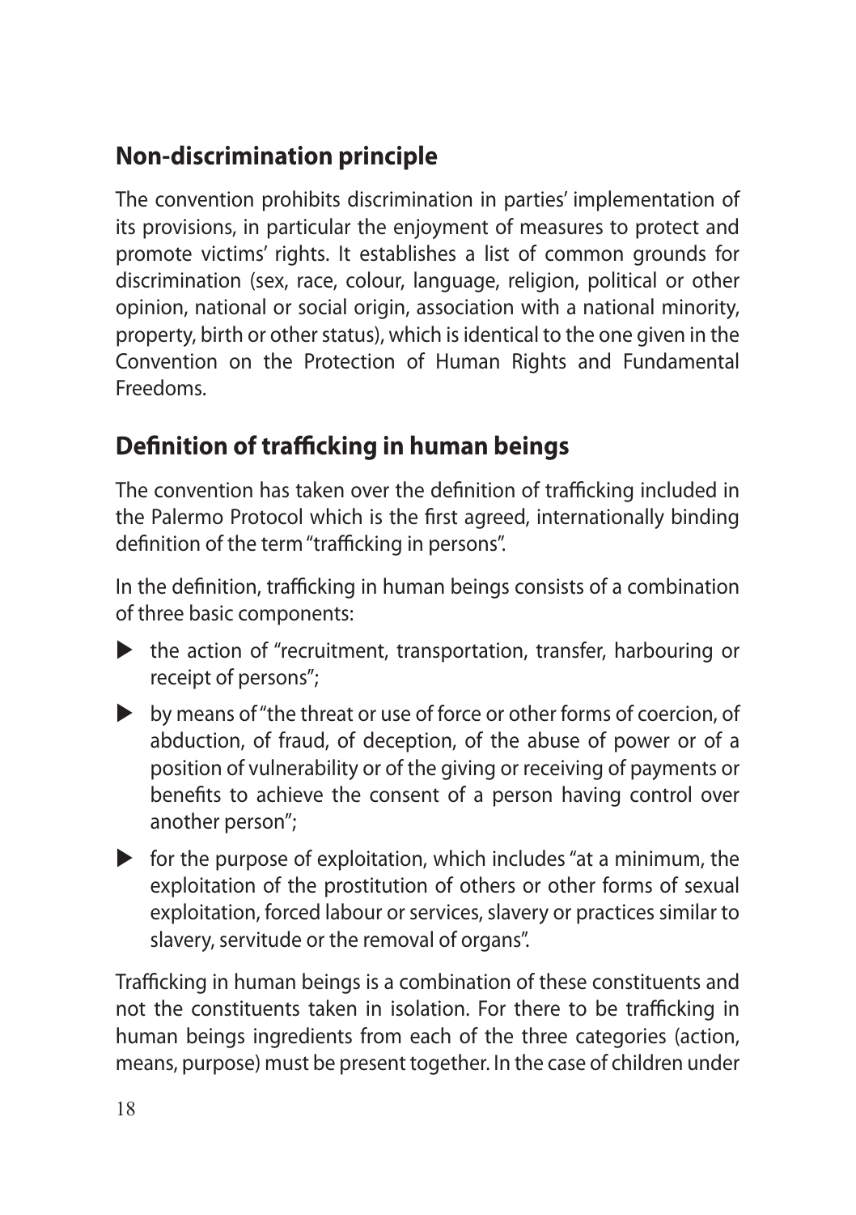## Non-discrimination principle

The convention prohibits discrimination in parties' implementation of its provisions, in particular the enjoyment of measures to protect and promote victims' rights. It establishes a list of common grounds for discrimination (sex, race, colour, language, religion, political or other opinion, national or social origin, association with a national minority, property, birth or other status), which is identical to the one given in the Convention on the Protection of Human Rights and Fundamental Freedoms.

## Definition of trafficking in human beings

The convention has taken over the definition of trafficking included in the Palermo Protocol which is the first agreed, internationally binding definition of the term "trafficking in persons".

In the definition, trafficking in human beings consists of a combination of three basic components:

- the action of "recruitment, transportation, transfer, harbouring or receipt of persons";
- by means of "the threat or use of force or other forms of coercion, of abduction, of fraud, of deception, of the abuse of power or of a position of vulnerability or of the giving or receiving of payments or benefits to achieve the consent of a person having control over another person";
- for the purpose of exploitation, which includes "at a minimum, the exploitation of the prostitution of others or other forms of sexual exploitation, forced labour or services, slavery or practices similar to slavery, servitude or the removal of organs".

Trafficking in human beings is a combination of these constituents and not the constituents taken in isolation. For there to be trafficking in human beings ingredients from each of the three categories (action, means, purpose) must be present together. In the case of children under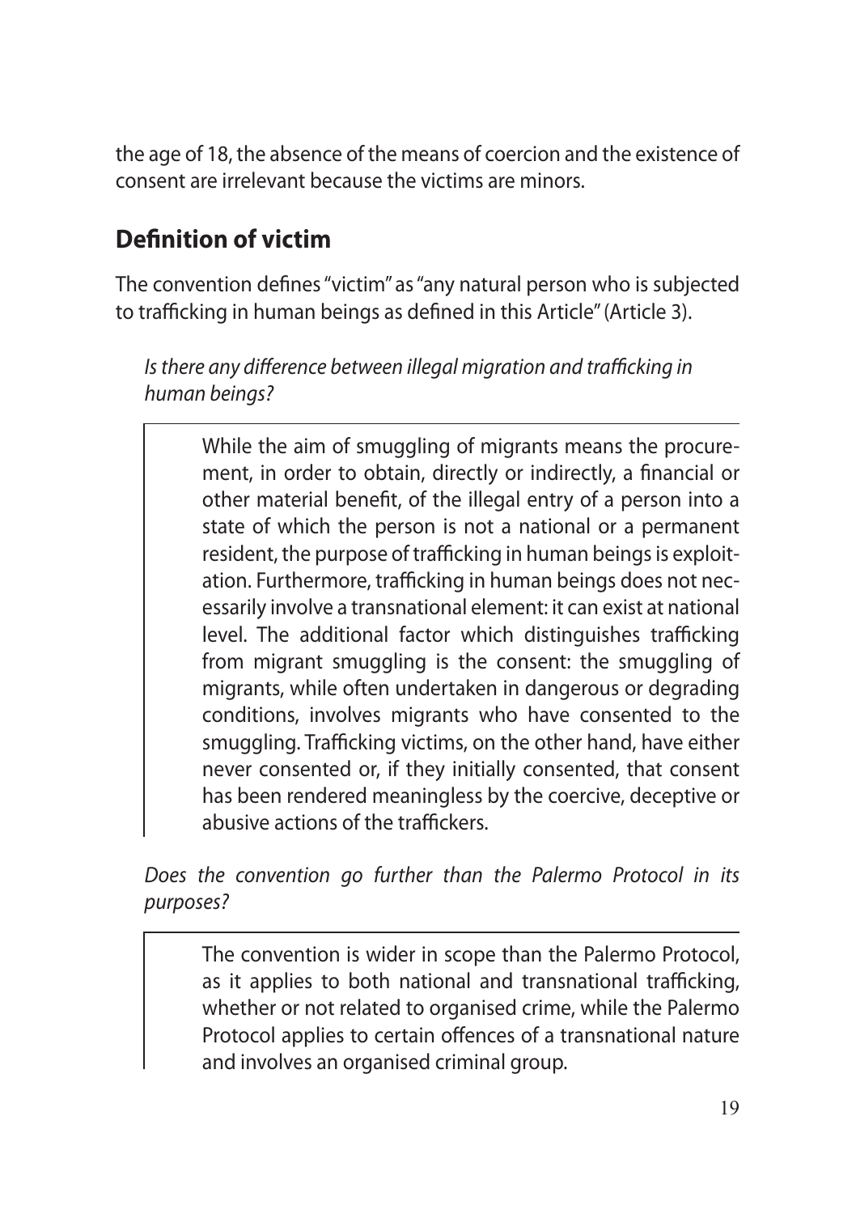the age of 18, the absence of the means of coercion and the existence of consent are irrelevant because the victims are minors.

## Definition of victim

The convention defines "victim" as "any natural person who is subjected to trafficking in human beings as defined in this Article" (Article 3).

*Is there any difference between illegal migration and trafficking in human beings?*

> While the aim of smuggling of migrants means the procurement, in order to obtain, directly or indirectly, a financial or other material benefit, of the illegal entry of a person into a state of which the person is not a national or a permanent resident, the purpose of trafficking in human beings is exploitation. Furthermore, trafficking in human beings does not necessarily involve a transnational element: it can exist at national level. The additional factor which distinguishes trafficking from migrant smuggling is the consent: the smuggling of migrants, while often undertaken in dangerous or degrading conditions, involves migrants who have consented to the smuggling. Trafficking victims, on the other hand, have either never consented or, if they initially consented, that consent has been rendered meaningless by the coercive, deceptive or abusive actions of the traffickers.

*Does the convention go further than the Palermo Protocol in its purposes?*

> The convention is wider in scope than the Palermo Protocol, as it applies to both national and transnational trafficking, whether or not related to organised crime, while the Palermo Protocol applies to certain offences of a transnational nature and involves an organised criminal group.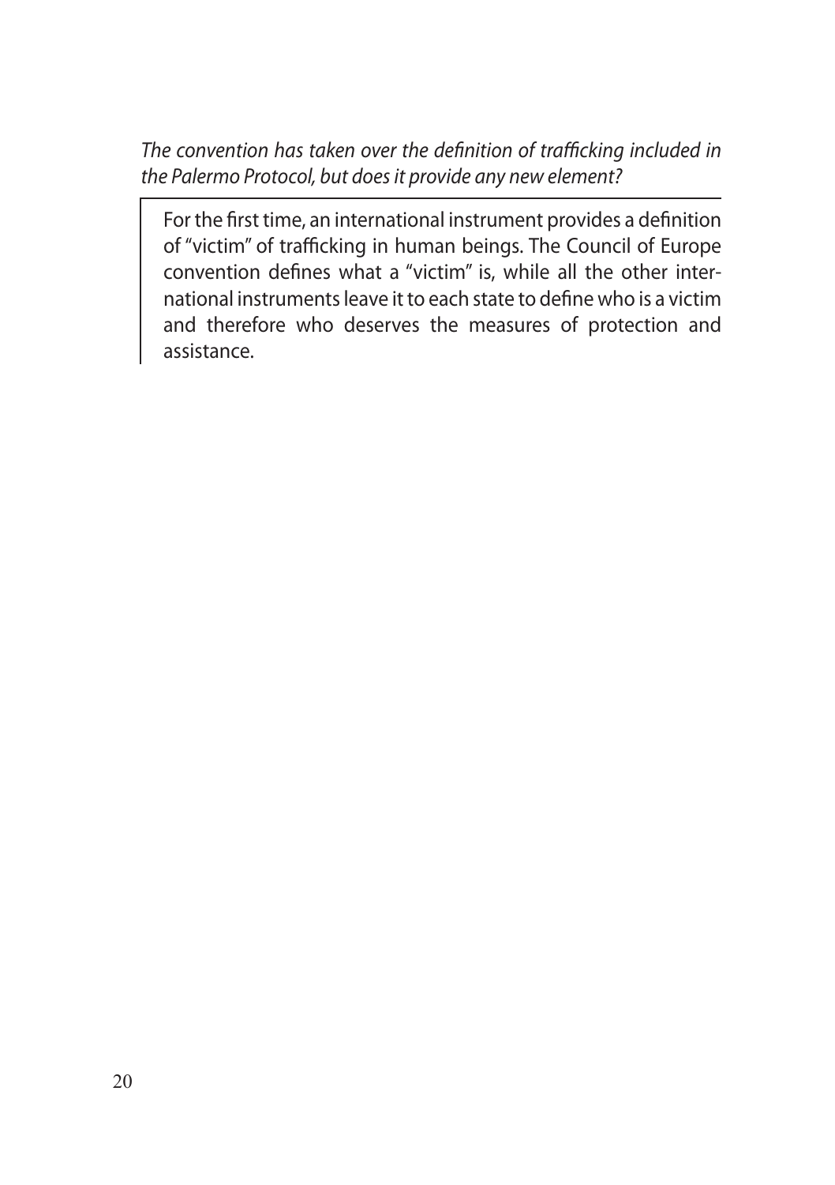*The convention has taken over the definition of trafficking included in the Palermo Protocol, but does it provide any new element?*

> For the first time, an international instrument provides a definition of "victim" of trafficking in human beings. The Council of Europe convention defines what a "victim" is, while all the other international instruments leave it to each state to define who is a victim and therefore who deserves the measures of protection and assistance.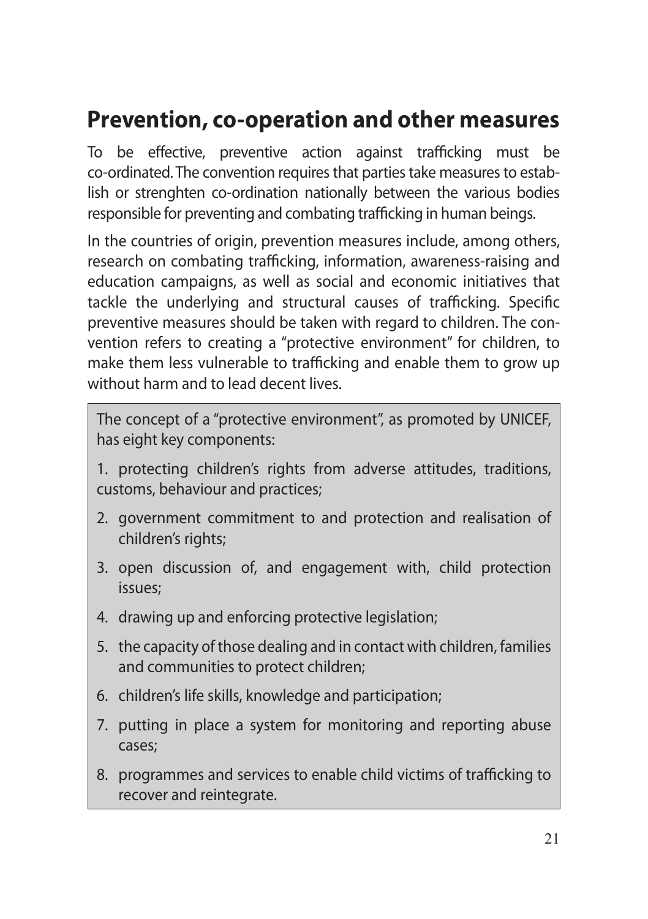## Prevention, co-operation and other measures

To be effective, preventive action against trafficking must be co-ordinated. The convention requires that parties take measures to establish or strenghten co-ordination nationally between the various bodies responsible for preventing and combating trafficking in human beings.

In the countries of origin, prevention measures include, among others, research on combating trafficking, information, awareness-raising and education campaigns, as well as social and economic initiatives that tackle the underlying and structural causes of trafficking. Specific preventive measures should be taken with regard to children. The convention refers to creating a "protective environment" for children, to make them less vulnerable to trafficking and enable them to grow up without harm and to lead decent lives.

> The concept of a "protective environment", as promoted by UNICEF, has eight key components:
>
> 1. protecting children's rights from adverse attitudes, traditions, customs, behaviour and practices;
> 2. government commitment to and protection and realisation of children's rights;
> 3. open discussion of, and engagement with, child protection issues;
> 4. drawing up and enforcing protective legislation;
> 5. the capacity of those dealing and in contact with children, families and communities to protect children;
> 6. children's life skills, knowledge and participation;
> 7. putting in place a system for monitoring and reporting abuse cases;
> 8. programmes and services to enable child victims of trafficking to recover and reintegrate.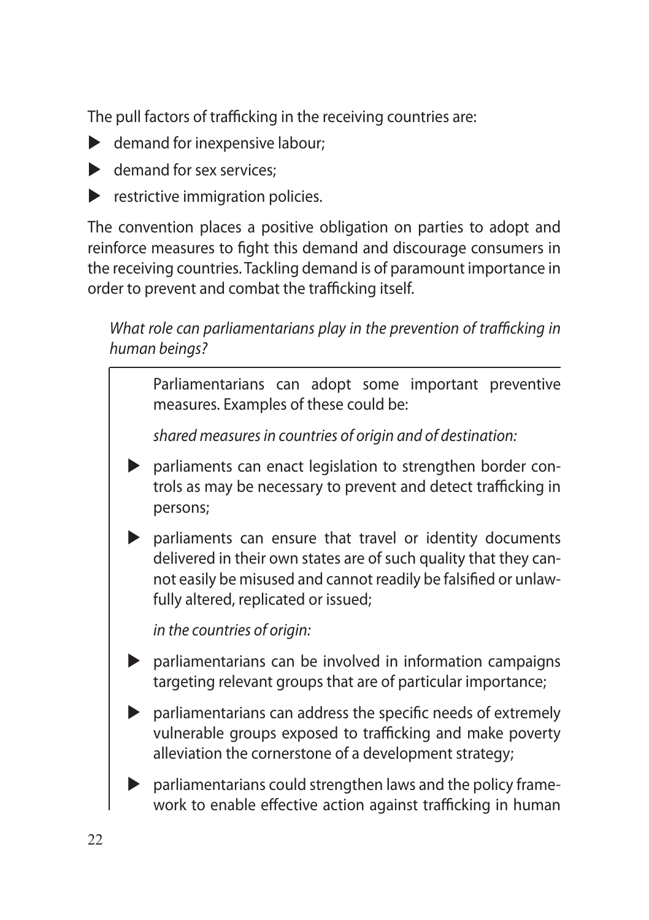The pull factors of trafficking in the receiving countries are:

- demand for inexpensive labour;
- demand for sex services;
- restrictive immigration policies.

The convention places a positive obligation on parties to adopt and reinforce measures to fight this demand and discourage consumers in the receiving countries. Tackling demand is of paramount importance in order to prevent and combat the trafficking itself.

*What role can parliamentarians play in the prevention of trafficking in human beings?*

> Parliamentarians can adopt some important preventive measures. Examples of these could be:
>
> *shared measures in countries of origin and of destination:*
>
> - parliaments can enact legislation to strengthen border controls as may be necessary to prevent and detect trafficking in persons;
> - parliaments can ensure that travel or identity documents delivered in their own states are of such quality that they cannot easily be misused and cannot readily be falsified or unlawfully altered, replicated or issued;
>
> *in the countries of origin:*
>
> - parliamentarians can be involved in information campaigns targeting relevant groups that are of particular importance;
> - parliamentarians can address the specific needs of extremely vulnerable groups exposed to trafficking and make poverty alleviation the cornerstone of a development strategy;
> - parliamentarians could strengthen laws and the policy framework to enable effective action against trafficking in human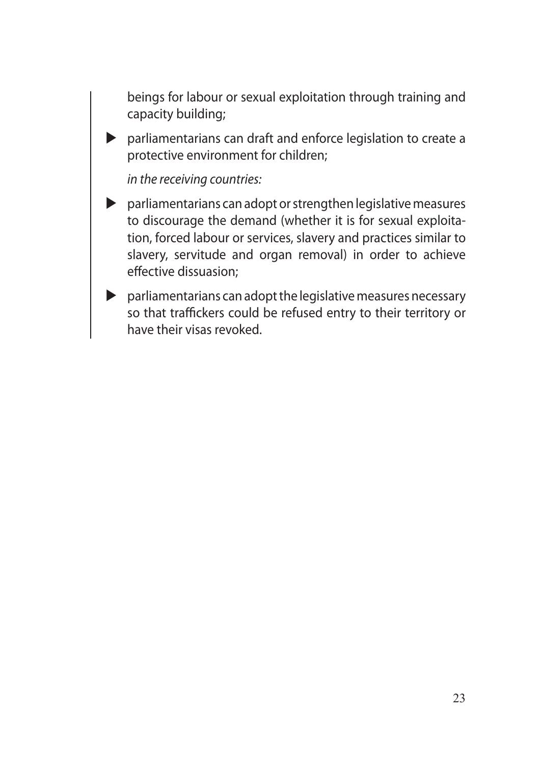beings for labour or sexual exploitation through training and capacity building;

- parliamentarians can draft and enforce legislation to create a protective environment for children;

*in the receiving countries:*

- parliamentarians can adopt or strengthen legislative measures to discourage the demand (whether it is for sexual exploitation, forced labour or services, slavery and practices similar to slavery, servitude and organ removal) in order to achieve effective dissuasion;
- parliamentarians can adopt the legislative measures necessary so that traffickers could be refused entry to their territory or have their visas revoked.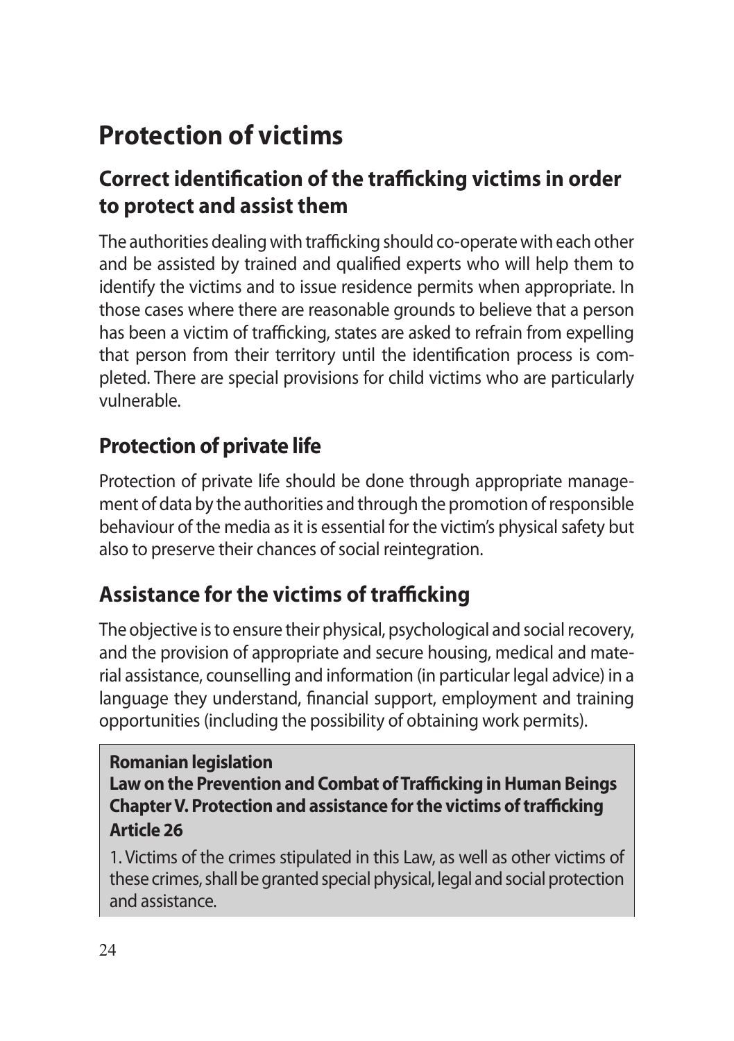# Protection of victims

## Correct identification of the trafficking victims in order to protect and assist them

The authorities dealing with trafficking should co-operate with each other and be assisted by trained and qualified experts who will help them to identify the victims and to issue residence permits when appropriate. In those cases where there are reasonable grounds to believe that a person has been a victim of trafficking, states are asked to refrain from expelling that person from their territory until the identification process is completed. There are special provisions for child victims who are particularly vulnerable.

## Protection of private life

Protection of private life should be done through appropriate management of data by the authorities and through the promotion of responsible behaviour of the media as it is essential for the victim's physical safety but also to preserve their chances of social reintegration.

## Assistance for the victims of trafficking

The objective is to ensure their physical, psychological and social recovery, and the provision of appropriate and secure housing, medical and material assistance, counselling and information (in particular legal advice) in a language they understand, financial support, employment and training opportunities (including the possibility of obtaining work permits).

**Romanian legislation**
**Law on the Prevention and Combat of Trafficking in Human Beings**
**Chapter V. Protection and assistance for the victims of trafficking**
**Article 26**

1. Victims of the crimes stipulated in this Law, as well as other victims of these crimes, shall be granted special physical, legal and social protection and assistance.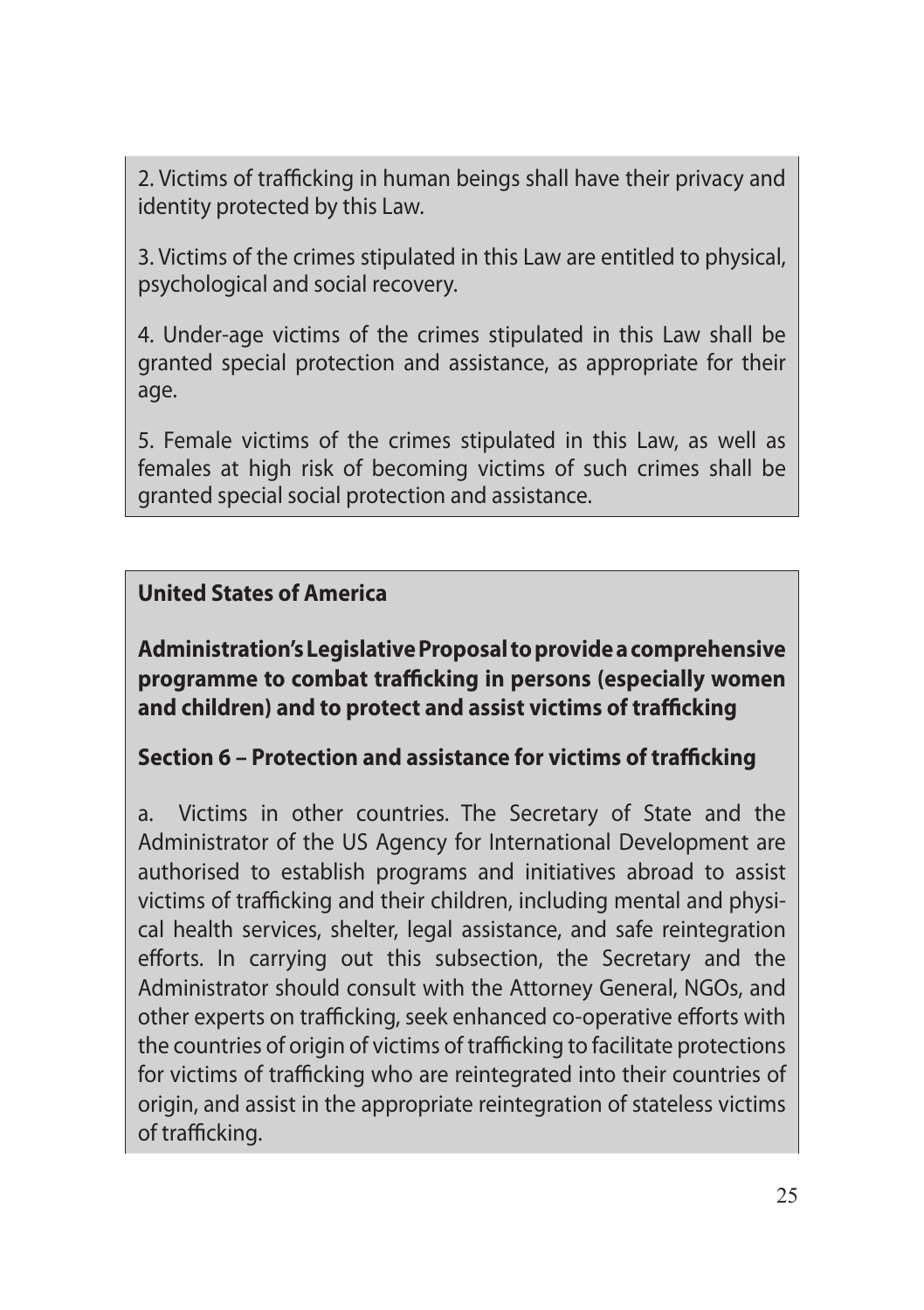2. Victims of trafficking in human beings shall have their privacy and identity protected by this Law.

3. Victims of the crimes stipulated in this Law are entitled to physical, psychological and social recovery.

4. Under-age victims of the crimes stipulated in this Law shall be granted special protection and assistance, as appropriate for their age.

5. Female victims of the crimes stipulated in this Law, as well as females at high risk of becoming victims of such crimes shall be granted special social protection and assistance.

**United States of America**

**Administration's Legislative Proposal to provide a comprehensive programme to combat trafficking in persons (especially women and children) and to protect and assist victims of trafficking**

**Section 6 – Protection and assistance for victims of trafficking**

a. Victims in other countries. The Secretary of State and the Administrator of the US Agency for International Development are authorised to establish programs and initiatives abroad to assist victims of trafficking and their children, including mental and physical health services, shelter, legal assistance, and safe reintegration efforts. In carrying out this subsection, the Secretary and the Administrator should consult with the Attorney General, NGOs, and other experts on trafficking, seek enhanced co-operative efforts with the countries of origin of victims of trafficking to facilitate protections for victims of trafficking who are reintegrated into their countries of origin, and assist in the appropriate reintegration of stateless victims of trafficking.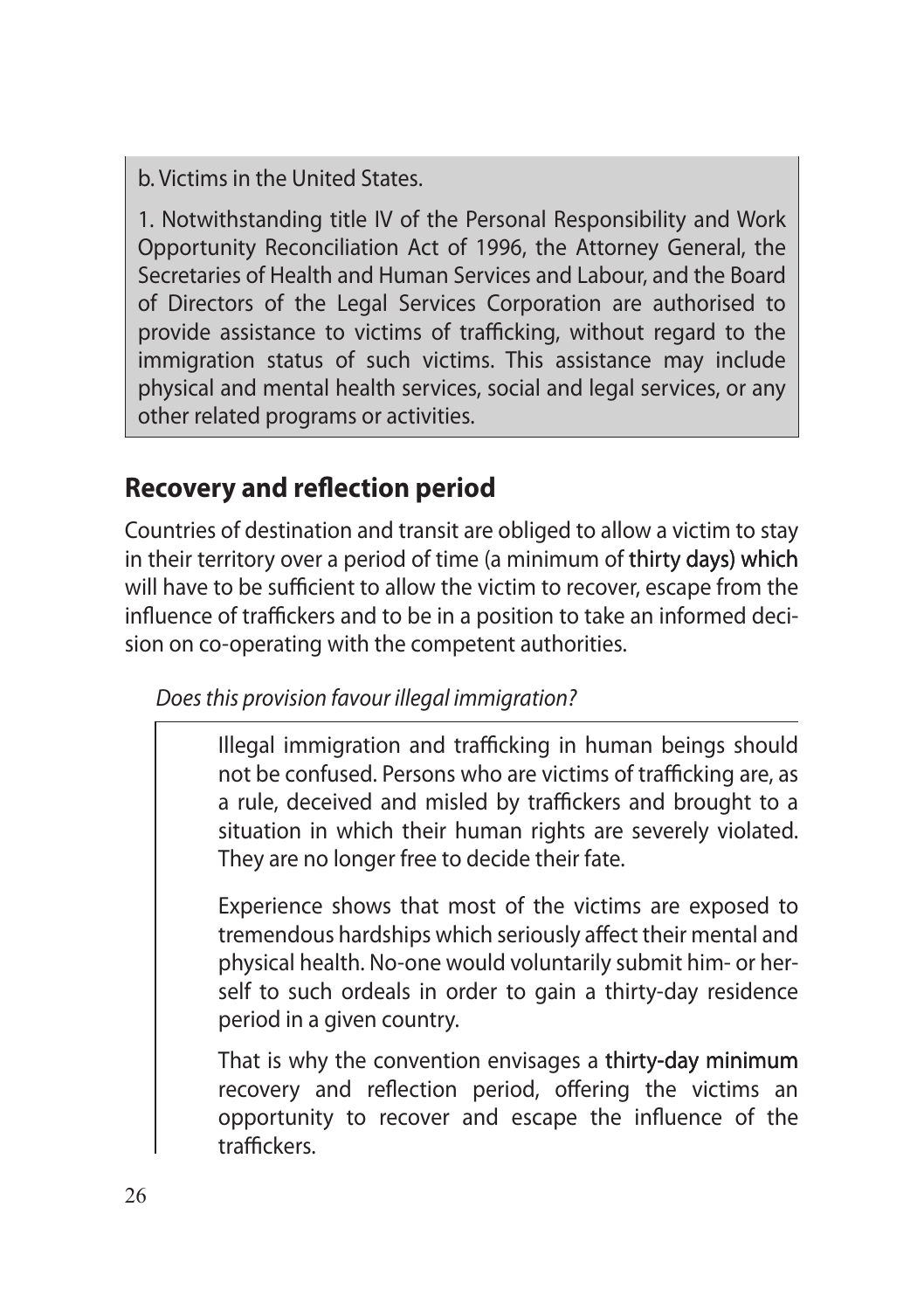b. Victims in the United States.

1. Notwithstanding title IV of the Personal Responsibility and Work Opportunity Reconciliation Act of 1996, the Attorney General, the Secretaries of Health and Human Services and Labour, and the Board of Directors of the Legal Services Corporation are authorised to provide assistance to victims of trafficking, without regard to the immigration status of such victims. This assistance may include physical and mental health services, social and legal services, or any other related programs or activities.

## Recovery and reflection period

Countries of destination and transit are obliged to allow a victim to stay in their territory over a period of time (a minimum of thirty days) which will have to be sufficient to allow the victim to recover, escape from the influence of traffickers and to be in a position to take an informed decision on co-operating with the competent authorities.

*Does this provision favour illegal immigration?*

Illegal immigration and trafficking in human beings should not be confused. Persons who are victims of trafficking are, as a rule, deceived and misled by traffickers and brought to a situation in which their human rights are severely violated. They are no longer free to decide their fate.

Experience shows that most of the victims are exposed to tremendous hardships which seriously affect their mental and physical health. No-one would voluntarily submit him- or herself to such ordeals in order to gain a thirty-day residence period in a given country.

That is why the convention envisages a thirty-day minimum recovery and reflection period, offering the victims an opportunity to recover and escape the influence of the traffickers.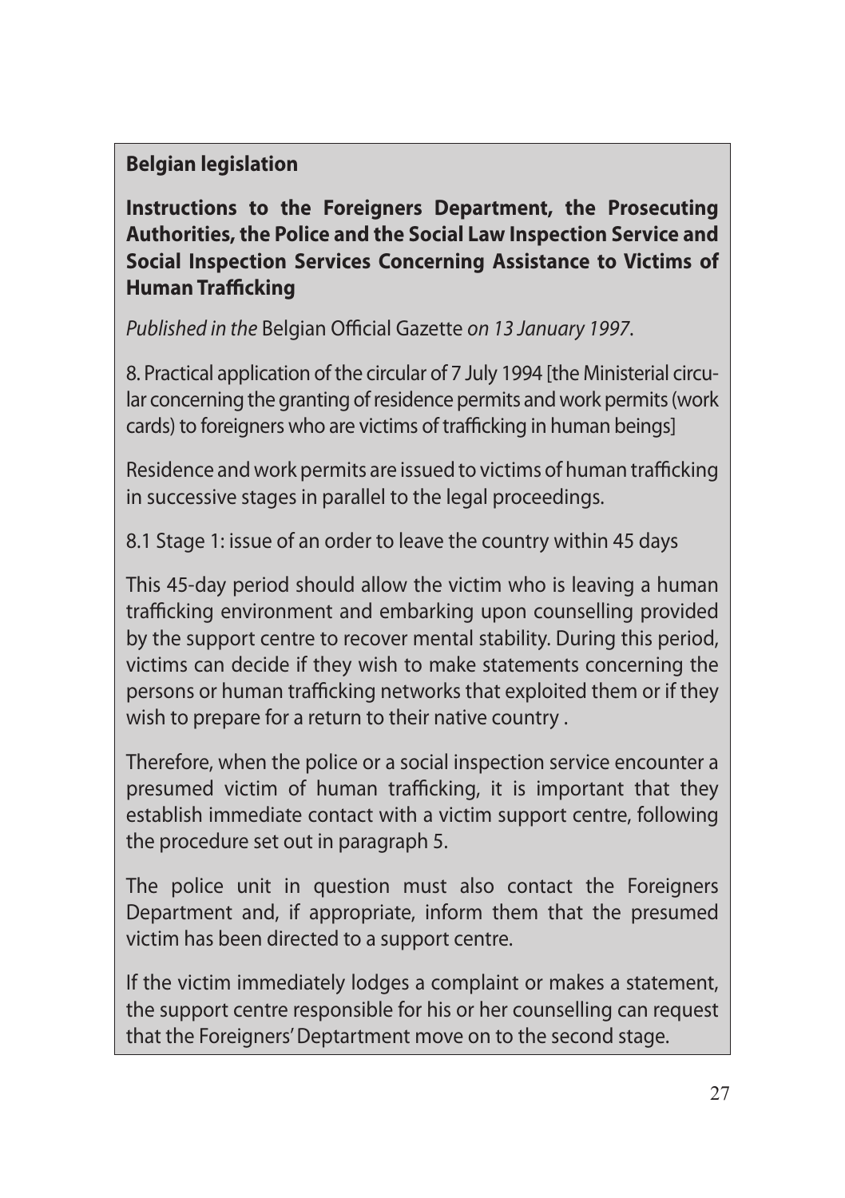**Belgian legislation**

**Instructions to the Foreigners Department, the Prosecuting Authorities, the Police and the Social Law Inspection Service and Social Inspection Services Concerning Assistance to Victims of Human Trafficking**

*Published in the* Belgian Official Gazette *on 13 January 1997.*

8. Practical application of the circular of 7 July 1994 [the Ministerial circular concerning the granting of residence permits and work permits (work cards) to foreigners who are victims of trafficking in human beings]

Residence and work permits are issued to victims of human trafficking in successive stages in parallel to the legal proceedings.

8.1 Stage 1: issue of an order to leave the country within 45 days

This 45-day period should allow the victim who is leaving a human trafficking environment and embarking upon counselling provided by the support centre to recover mental stability. During this period, victims can decide if they wish to make statements concerning the persons or human trafficking networks that exploited them or if they wish to prepare for a return to their native country .

Therefore, when the police or a social inspection service encounter a presumed victim of human trafficking, it is important that they establish immediate contact with a victim support centre, following the procedure set out in paragraph 5.

The police unit in question must also contact the Foreigners Department and, if appropriate, inform them that the presumed victim has been directed to a support centre.

If the victim immediately lodges a complaint or makes a statement, the support centre responsible for his or her counselling can request that the Foreigners' Deptartment move on to the second stage.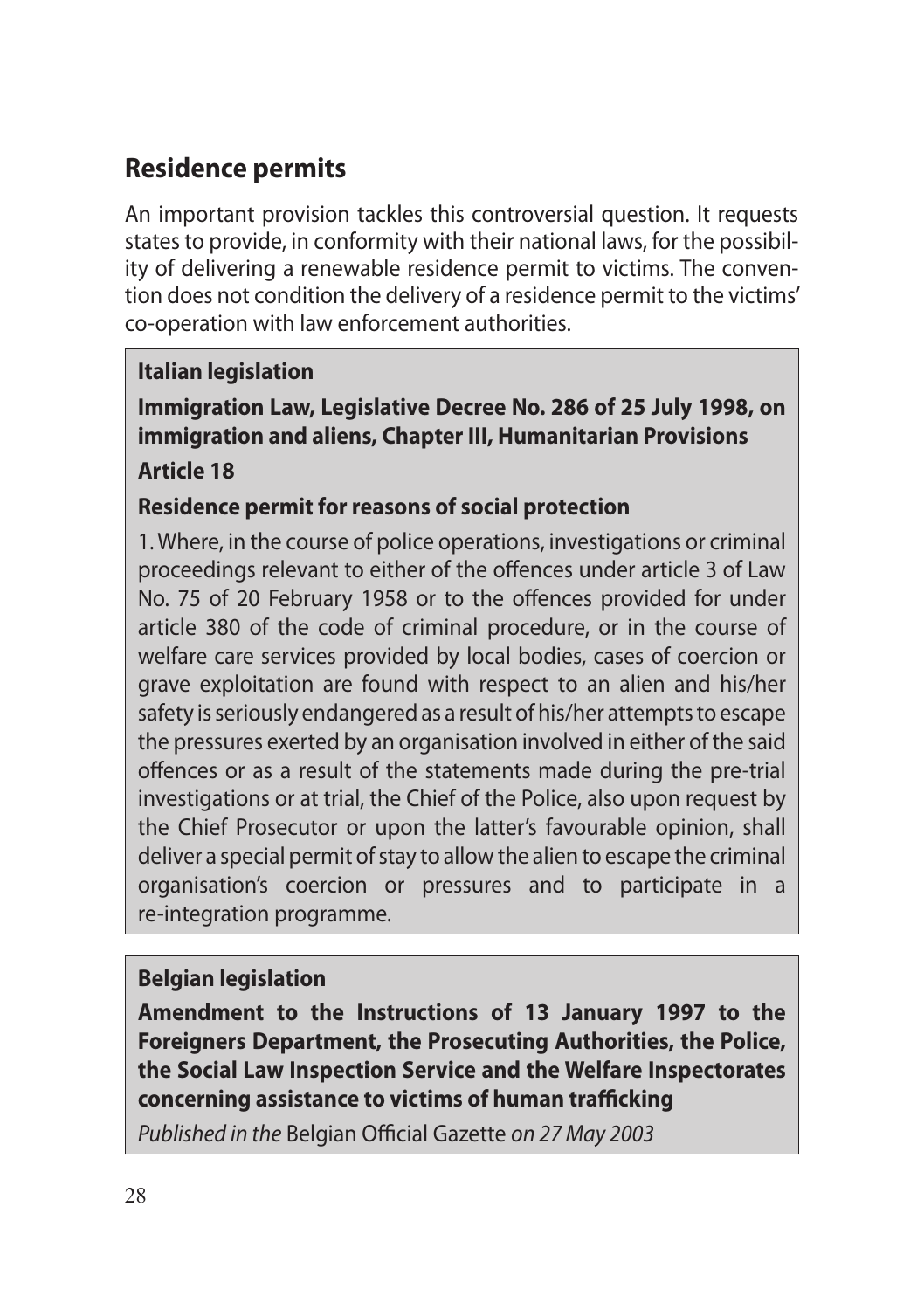## Residence permits

An important provision tackles this controversial question. It requests states to provide, in conformity with their national laws, for the possibility of delivering a renewable residence permit to victims. The convention does not condition the delivery of a residence permit to the victims' co-operation with law enforcement authorities.

**Italian legislation**

**Immigration Law, Legislative Decree No. 286 of 25 July 1998, on immigration and aliens, Chapter III, Humanitarian Provisions**

**Article 18**

**Residence permit for reasons of social protection**

1. Where, in the course of police operations, investigations or criminal proceedings relevant to either of the offences under article 3 of Law No. 75 of 20 February 1958 or to the offences provided for under article 380 of the code of criminal procedure, or in the course of welfare care services provided by local bodies, cases of coercion or grave exploitation are found with respect to an alien and his/her safety is seriously endangered as a result of his/her attempts to escape the pressures exerted by an organisation involved in either of the said offences or as a result of the statements made during the pre-trial investigations or at trial, the Chief of the Police, also upon request by the Chief Prosecutor or upon the latter's favourable opinion, shall deliver a special permit of stay to allow the alien to escape the criminal organisation's coercion or pressures and to participate in a re-integration programme.

**Belgian legislation**

**Amendment to the Instructions of 13 January 1997 to the Foreigners Department, the Prosecuting Authorities, the Police, the Social Law Inspection Service and the Welfare Inspectorates concerning assistance to victims of human trafficking**

*Published in the* Belgian Official Gazette *on 27 May 2003*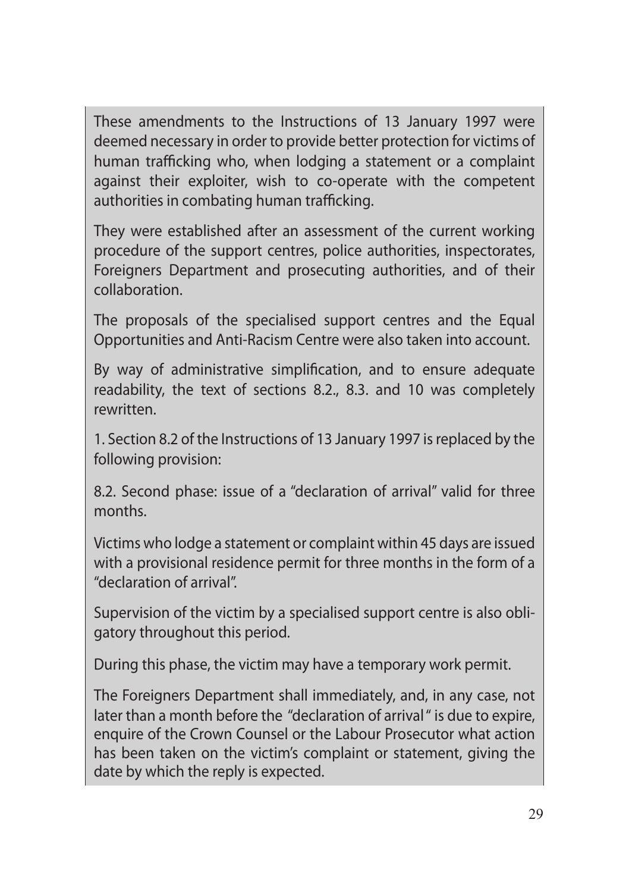These amendments to the Instructions of 13 January 1997 were deemed necessary in order to provide better protection for victims of human trafficking who, when lodging a statement or a complaint against their exploiter, wish to co-operate with the competent authorities in combating human trafficking.

They were established after an assessment of the current working procedure of the support centres, police authorities, inspectorates, Foreigners Department and prosecuting authorities, and of their collaboration.

The proposals of the specialised support centres and the Equal Opportunities and Anti-Racism Centre were also taken into account.

By way of administrative simplification, and to ensure adequate readability, the text of sections 8.2., 8.3. and 10 was completely rewritten.

1. Section 8.2 of the Instructions of 13 January 1997 is replaced by the following provision:

8.2. Second phase: issue of a "declaration of arrival" valid for three months.

Victims who lodge a statement or complaint within 45 days are issued with a provisional residence permit for three months in the form of a "declaration of arrival".

Supervision of the victim by a specialised support centre is also obligatory throughout this period.

During this phase, the victim may have a temporary work permit.

The Foreigners Department shall immediately, and, in any case, not later than a month before the "declaration of arrival" is due to expire, enquire of the Crown Counsel or the Labour Prosecutor what action has been taken on the victim's complaint or statement, giving the date by which the reply is expected.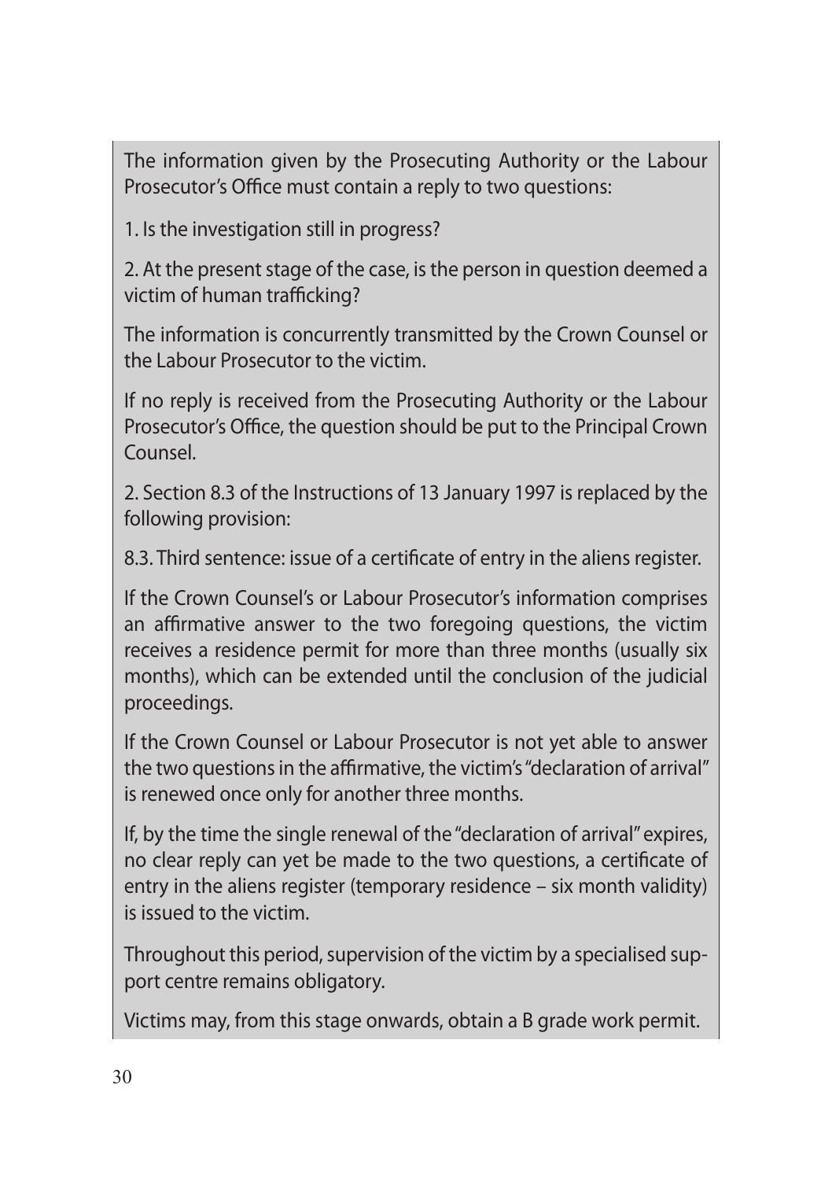The information given by the Prosecuting Authority or the Labour Prosecutor's Office must contain a reply to two questions:

1. Is the investigation still in progress?

2. At the present stage of the case, is the person in question deemed a victim of human trafficking?

The information is concurrently transmitted by the Crown Counsel or the Labour Prosecutor to the victim.

If no reply is received from the Prosecuting Authority or the Labour Prosecutor's Office, the question should be put to the Principal Crown Counsel.

2. Section 8.3 of the Instructions of 13 January 1997 is replaced by the following provision:

8.3. Third sentence: issue of a certificate of entry in the aliens register.

If the Crown Counsel's or Labour Prosecutor's information comprises an affirmative answer to the two foregoing questions, the victim receives a residence permit for more than three months (usually six months), which can be extended until the conclusion of the judicial proceedings.

If the Crown Counsel or Labour Prosecutor is not yet able to answer the two questions in the affirmative, the victim's "declaration of arrival" is renewed once only for another three months.

If, by the time the single renewal of the "declaration of arrival" expires, no clear reply can yet be made to the two questions, a certificate of entry in the aliens register (temporary residence – six month validity) is issued to the victim.

Throughout this period, supervision of the victim by a specialised support centre remains obligatory.

Victims may, from this stage onwards, obtain a B grade work permit.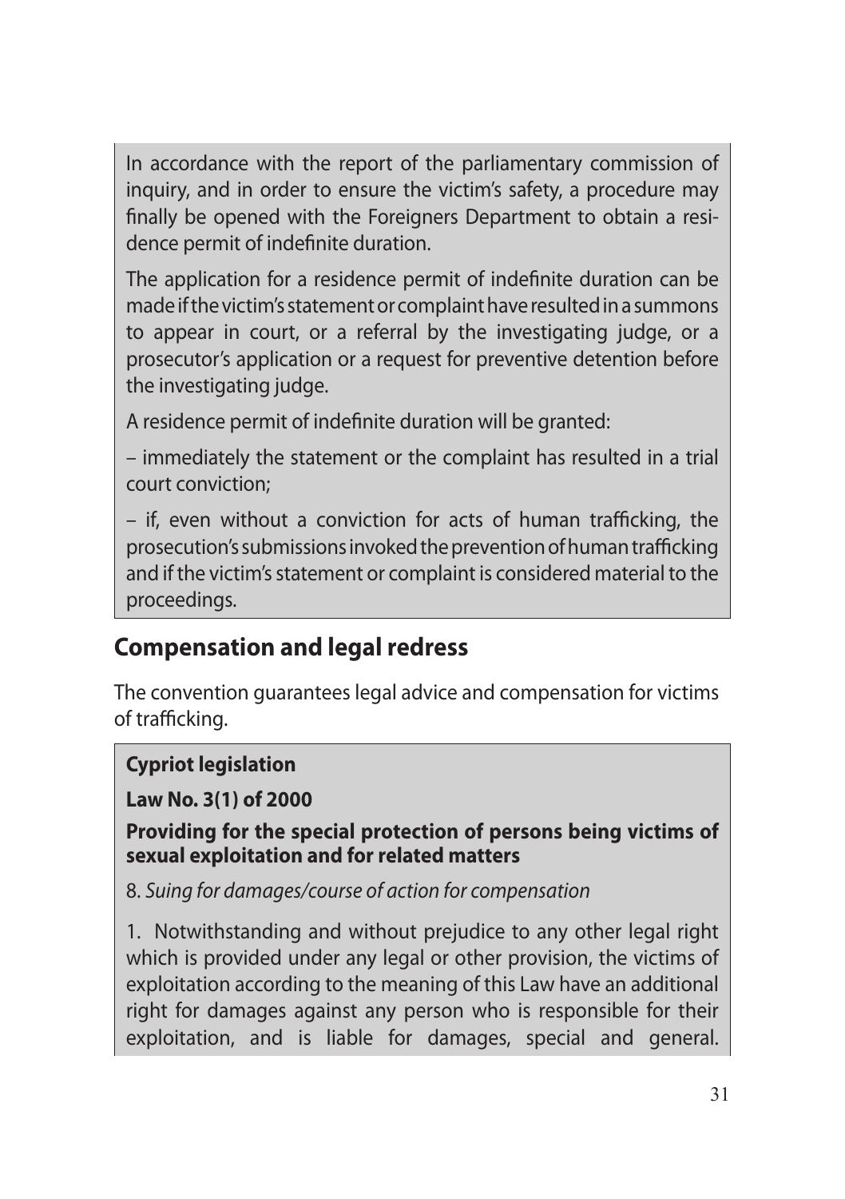In accordance with the report of the parliamentary commission of inquiry, and in order to ensure the victim's safety, a procedure may finally be opened with the Foreigners Department to obtain a residence permit of indefinite duration.

The application for a residence permit of indefinite duration can be made if the victim's statement or complaint have resulted in a summons to appear in court, or a referral by the investigating judge, or a prosecutor's application or a request for preventive detention before the investigating judge.

A residence permit of indefinite duration will be granted:

– immediately the statement or the complaint has resulted in a trial court conviction;

– if, even without a conviction for acts of human trafficking, the prosecution's submissions invoked the prevention of human trafficking and if the victim's statement or complaint is considered material to the proceedings.

## Compensation and legal redress

The convention guarantees legal advice and compensation for victims of trafficking.

**Cypriot legislation**

**Law No. 3(1) of 2000**

**Providing for the special protection of persons being victims of sexual exploitation and for related matters**

8. *Suing for damages/course of action for compensation*

1. Notwithstanding and without prejudice to any other legal right which is provided under any legal or other provision, the victims of exploitation according to the meaning of this Law have an additional right for damages against any person who is responsible for their exploitation, and is liable for damages, special and general.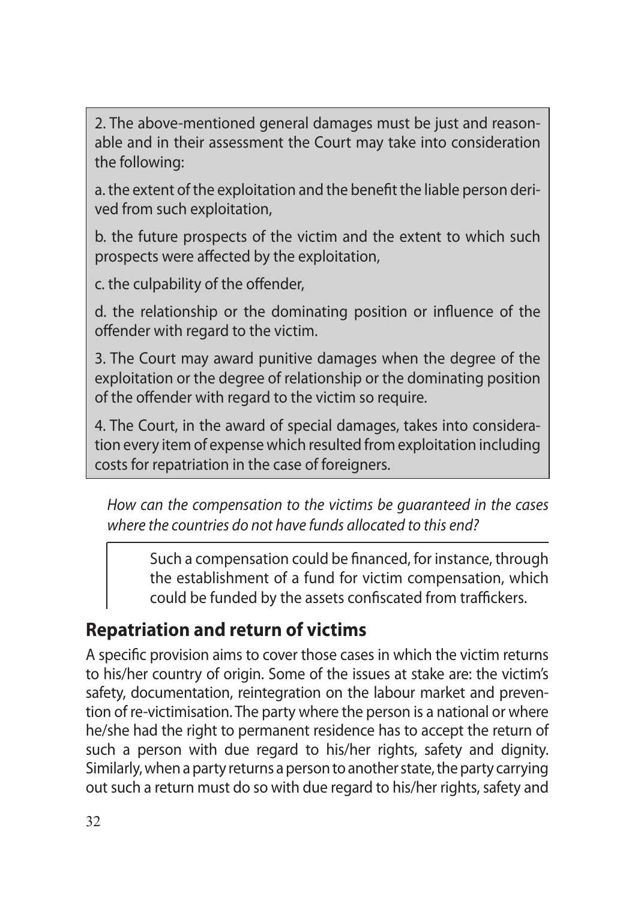2. The above-mentioned general damages must be just and reasonable and in their assessment the Court may take into consideration the following:

a. the extent of the exploitation and the benefit the liable person derived from such exploitation,

b. the future prospects of the victim and the extent to which such prospects were affected by the exploitation,

c. the culpability of the offender,

d. the relationship or the dominating position or influence of the offender with regard to the victim.

3. The Court may award punitive damages when the degree of the exploitation or the degree of relationship or the dominating position of the offender with regard to the victim so require.

4. The Court, in the award of special damages, takes into consideration every item of expense which resulted from exploitation including costs for repatriation in the case of foreigners.

*How can the compensation to the victims be guaranteed in the cases where the countries do not have funds allocated to this end?*

> Such a compensation could be financed, for instance, through the establishment of a fund for victim compensation, which could be funded by the assets confiscated from traffickers.

## Repatriation and return of victims

A specific provision aims to cover those cases in which the victim returns to his/her country of origin. Some of the issues at stake are: the victim's safety, documentation, reintegration on the labour market and prevention of re-victimisation. The party where the person is a national or where he/she had the right to permanent residence has to accept the return of such a person with due regard to his/her rights, safety and dignity. Similarly, when a party returns a person to another state, the party carrying out such a return must do so with due regard to his/her rights, safety and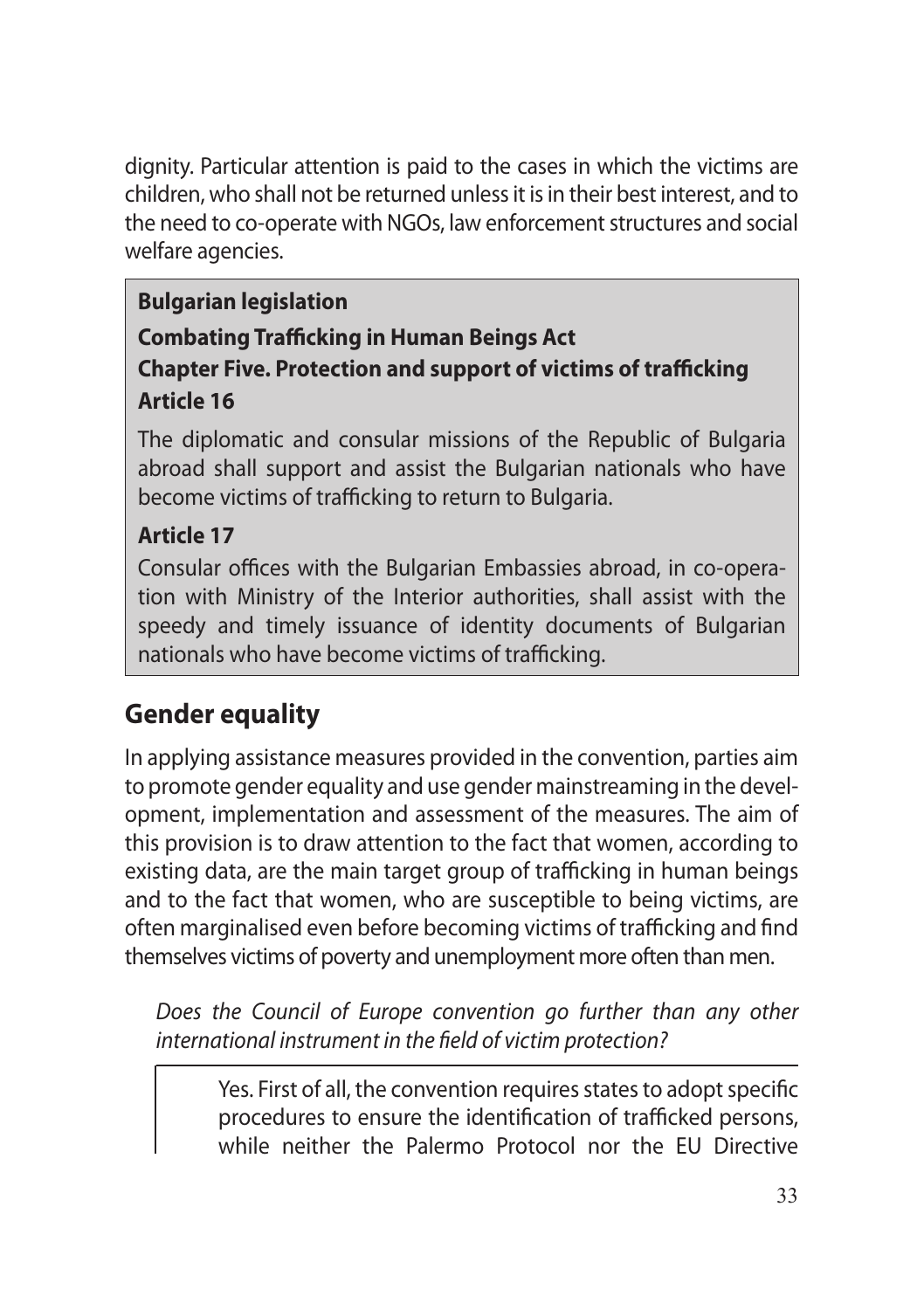dignity. Particular attention is paid to the cases in which the victims are children, who shall not be returned unless it is in their best interest, and to the need to co-operate with NGOs, law enforcement structures and social welfare agencies.

**Bulgarian legislation**

**Combating Trafficking in Human Beings Act**
**Chapter Five. Protection and support of victims of trafficking**
**Article 16**

The diplomatic and consular missions of the Republic of Bulgaria abroad shall support and assist the Bulgarian nationals who have become victims of trafficking to return to Bulgaria.

**Article 17**

Consular offices with the Bulgarian Embassies abroad, in co-operation with Ministry of the Interior authorities, shall assist with the speedy and timely issuance of identity documents of Bulgarian nationals who have become victims of trafficking.

## Gender equality

In applying assistance measures provided in the convention, parties aim to promote gender equality and use gender mainstreaming in the development, implementation and assessment of the measures. The aim of this provision is to draw attention to the fact that women, according to existing data, are the main target group of trafficking in human beings and to the fact that women, who are susceptible to being victims, are often marginalised even before becoming victims of trafficking and find themselves victims of poverty and unemployment more often than men.

*Does the Council of Europe convention go further than any other international instrument in the field of victim protection?*

> Yes. First of all, the convention requires states to adopt specific procedures to ensure the identification of trafficked persons, while neither the Palermo Protocol nor the EU Directive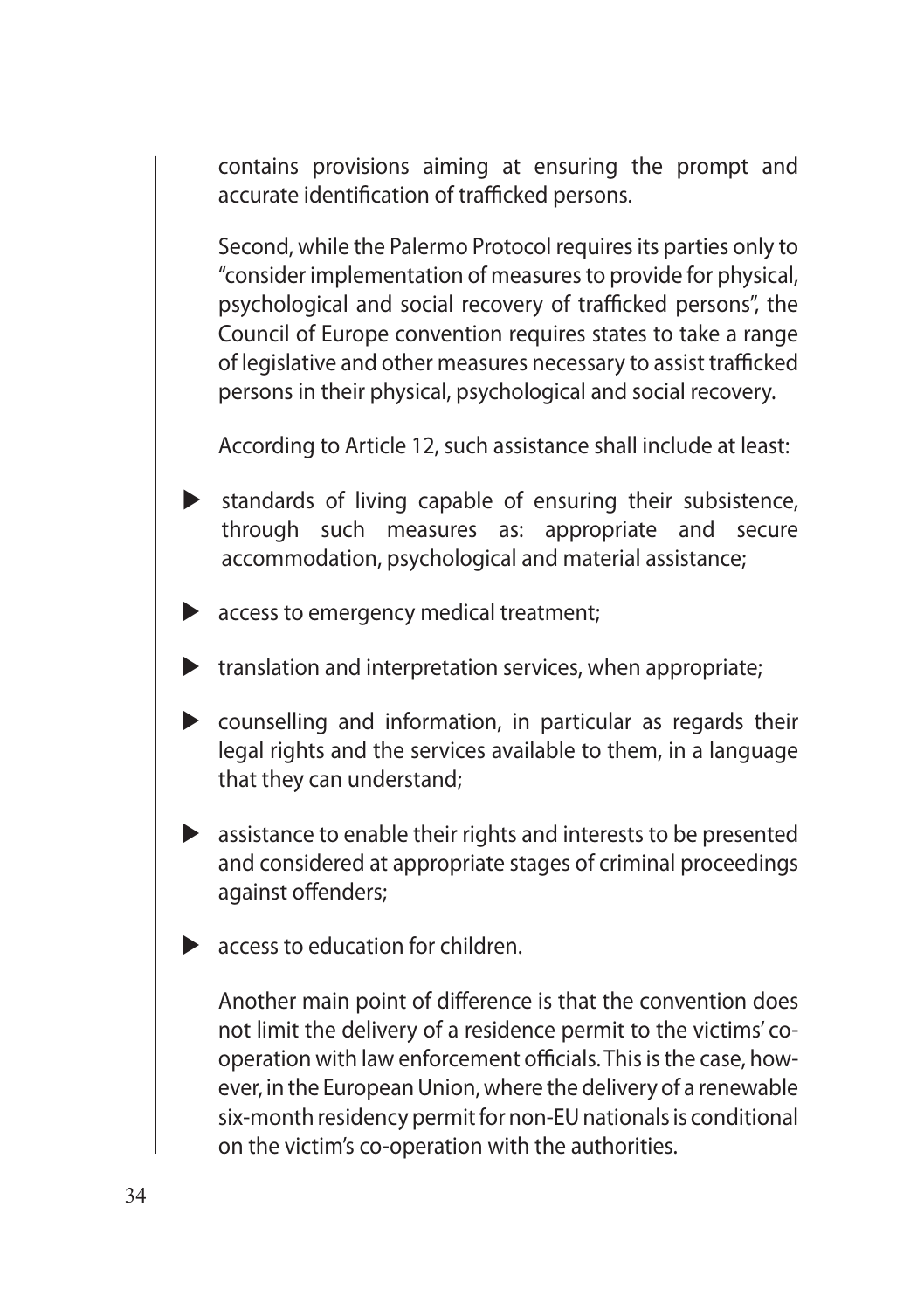contains provisions aiming at ensuring the prompt and accurate identification of trafficked persons.

Second, while the Palermo Protocol requires its parties only to "consider implementation of measures to provide for physical, psychological and social recovery of trafficked persons", the Council of Europe convention requires states to take a range of legislative and other measures necessary to assist trafficked persons in their physical, psychological and social recovery.

According to Article 12, such assistance shall include at least:

- standards of living capable of ensuring their subsistence, through such measures as: appropriate and secure accommodation, psychological and material assistance;
- access to emergency medical treatment;
- translation and interpretation services, when appropriate;
- counselling and information, in particular as regards their legal rights and the services available to them, in a language that they can understand;
- assistance to enable their rights and interests to be presented and considered at appropriate stages of criminal proceedings against offenders;
- access to education for children.

Another main point of difference is that the convention does not limit the delivery of a residence permit to the victims' co-operation with law enforcement officials. This is the case, however, in the European Union, where the delivery of a renewable six-month residency permit for non-EU nationals is conditional on the victim's co-operation with the authorities.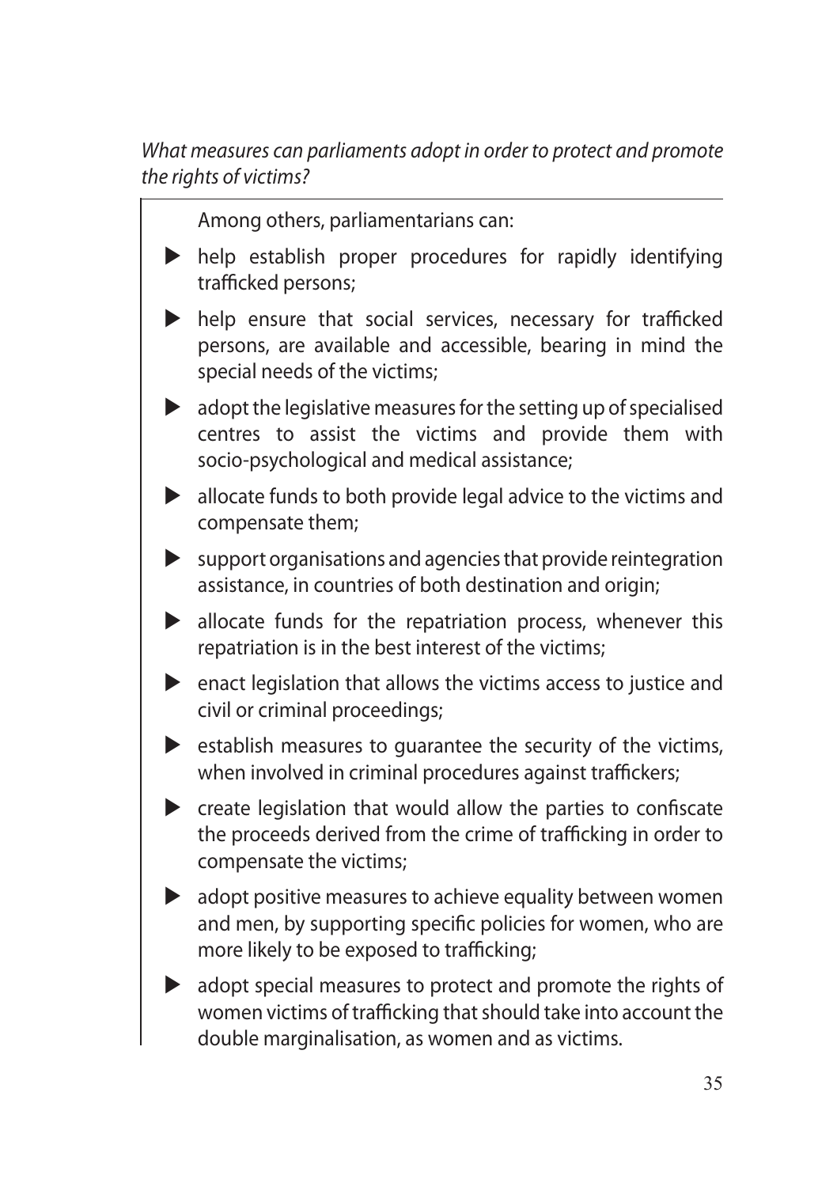*What measures can parliaments adopt in order to protect and promote the rights of victims?*

Among others, parliamentarians can:

- help establish proper procedures for rapidly identifying trafficked persons;
- help ensure that social services, necessary for trafficked persons, are available and accessible, bearing in mind the special needs of the victims;
- adopt the legislative measures for the setting up of specialised centres to assist the victims and provide them with socio-psychological and medical assistance;
- allocate funds to both provide legal advice to the victims and compensate them;
- support organisations and agencies that provide reintegration assistance, in countries of both destination and origin;
- allocate funds for the repatriation process, whenever this repatriation is in the best interest of the victims;
- enact legislation that allows the victims access to justice and civil or criminal proceedings;
- establish measures to guarantee the security of the victims, when involved in criminal procedures against traffickers;
- create legislation that would allow the parties to confiscate the proceeds derived from the crime of trafficking in order to compensate the victims;
- adopt positive measures to achieve equality between women and men, by supporting specific policies for women, who are more likely to be exposed to trafficking;
- adopt special measures to protect and promote the rights of women victims of trafficking that should take into account the double marginalisation, as women and as victims.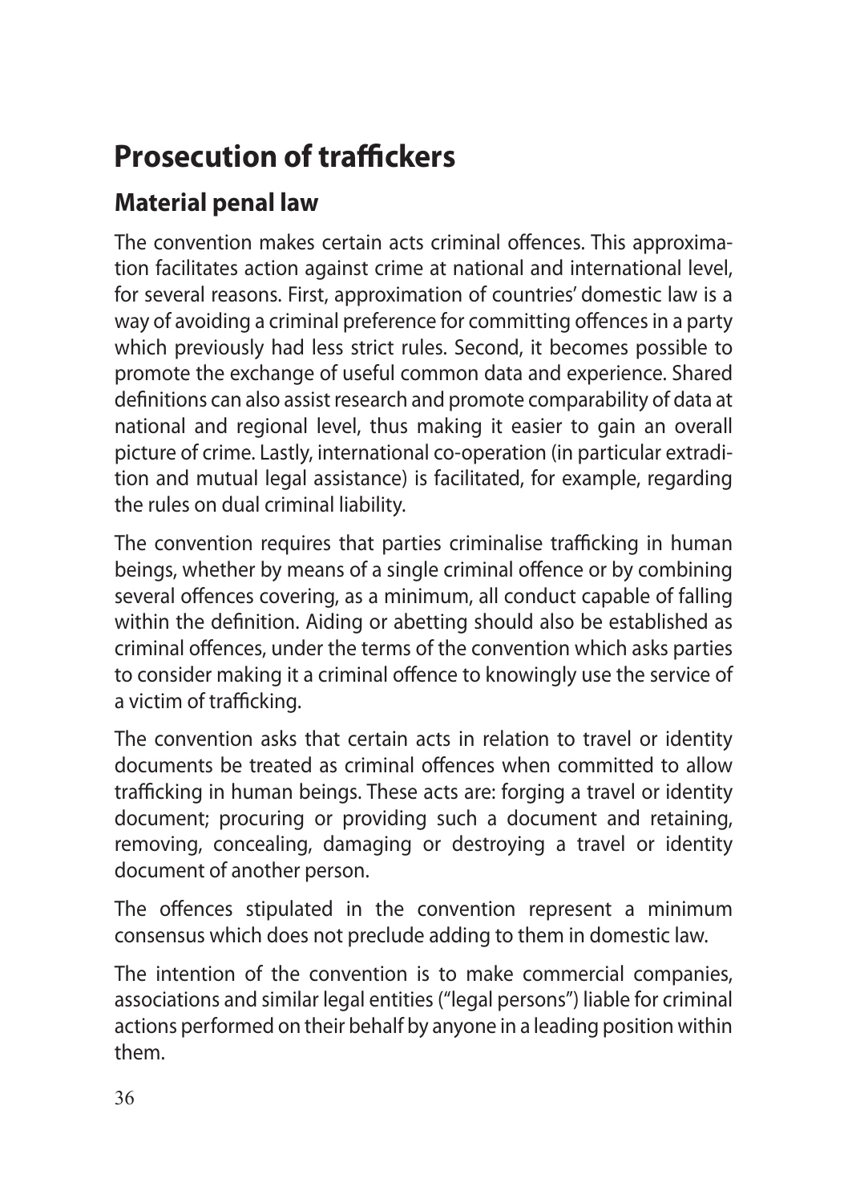# Prosecution of traffickers

## Material penal law

The convention makes certain acts criminal offences. This approximation facilitates action against crime at national and international level, for several reasons. First, approximation of countries' domestic law is a way of avoiding a criminal preference for committing offences in a party which previously had less strict rules. Second, it becomes possible to promote the exchange of useful common data and experience. Shared definitions can also assist research and promote comparability of data at national and regional level, thus making it easier to gain an overall picture of crime. Lastly, international co-operation (in particular extradition and mutual legal assistance) is facilitated, for example, regarding the rules on dual criminal liability.

The convention requires that parties criminalise trafficking in human beings, whether by means of a single criminal offence or by combining several offences covering, as a minimum, all conduct capable of falling within the definition. Aiding or abetting should also be established as criminal offences, under the terms of the convention which asks parties to consider making it a criminal offence to knowingly use the service of a victim of trafficking.

The convention asks that certain acts in relation to travel or identity documents be treated as criminal offences when committed to allow trafficking in human beings. These acts are: forging a travel or identity document; procuring or providing such a document and retaining, removing, concealing, damaging or destroying a travel or identity document of another person.

The offences stipulated in the convention represent a minimum consensus which does not preclude adding to them in domestic law.

The intention of the convention is to make commercial companies, associations and similar legal entities ("legal persons") liable for criminal actions performed on their behalf by anyone in a leading position within them.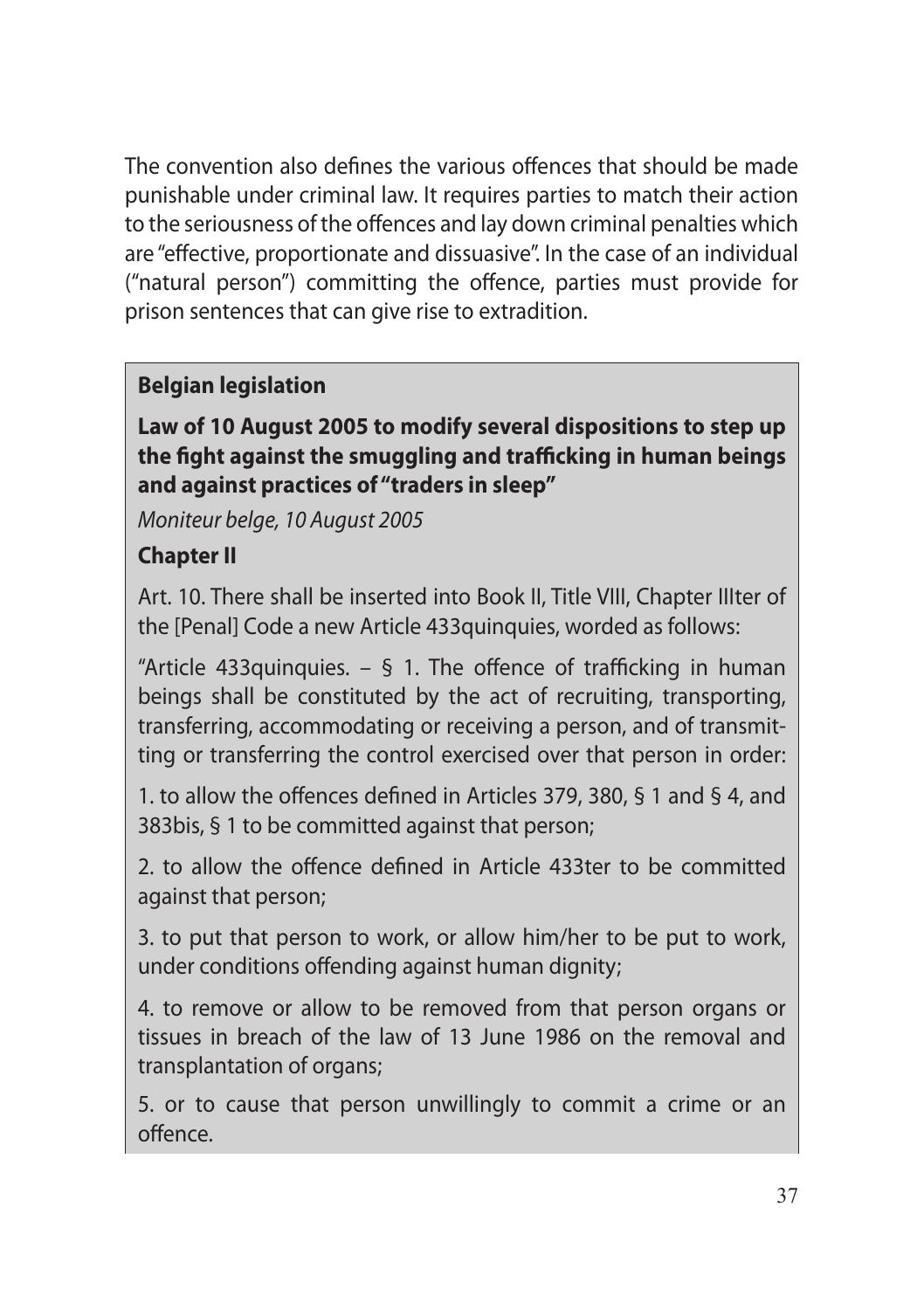The convention also defines the various offences that should be made punishable under criminal law. It requires parties to match their action to the seriousness of the offences and lay down criminal penalties which are "effective, proportionate and dissuasive". In the case of an individual ("natural person") committing the offence, parties must provide for prison sentences that can give rise to extradition.

**Belgian legislation**

**Law of 10 August 2005 to modify several dispositions to step up the fight against the smuggling and trafficking in human beings and against practices of "traders in sleep"**

*Moniteur belge, 10 August 2005*

**Chapter II**

Art. 10. There shall be inserted into Book II, Title VIII, Chapter IIIter of the [Penal] Code a new Article 433quinquies, worded as follows:

"Article 433quinquies. – § 1. The offence of trafficking in human beings shall be constituted by the act of recruiting, transporting, transferring, accommodating or receiving a person, and of transmitting or transferring the control exercised over that person in order:

1. to allow the offences defined in Articles 379, 380, § 1 and § 4, and 383bis, § 1 to be committed against that person;

2. to allow the offence defined in Article 433ter to be committed against that person;

3. to put that person to work, or allow him/her to be put to work, under conditions offending against human dignity;

4. to remove or allow to be removed from that person organs or tissues in breach of the law of 13 June 1986 on the removal and transplantation of organs;

5. or to cause that person unwillingly to commit a crime or an offence.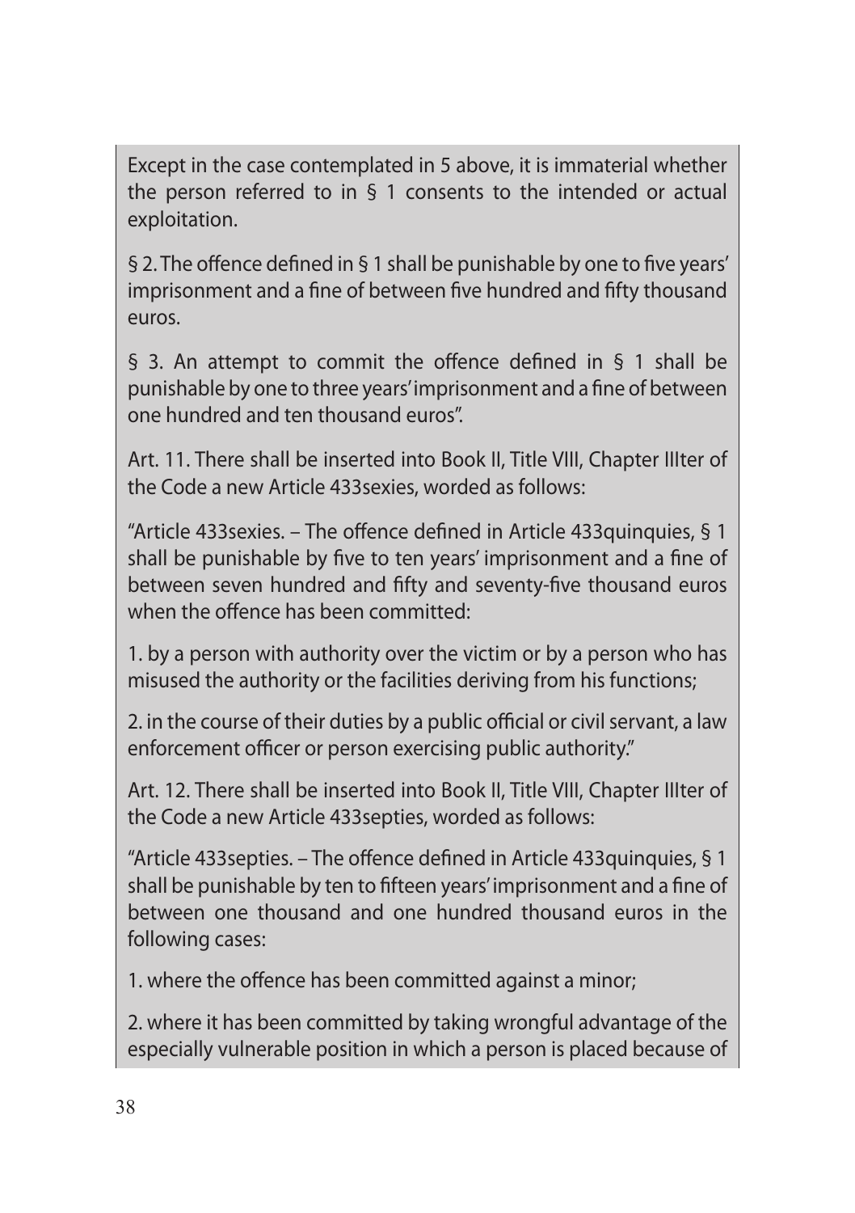Except in the case contemplated in 5 above, it is immaterial whether the person referred to in § 1 consents to the intended or actual exploitation.

§ 2. The offence defined in § 1 shall be punishable by one to five years' imprisonment and a fine of between five hundred and fifty thousand euros.

§ 3. An attempt to commit the offence defined in § 1 shall be punishable by one to three years' imprisonment and a fine of between one hundred and ten thousand euros".

Art. 11. There shall be inserted into Book II, Title VIII, Chapter IIIter of the Code a new Article 433sexies, worded as follows:

"Article 433sexies. – The offence defined in Article 433quinquies, § 1 shall be punishable by five to ten years' imprisonment and a fine of between seven hundred and fifty and seventy-five thousand euros when the offence has been committed:

1. by a person with authority over the victim or by a person who has misused the authority or the facilities deriving from his functions;

2. in the course of their duties by a public official or civil servant, a law enforcement officer or person exercising public authority."

Art. 12. There shall be inserted into Book II, Title VIII, Chapter IIIter of the Code a new Article 433septies, worded as follows:

"Article 433septies. – The offence defined in Article 433quinquies, § 1 shall be punishable by ten to fifteen years' imprisonment and a fine of between one thousand and one hundred thousand euros in the following cases:

1. where the offence has been committed against a minor;

2. where it has been committed by taking wrongful advantage of the especially vulnerable position in which a person is placed because of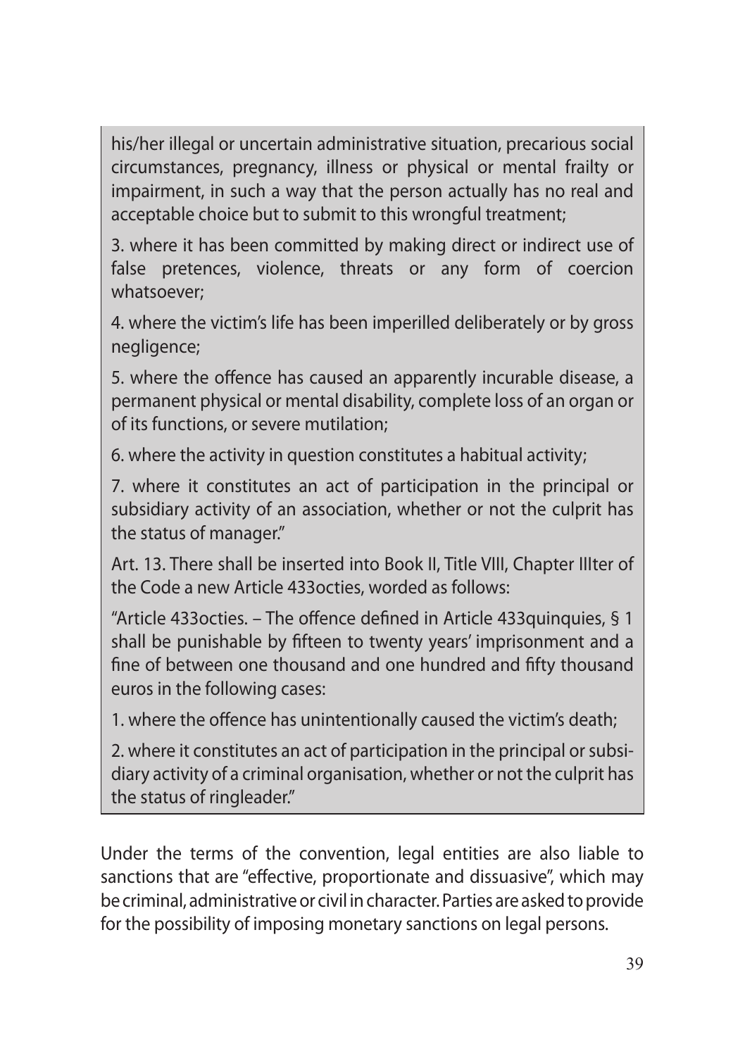> his/her illegal or uncertain administrative situation, precarious social circumstances, pregnancy, illness or physical or mental frailty or impairment, in such a way that the person actually has no real and acceptable choice but to submit to this wrongful treatment;
>
> 3. where it has been committed by making direct or indirect use of false pretences, violence, threats or any form of coercion whatsoever;
>
> 4. where the victim's life has been imperilled deliberately or by gross negligence;
>
> 5. where the offence has caused an apparently incurable disease, a permanent physical or mental disability, complete loss of an organ or of its functions, or severe mutilation;
>
> 6. where the activity in question constitutes a habitual activity;
>
> 7. where it constitutes an act of participation in the principal or subsidiary activity of an association, whether or not the culprit has the status of manager."
>
> Art. 13. There shall be inserted into Book II, Title VIII, Chapter IIIter of the Code a new Article 433octies, worded as follows:
>
> "Article 433octies. – The offence defined in Article 433quinquies, § 1 shall be punishable by fifteen to twenty years' imprisonment and a fine of between one thousand and one hundred and fifty thousand euros in the following cases:
>
> 1. where the offence has unintentionally caused the victim's death;
>
> 2. where it constitutes an act of participation in the principal or subsidiary activity of a criminal organisation, whether or not the culprit has the status of ringleader."

Under the terms of the convention, legal entities are also liable to sanctions that are "effective, proportionate and dissuasive", which may be criminal, administrative or civil in character. Parties are asked to provide for the possibility of imposing monetary sanctions on legal persons.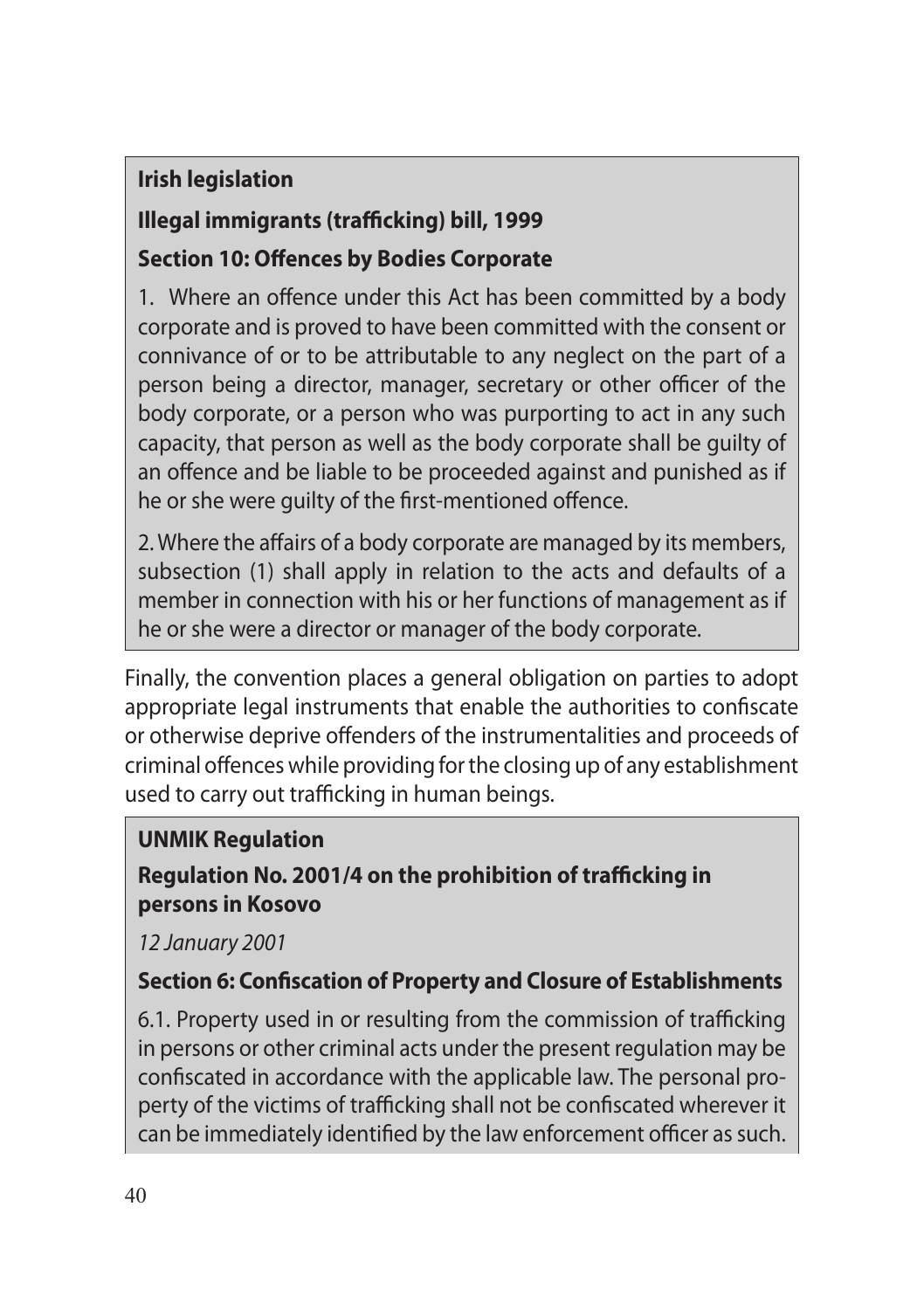**Irish legislation**

**Illegal immigrants (trafficking) bill, 1999**

**Section 10: Offences by Bodies Corporate**

1. Where an offence under this Act has been committed by a body corporate and is proved to have been committed with the consent or connivance of or to be attributable to any neglect on the part of a person being a director, manager, secretary or other officer of the body corporate, or a person who was purporting to act in any such capacity, that person as well as the body corporate shall be guilty of an offence and be liable to be proceeded against and punished as if he or she were guilty of the first-mentioned offence.

2. Where the affairs of a body corporate are managed by its members, subsection (1) shall apply in relation to the acts and defaults of a member in connection with his or her functions of management as if he or she were a director or manager of the body corporate.

Finally, the convention places a general obligation on parties to adopt appropriate legal instruments that enable the authorities to confiscate or otherwise deprive offenders of the instrumentalities and proceeds of criminal offences while providing for the closing up of any establishment used to carry out trafficking in human beings.

**UNMIK Regulation**

**Regulation No. 2001/4 on the prohibition of trafficking in persons in Kosovo**

*12 January 2001*

**Section 6: Confiscation of Property and Closure of Establishments**

6.1. Property used in or resulting from the commission of trafficking in persons or other criminal acts under the present regulation may be confiscated in accordance with the applicable law. The personal property of the victims of trafficking shall not be confiscated wherever it can be immediately identified by the law enforcement officer as such.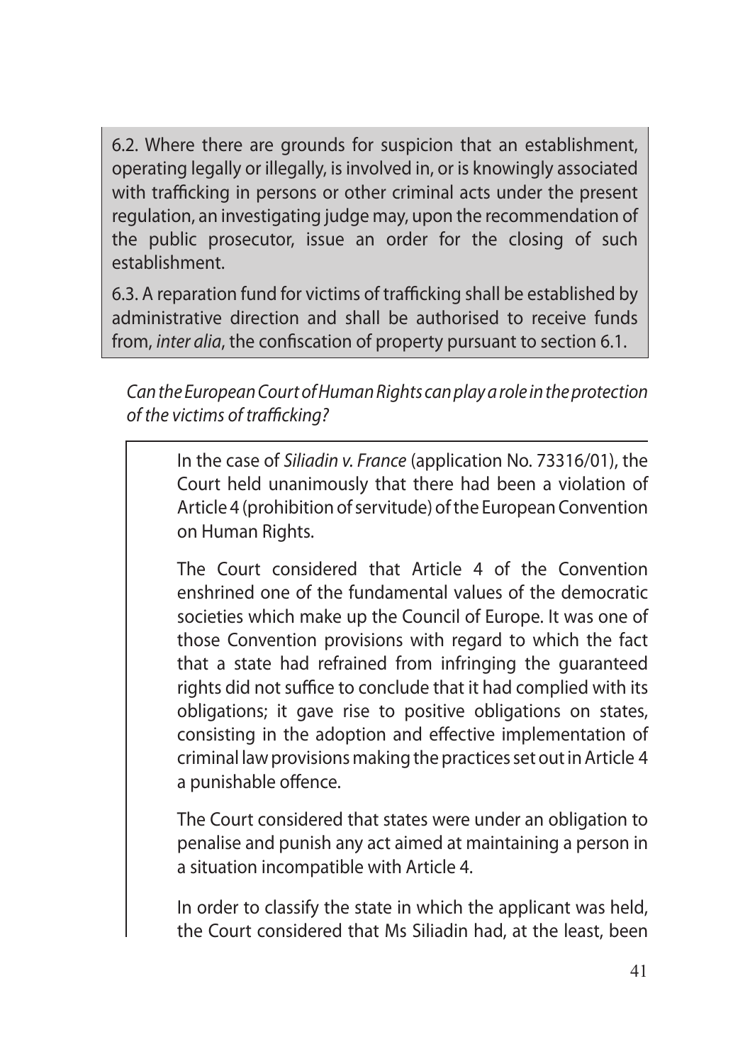6.2. Where there are grounds for suspicion that an establishment, operating legally or illegally, is involved in, or is knowingly associated with trafficking in persons or other criminal acts under the present regulation, an investigating judge may, upon the recommendation of the public prosecutor, issue an order for the closing of such establishment.

6.3. A reparation fund for victims of trafficking shall be established by administrative direction and shall be authorised to receive funds from, *inter alia*, the confiscation of property pursuant to section 6.1.

*Can the European Court of Human Rights can play a role in the protection of the victims of trafficking?*

> In the case of *Siliadin v. France* (application No. 73316/01), the Court held unanimously that there had been a violation of Article 4 (prohibition of servitude) of the European Convention on Human Rights.
>
> The Court considered that Article 4 of the Convention enshrined one of the fundamental values of the democratic societies which make up the Council of Europe. It was one of those Convention provisions with regard to which the fact that a state had refrained from infringing the guaranteed rights did not suffice to conclude that it had complied with its obligations; it gave rise to positive obligations on states, consisting in the adoption and effective implementation of criminal law provisions making the practices set out in Article 4 a punishable offence.
>
> The Court considered that states were under an obligation to penalise and punish any act aimed at maintaining a person in a situation incompatible with Article 4.
>
> In order to classify the state in which the applicant was held, the Court considered that Ms Siliadin had, at the least, been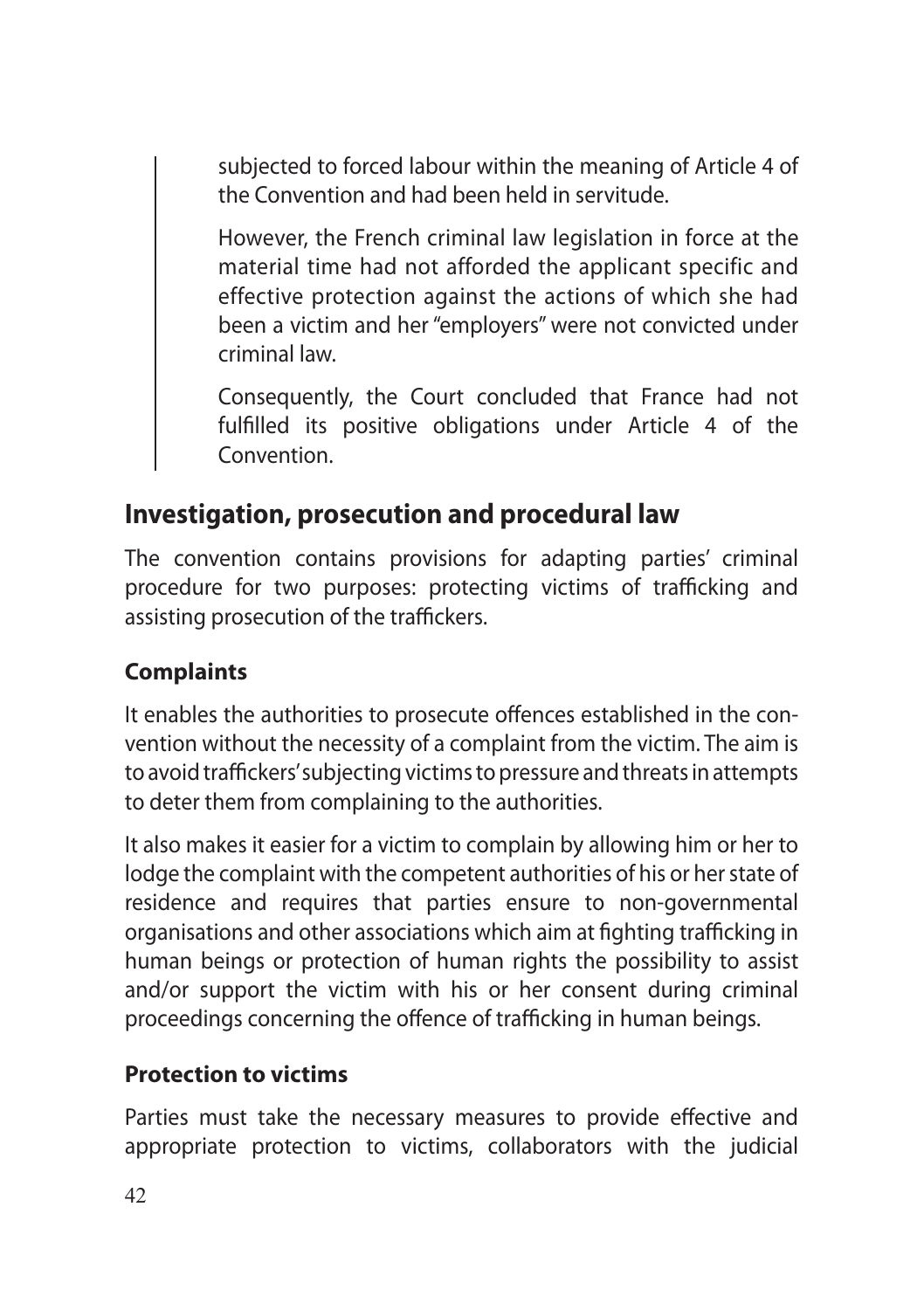> subjected to forced labour within the meaning of Article 4 of the Convention and had been held in servitude.
>
> However, the French criminal law legislation in force at the material time had not afforded the applicant specific and effective protection against the actions of which she had been a victim and her "employers" were not convicted under criminal law.
>
> Consequently, the Court concluded that France had not fulfilled its positive obligations under Article 4 of the Convention.

## Investigation, prosecution and procedural law

The convention contains provisions for adapting parties' criminal procedure for two purposes: protecting victims of trafficking and assisting prosecution of the traffickers.

### Complaints

It enables the authorities to prosecute offences established in the convention without the necessity of a complaint from the victim. The aim is to avoid traffickers' subjecting victims to pressure and threats in attempts to deter them from complaining to the authorities.

It also makes it easier for a victim to complain by allowing him or her to lodge the complaint with the competent authorities of his or her state of residence and requires that parties ensure to non-governmental organisations and other associations which aim at fighting trafficking in human beings or protection of human rights the possibility to assist and/or support the victim with his or her consent during criminal proceedings concerning the offence of trafficking in human beings.

### Protection to victims

Parties must take the necessary measures to provide effective and appropriate protection to victims, collaborators with the judicial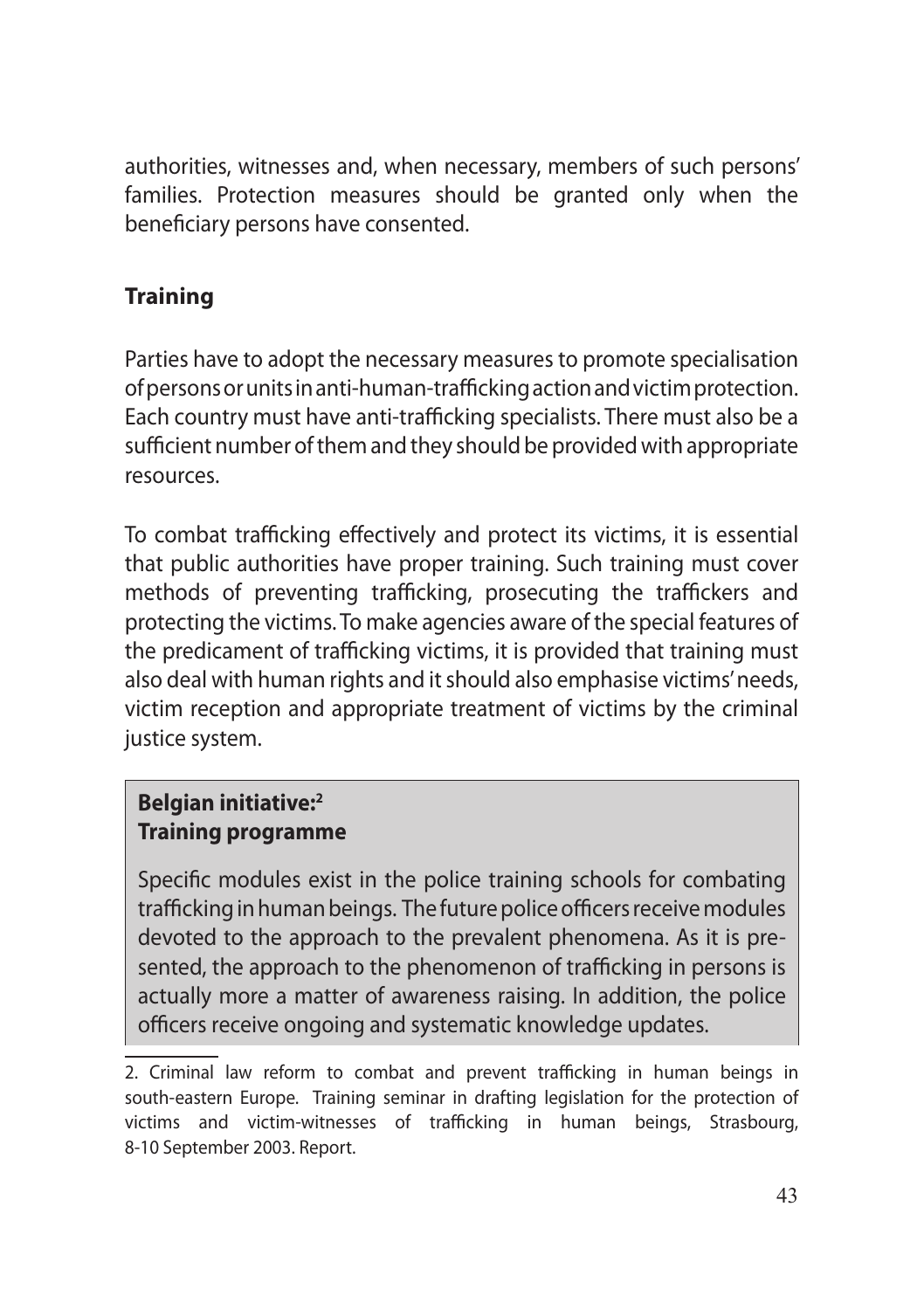authorities, witnesses and, when necessary, members of such persons' families. Protection measures should be granted only when the beneficiary persons have consented.

## Training

Parties have to adopt the necessary measures to promote specialisation of persons or units in anti-human-trafficking action and victim protection. Each country must have anti-trafficking specialists. There must also be a sufficient number of them and they should be provided with appropriate resources.

To combat trafficking effectively and protect its victims, it is essential that public authorities have proper training. Such training must cover methods of preventing trafficking, prosecuting the traffickers and protecting the victims. To make agencies aware of the special features of the predicament of trafficking victims, it is provided that training must also deal with human rights and it should also emphasise victims' needs, victim reception and appropriate treatment of victims by the criminal justice system.

> **Belgian initiative:[2]**
> **Training programme**
>
> Specific modules exist in the police training schools for combating trafficking in human beings. The future police officers receive modules devoted to the approach to the prevalent phenomena. As it is presented, the approach to the phenomenon of trafficking in persons is actually more a matter of awareness raising. In addition, the police officers receive ongoing and systematic knowledge updates.

2. Criminal law reform to combat and prevent trafficking in human beings in south-eastern Europe. Training seminar in drafting legislation for the protection of victims and victim-witnesses of trafficking in human beings, Strasbourg, 8-10 September 2003. Report.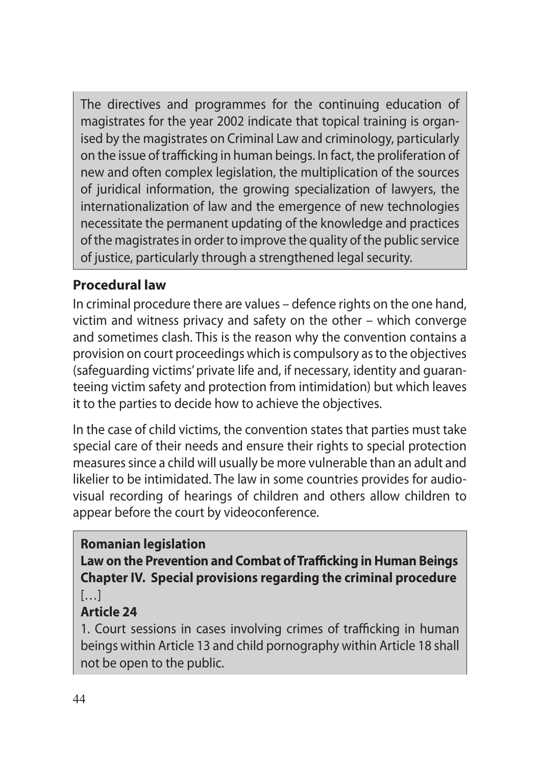The directives and programmes for the continuing education of magistrates for the year 2002 indicate that topical training is organised by the magistrates on Criminal Law and criminology, particularly on the issue of trafficking in human beings. In fact, the proliferation of new and often complex legislation, the multiplication of the sources of juridical information, the growing specialization of lawyers, the internationalization of law and the emergence of new technologies necessitate the permanent updating of the knowledge and practices of the magistrates in order to improve the quality of the public service of justice, particularly through a strengthened legal security.

### Procedural law

In criminal procedure there are values – defence rights on the one hand, victim and witness privacy and safety on the other – which converge and sometimes clash. This is the reason why the convention contains a provision on court proceedings which is compulsory as to the objectives (safeguarding victims' private life and, if necessary, identity and guaranteeing victim safety and protection from intimidation) but which leaves it to the parties to decide how to achieve the objectives.

In the case of child victims, the convention states that parties must take special care of their needs and ensure their rights to special protection measures since a child will usually be more vulnerable than an adult and likelier to be intimidated. The law in some countries provides for audiovisual recording of hearings of children and others allow children to appear before the court by videoconference.

**Romanian legislation**

**Law on the Prevention and Combat of Trafficking in Human Beings**
**Chapter IV. Special provisions regarding the criminal procedure**

[…]

**Article 24**

1. Court sessions in cases involving crimes of trafficking in human beings within Article 13 and child pornography within Article 18 shall not be open to the public.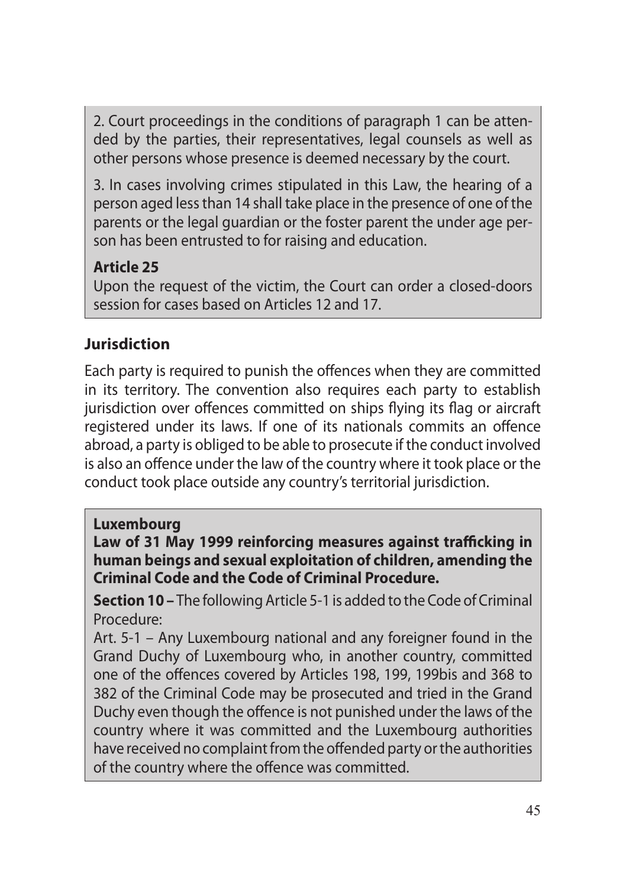2. Court proceedings in the conditions of paragraph 1 can be attended by the parties, their representatives, legal counsels as well as other persons whose presence is deemed necessary by the court.

3. In cases involving crimes stipulated in this Law, the hearing of a person aged less than 14 shall take place in the presence of one of the parents or the legal guardian or the foster parent the under age person has been entrusted to for raising and education.

**Article 25**

Upon the request of the victim, the Court can order a closed-doors session for cases based on Articles 12 and 17.

## Jurisdiction

Each party is required to punish the offences when they are committed in its territory. The convention also requires each party to establish jurisdiction over offences committed on ships flying its flag or aircraft registered under its laws. If one of its nationals commits an offence abroad, a party is obliged to be able to prosecute if the conduct involved is also an offence under the law of the country where it took place or the conduct took place outside any country's territorial jurisdiction.

**Luxembourg**

**Law of 31 May 1999 reinforcing measures against trafficking in human beings and sexual exploitation of children, amending the Criminal Code and the Code of Criminal Procedure.**

**Section 10 –** The following Article 5-1 is added to the Code of Criminal Procedure:

Art. 5-1 – Any Luxembourg national and any foreigner found in the Grand Duchy of Luxembourg who, in another country, committed one of the offences covered by Articles 198, 199, 199bis and 368 to 382 of the Criminal Code may be prosecuted and tried in the Grand Duchy even though the offence is not punished under the laws of the country where it was committed and the Luxembourg authorities have received no complaint from the offended party or the authorities of the country where the offence was committed.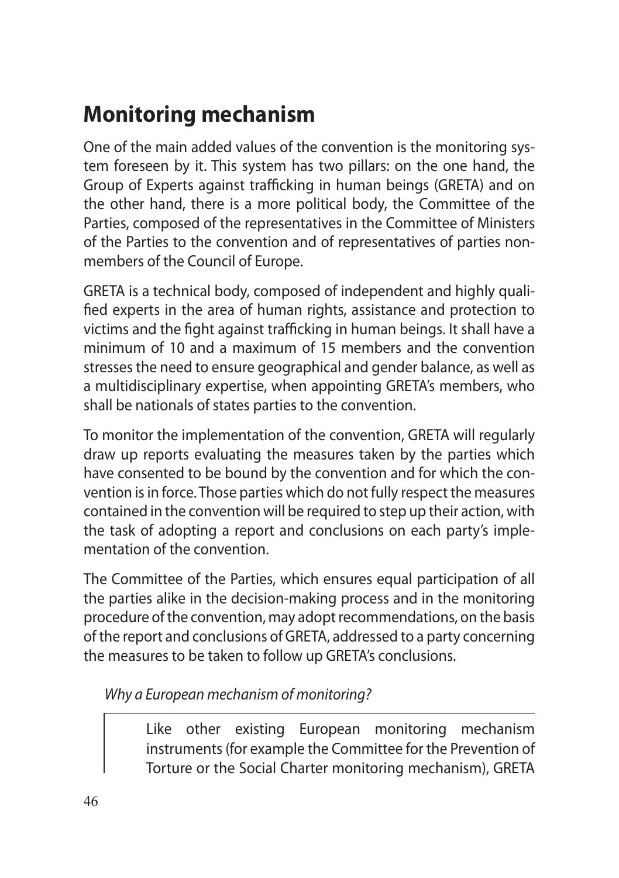## Monitoring mechanism

One of the main added values of the convention is the monitoring system foreseen by it. This system has two pillars: on the one hand, the Group of Experts against trafficking in human beings (GRETA) and on the other hand, there is a more political body, the Committee of the Parties, composed of the representatives in the Committee of Ministers of the Parties to the convention and of representatives of parties non-members of the Council of Europe.

GRETA is a technical body, composed of independent and highly qualified experts in the area of human rights, assistance and protection to victims and the fight against trafficking in human beings. It shall have a minimum of 10 and a maximum of 15 members and the convention stresses the need to ensure geographical and gender balance, as well as a multidisciplinary expertise, when appointing GRETA's members, who shall be nationals of states parties to the convention.

To monitor the implementation of the convention, GRETA will regularly draw up reports evaluating the measures taken by the parties which have consented to be bound by the convention and for which the convention is in force. Those parties which do not fully respect the measures contained in the convention will be required to step up their action, with the task of adopting a report and conclusions on each party's implementation of the convention.

The Committee of the Parties, which ensures equal participation of all the parties alike in the decision-making process and in the monitoring procedure of the convention, may adopt recommendations, on the basis of the report and conclusions of GRETA, addressed to a party concerning the measures to be taken to follow up GRETA's conclusions.

*Why a European mechanism of monitoring?*

> Like other existing European monitoring mechanism instruments (for example the Committee for the Prevention of Torture or the Social Charter monitoring mechanism), GRETA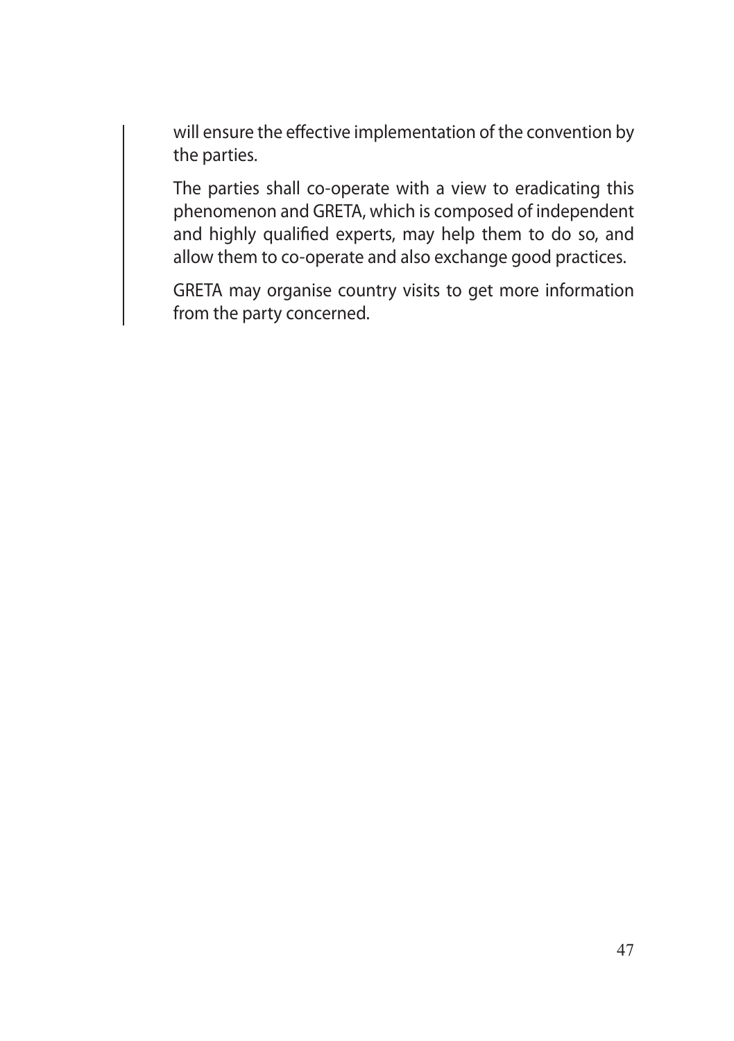will ensure the effective implementation of the convention by the parties.

The parties shall co-operate with a view to eradicating this phenomenon and GRETA, which is composed of independent and highly qualified experts, may help them to do so, and allow them to co-operate and also exchange good practices.

GRETA may organise country visits to get more information from the party concerned.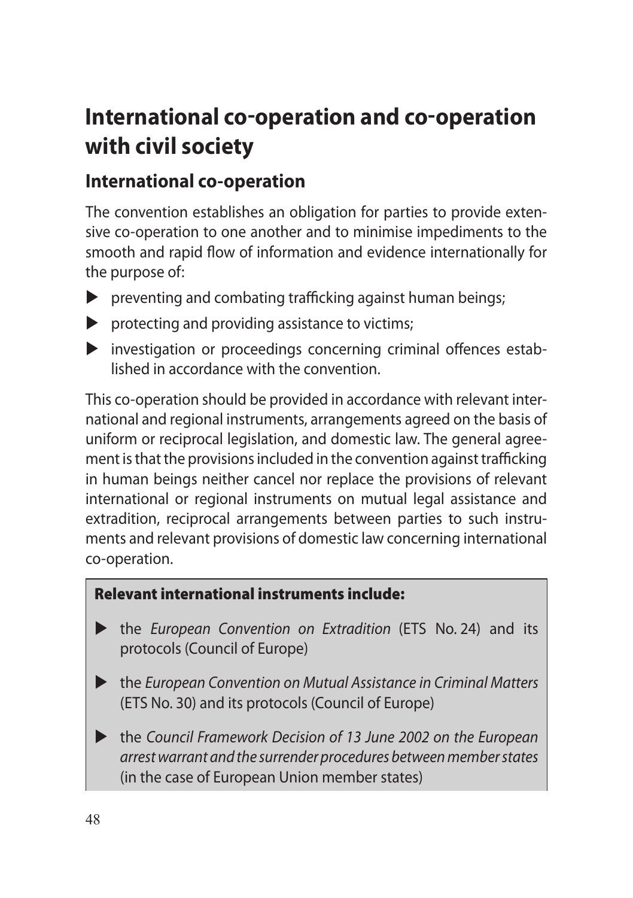# International co-operation and co-operation with civil society

## International co-operation

The convention establishes an obligation for parties to provide extensive co-operation to one another and to minimise impediments to the smooth and rapid flow of information and evidence internationally for the purpose of:

- preventing and combating trafficking against human beings;
- protecting and providing assistance to victims;
- investigation or proceedings concerning criminal offences established in accordance with the convention.

This co-operation should be provided in accordance with relevant international and regional instruments, arrangements agreed on the basis of uniform or reciprocal legislation, and domestic law. The general agreement is that the provisions included in the convention against trafficking in human beings neither cancel nor replace the provisions of relevant international or regional instruments on mutual legal assistance and extradition, reciprocal arrangements between parties to such instruments and relevant provisions of domestic law concerning international co-operation.

**Relevant international instruments include:**

- the *European Convention on Extradition* (ETS No. 24) and its protocols (Council of Europe)
- the *European Convention on Mutual Assistance in Criminal Matters* (ETS No. 30) and its protocols (Council of Europe)
- the *Council Framework Decision of 13 June 2002 on the European arrest warrant and the surrender procedures between member states* (in the case of European Union member states)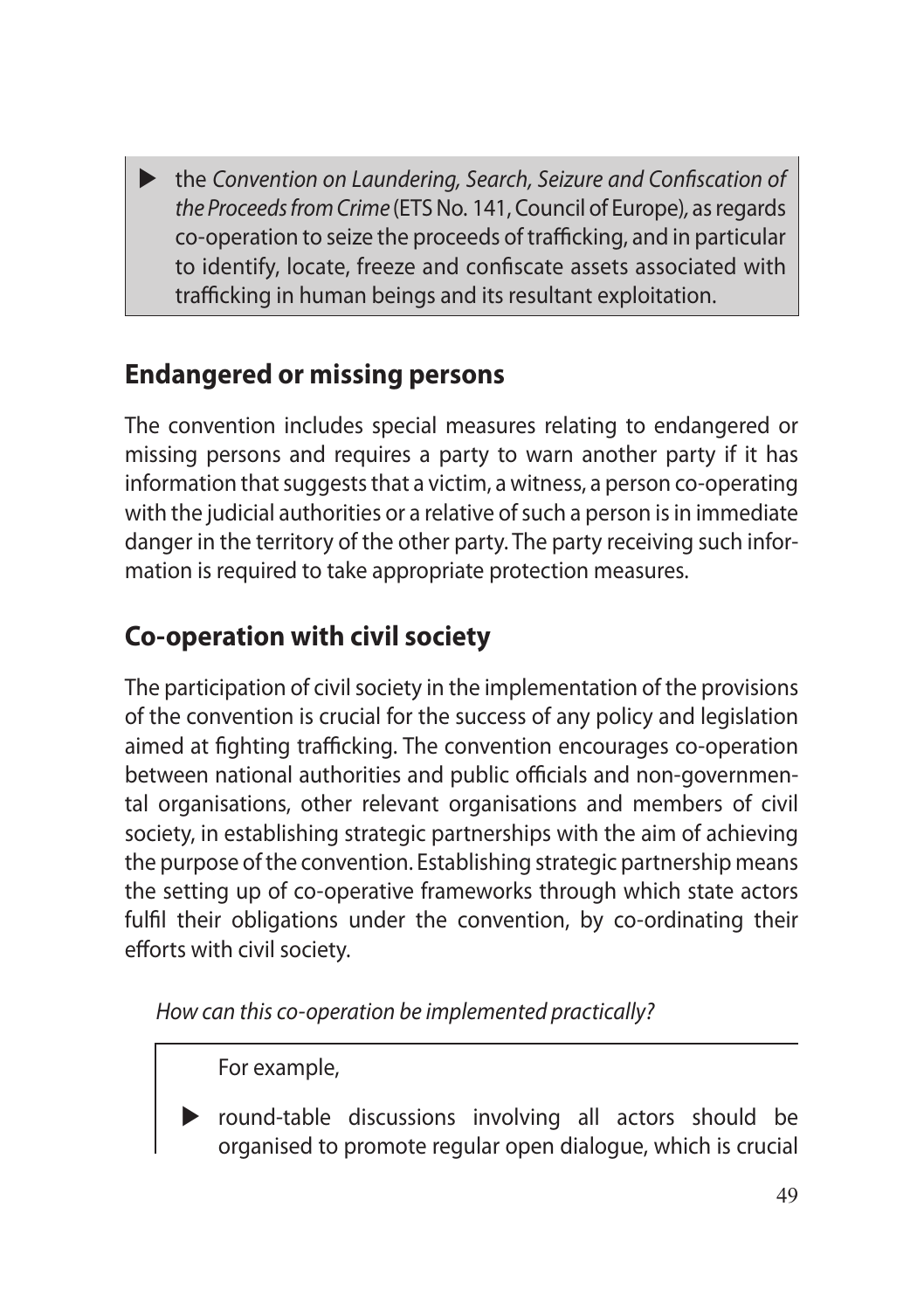- the *Convention on Laundering, Search, Seizure and Confiscation of the Proceeds from Crime* (ETS No. 141, Council of Europe), as regards co-operation to seize the proceeds of trafficking, and in particular to identify, locate, freeze and confiscate assets associated with trafficking in human beings and its resultant exploitation.

## Endangered or missing persons

The convention includes special measures relating to endangered or missing persons and requires a party to warn another party if it has information that suggests that a victim, a witness, a person co-operating with the judicial authorities or a relative of such a person is in immediate danger in the territory of the other party. The party receiving such information is required to take appropriate protection measures.

## Co-operation with civil society

The participation of civil society in the implementation of the provisions of the convention is crucial for the success of any policy and legislation aimed at fighting trafficking. The convention encourages co-operation between national authorities and public officials and non-governmental organisations, other relevant organisations and members of civil society, in establishing strategic partnerships with the aim of achieving the purpose of the convention. Establishing strategic partnership means the setting up of co-operative frameworks through which state actors fulfil their obligations under the convention, by co-ordinating their efforts with civil society.

*How can this co-operation be implemented practically?*

For example,

- round-table discussions involving all actors should be organised to promote regular open dialogue, which is crucial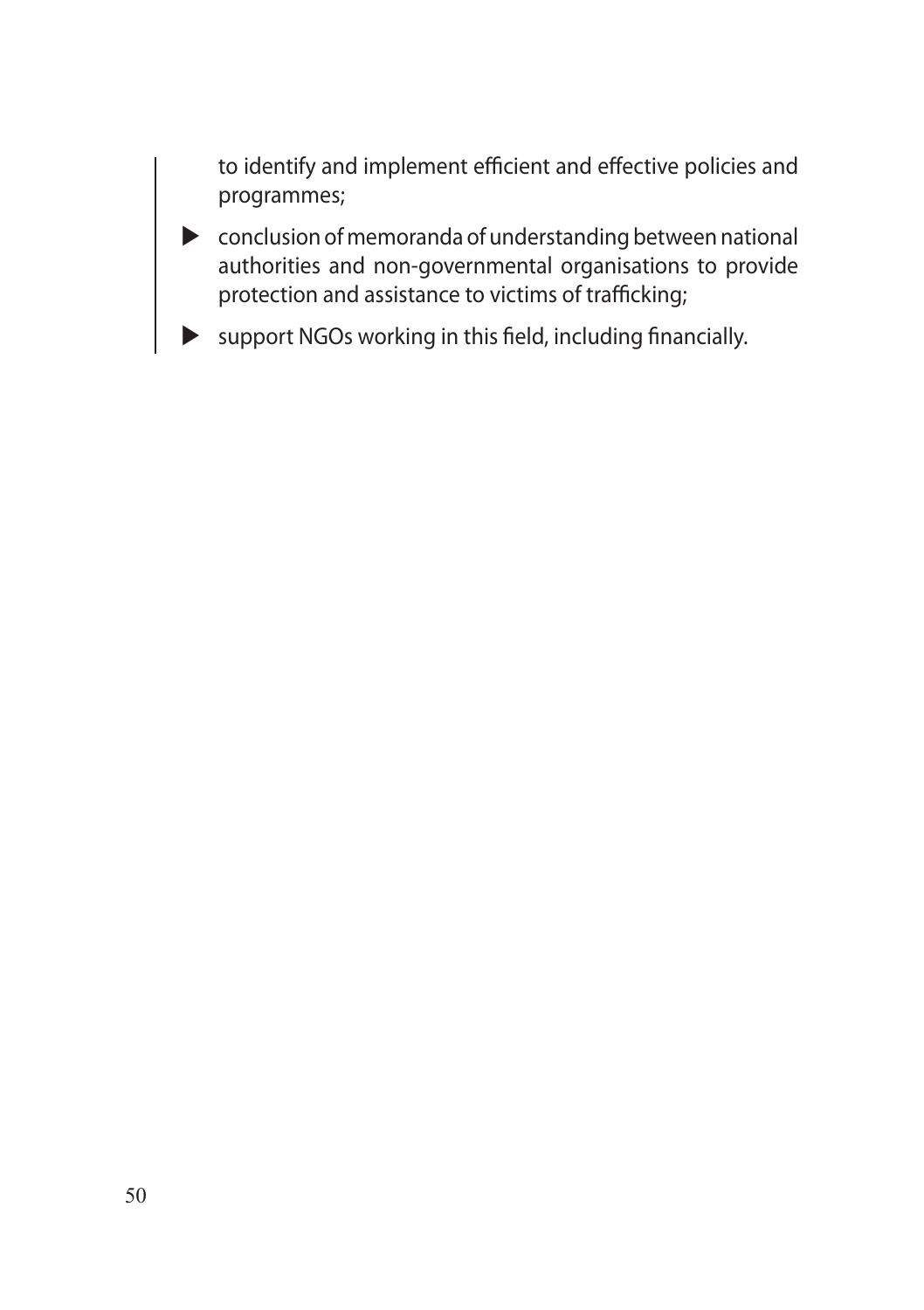to identify and implement efficient and effective policies and programmes;

- conclusion of memoranda of understanding between national authorities and non-governmental organisations to provide protection and assistance to victims of trafficking;
- support NGOs working in this field, including financially.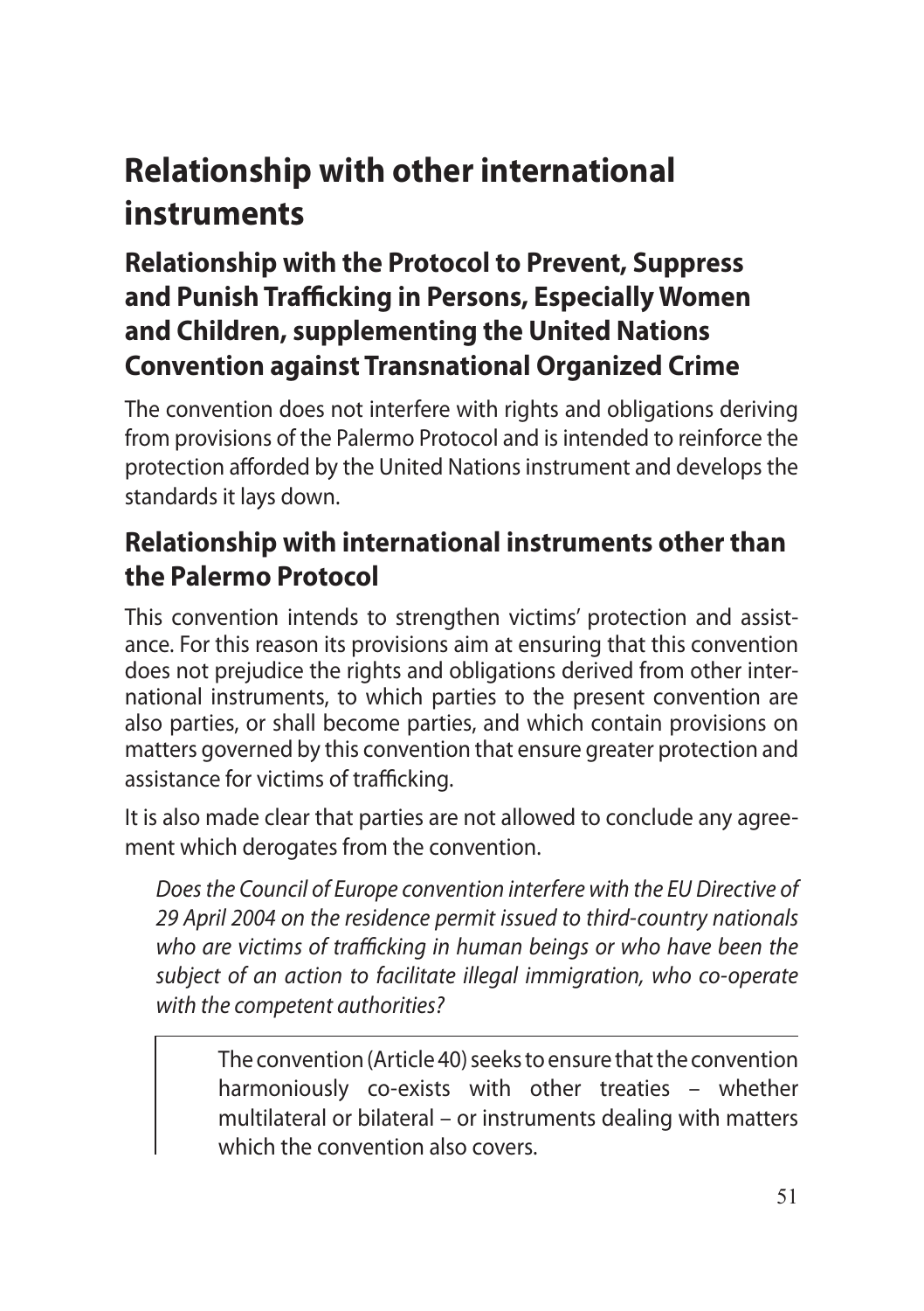# Relationship with other international instruments

## Relationship with the Protocol to Prevent, Suppress and Punish Trafficking in Persons, Especially Women and Children, supplementing the United Nations Convention against Transnational Organized Crime

The convention does not interfere with rights and obligations deriving from provisions of the Palermo Protocol and is intended to reinforce the protection afforded by the United Nations instrument and develops the standards it lays down.

## Relationship with international instruments other than the Palermo Protocol

This convention intends to strengthen victims' protection and assistance. For this reason its provisions aim at ensuring that this convention does not prejudice the rights and obligations derived from other international instruments, to which parties to the present convention are also parties, or shall become parties, and which contain provisions on matters governed by this convention that ensure greater protection and assistance for victims of trafficking.

It is also made clear that parties are not allowed to conclude any agreement which derogates from the convention.

*Does the Council of Europe convention interfere with the EU Directive of 29 April 2004 on the residence permit issued to third-country nationals who are victims of trafficking in human beings or who have been the subject of an action to facilitate illegal immigration, who co-operate with the competent authorities?*

> The convention (Article 40) seeks to ensure that the convention harmoniously co-exists with other treaties – whether multilateral or bilateral – or instruments dealing with matters which the convention also covers.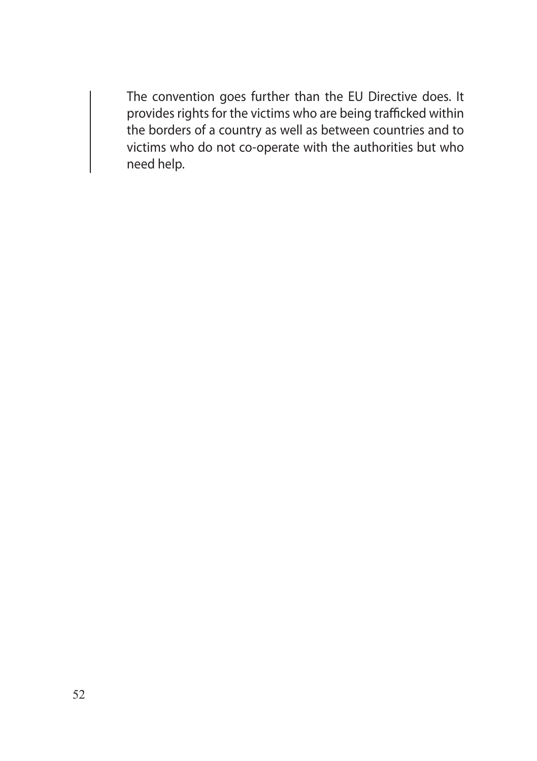The convention goes further than the EU Directive does. It provides rights for the victims who are being trafficked within the borders of a country as well as between countries and to victims who do not co-operate with the authorities but who need help.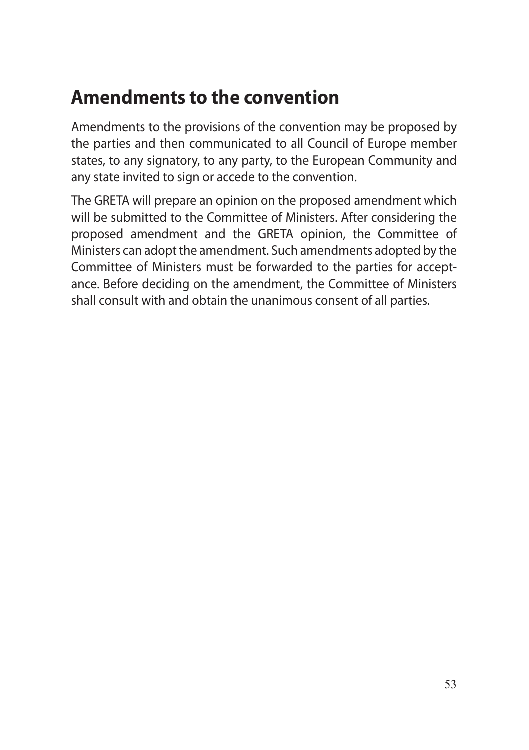## Amendments to the convention

Amendments to the provisions of the convention may be proposed by the parties and then communicated to all Council of Europe member states, to any signatory, to any party, to the European Community and any state invited to sign or accede to the convention.

The GRETA will prepare an opinion on the proposed amendment which will be submitted to the Committee of Ministers. After considering the proposed amendment and the GRETA opinion, the Committee of Ministers can adopt the amendment. Such amendments adopted by the Committee of Ministers must be forwarded to the parties for acceptance. Before deciding on the amendment, the Committee of Ministers shall consult with and obtain the unanimous consent of all parties.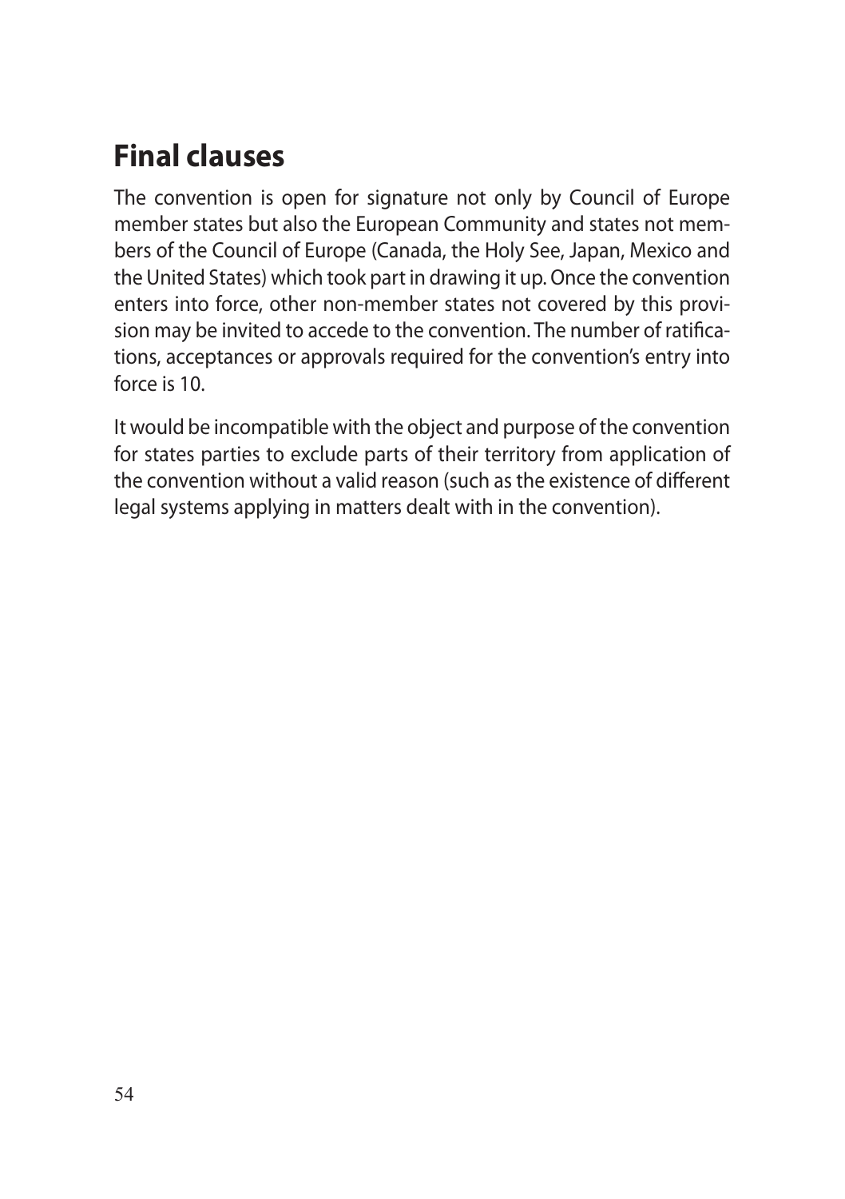## Final clauses

The convention is open for signature not only by Council of Europe member states but also the European Community and states not members of the Council of Europe (Canada, the Holy See, Japan, Mexico and the United States) which took part in drawing it up. Once the convention enters into force, other non-member states not covered by this provision may be invited to accede to the convention. The number of ratifications, acceptances or approvals required for the convention's entry into force is 10.

It would be incompatible with the object and purpose of the convention for states parties to exclude parts of their territory from application of the convention without a valid reason (such as the existence of different legal systems applying in matters dealt with in the convention).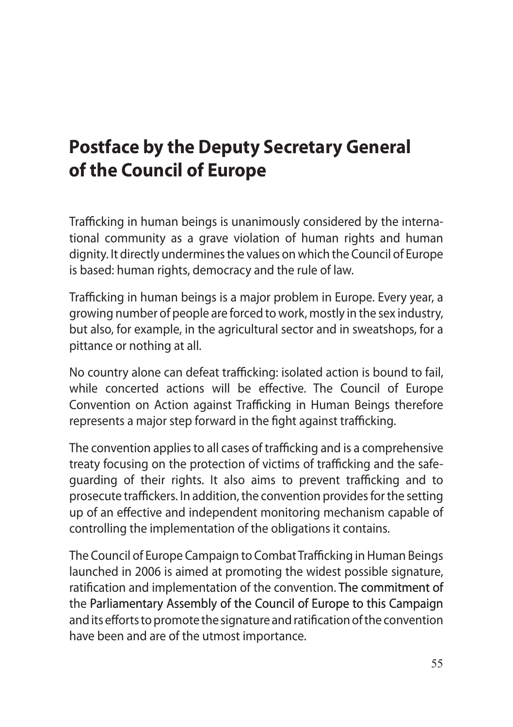# Postface by the Deputy Secretary General of the Council of Europe

Trafficking in human beings is unanimously considered by the international community as a grave violation of human rights and human dignity. It directly undermines the values on which the Council of Europe is based: human rights, democracy and the rule of law.

Trafficking in human beings is a major problem in Europe. Every year, a growing number of people are forced to work, mostly in the sex industry, but also, for example, in the agricultural sector and in sweatshops, for a pittance or nothing at all.

No country alone can defeat trafficking: isolated action is bound to fail, while concerted actions will be effective. The Council of Europe Convention on Action against Trafficking in Human Beings therefore represents a major step forward in the fight against trafficking.

The convention applies to all cases of trafficking and is a comprehensive treaty focusing on the protection of victims of trafficking and the safeguarding of their rights. It also aims to prevent trafficking and to prosecute traffickers. In addition, the convention provides for the setting up of an effective and independent monitoring mechanism capable of controlling the implementation of the obligations it contains.

The Council of Europe Campaign to Combat Trafficking in Human Beings launched in 2006 is aimed at promoting the widest possible signature, ratification and implementation of the convention. The commitment of the Parliamentary Assembly of the Council of Europe to this Campaign and its efforts to promote the signature and ratification of the convention have been and are of the utmost importance.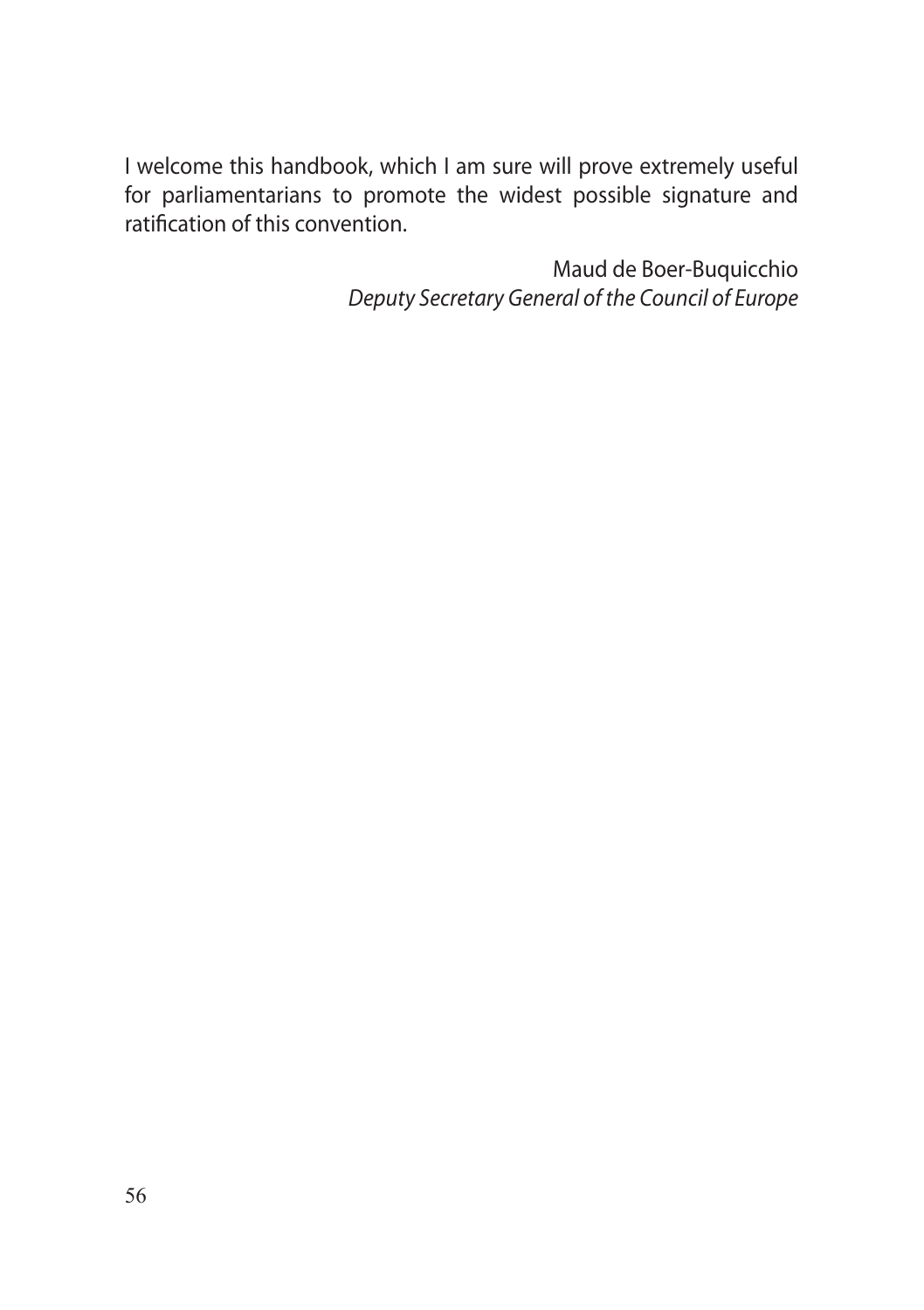I welcome this handbook, which I am sure will prove extremely useful for parliamentarians to promote the widest possible signature and ratification of this convention.

Maud de Boer-Buquicchio
*Deputy Secretary General of the Council of Europe*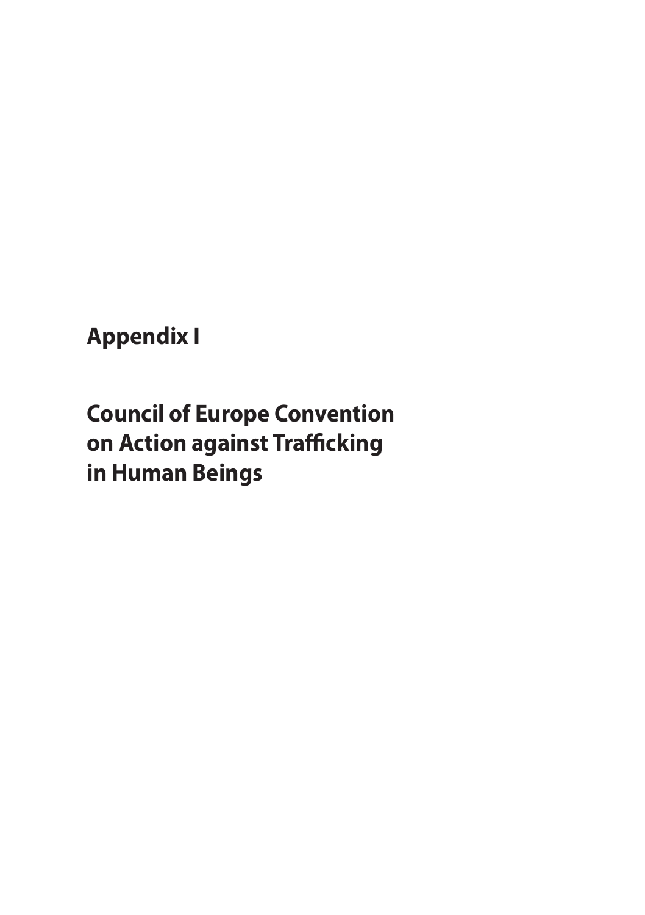# Appendix I

# Council of Europe Convention on Action against Trafficking in Human Beings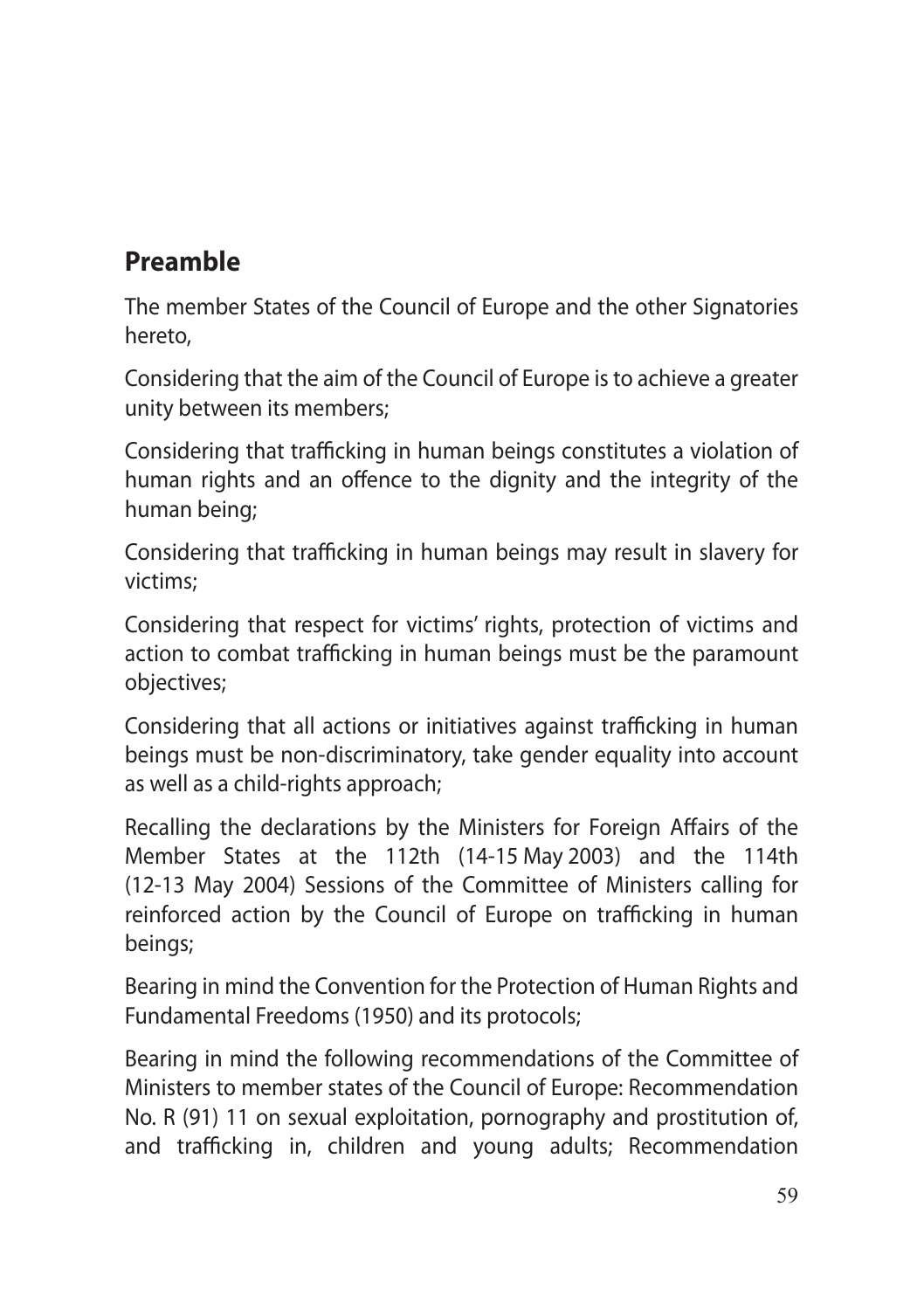## Preamble

The member States of the Council of Europe and the other Signatories hereto,

Considering that the aim of the Council of Europe is to achieve a greater unity between its members;

Considering that trafficking in human beings constitutes a violation of human rights and an offence to the dignity and the integrity of the human being;

Considering that trafficking in human beings may result in slavery for victims;

Considering that respect for victims' rights, protection of victims and action to combat trafficking in human beings must be the paramount objectives;

Considering that all actions or initiatives against trafficking in human beings must be non-discriminatory, take gender equality into account as well as a child-rights approach;

Recalling the declarations by the Ministers for Foreign Affairs of the Member States at the 112th (14-15 May 2003) and the 114th (12-13 May 2004) Sessions of the Committee of Ministers calling for reinforced action by the Council of Europe on trafficking in human beings;

Bearing in mind the Convention for the Protection of Human Rights and Fundamental Freedoms (1950) and its protocols;

Bearing in mind the following recommendations of the Committee of Ministers to member states of the Council of Europe: Recommendation No. R (91) 11 on sexual exploitation, pornography and prostitution of, and trafficking in, children and young adults; Recommendation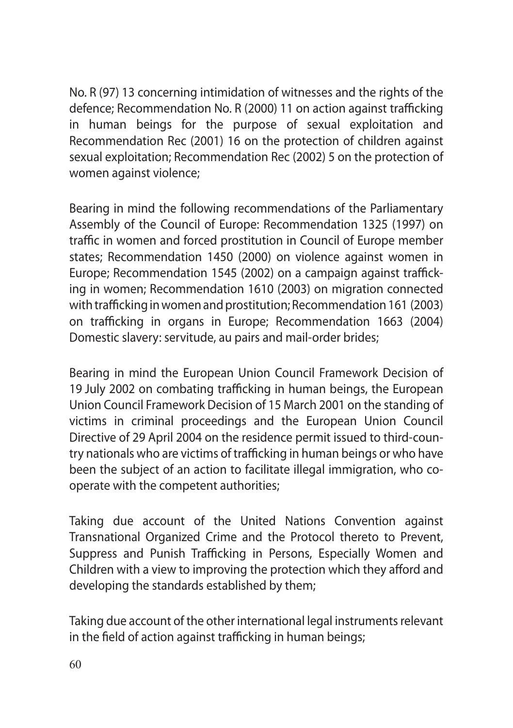No. R (97) 13 concerning intimidation of witnesses and the rights of the defence; Recommendation No. R (2000) 11 on action against trafficking in human beings for the purpose of sexual exploitation and Recommendation Rec (2001) 16 on the protection of children against sexual exploitation; Recommendation Rec (2002) 5 on the protection of women against violence;

Bearing in mind the following recommendations of the Parliamentary Assembly of the Council of Europe: Recommendation 1325 (1997) on traffic in women and forced prostitution in Council of Europe member states; Recommendation 1450 (2000) on violence against women in Europe; Recommendation 1545 (2002) on a campaign against trafficking in women; Recommendation 1610 (2003) on migration connected with trafficking in women and prostitution; Recommendation 161 (2003) on trafficking in organs in Europe; Recommendation 1663 (2004) Domestic slavery: servitude, au pairs and mail-order brides;

Bearing in mind the European Union Council Framework Decision of 19 July 2002 on combating trafficking in human beings, the European Union Council Framework Decision of 15 March 2001 on the standing of victims in criminal proceedings and the European Union Council Directive of 29 April 2004 on the residence permit issued to third-country nationals who are victims of trafficking in human beings or who have been the subject of an action to facilitate illegal immigration, who co-operate with the competent authorities;

Taking due account of the United Nations Convention against Transnational Organized Crime and the Protocol thereto to Prevent, Suppress and Punish Trafficking in Persons, Especially Women and Children with a view to improving the protection which they afford and developing the standards established by them;

Taking due account of the other international legal instruments relevant in the field of action against trafficking in human beings;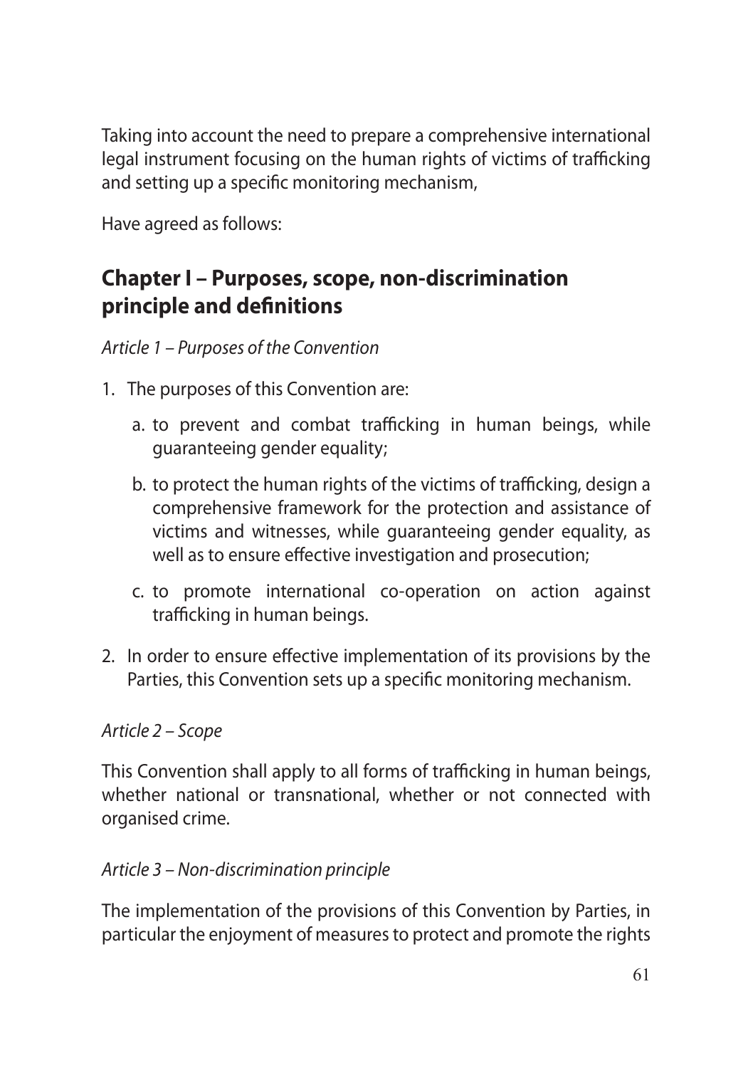Taking into account the need to prepare a comprehensive international legal instrument focusing on the human rights of victims of trafficking and setting up a specific monitoring mechanism,

Have agreed as follows:

## Chapter I – Purposes, scope, non-discrimination principle and definitions

*Article 1 – Purposes of the Convention*

1. The purposes of this Convention are:

   a. to prevent and combat trafficking in human beings, while guaranteeing gender equality;

   b. to protect the human rights of the victims of trafficking, design a comprehensive framework for the protection and assistance of victims and witnesses, while guaranteeing gender equality, as well as to ensure effective investigation and prosecution;

   c. to promote international co-operation on action against trafficking in human beings.

2. In order to ensure effective implementation of its provisions by the Parties, this Convention sets up a specific monitoring mechanism.

*Article 2 – Scope*

This Convention shall apply to all forms of trafficking in human beings, whether national or transnational, whether or not connected with organised crime.

*Article 3 – Non-discrimination principle*

The implementation of the provisions of this Convention by Parties, in particular the enjoyment of measures to protect and promote the rights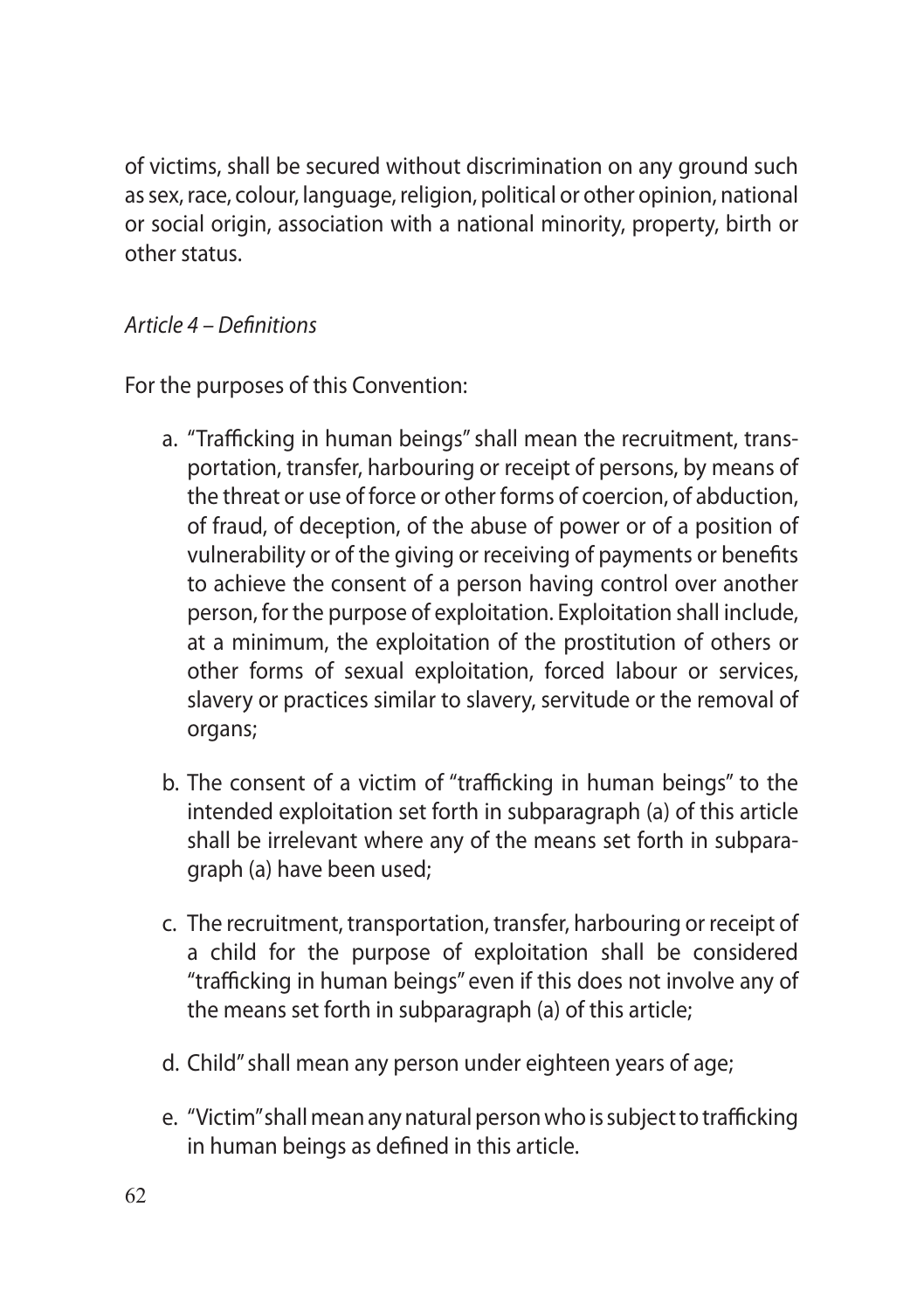of victims, shall be secured without discrimination on any ground such as sex, race, colour, language, religion, political or other opinion, national or social origin, association with a national minority, property, birth or other status.

*Article 4 – Definitions*

For the purposes of this Convention:

a. "Trafficking in human beings" shall mean the recruitment, transportation, transfer, harbouring or receipt of persons, by means of the threat or use of force or other forms of coercion, of abduction, of fraud, of deception, of the abuse of power or of a position of vulnerability or of the giving or receiving of payments or benefits to achieve the consent of a person having control over another person, for the purpose of exploitation. Exploitation shall include, at a minimum, the exploitation of the prostitution of others or other forms of sexual exploitation, forced labour or services, slavery or practices similar to slavery, servitude or the removal of organs;

b. The consent of a victim of "trafficking in human beings" to the intended exploitation set forth in subparagraph (a) of this article shall be irrelevant where any of the means set forth in subparagraph (a) have been used;

c. The recruitment, transportation, transfer, harbouring or receipt of a child for the purpose of exploitation shall be considered "trafficking in human beings" even if this does not involve any of the means set forth in subparagraph (a) of this article;

d. Child" shall mean any person under eighteen years of age;

e. "Victim" shall mean any natural person who is subject to trafficking in human beings as defined in this article.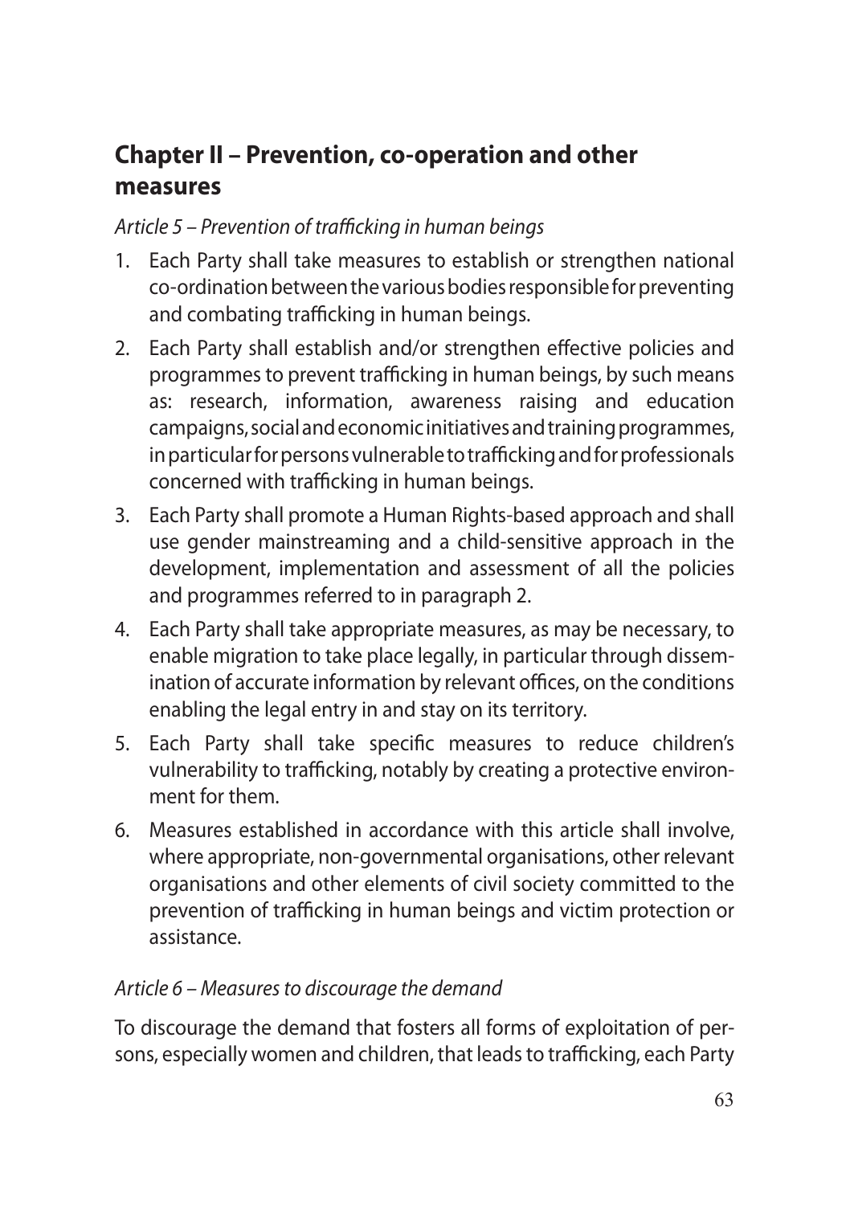## Chapter II – Prevention, co-operation and other measures

*Article 5 – Prevention of trafficking in human beings*

1. Each Party shall take measures to establish or strengthen national co-ordination between the various bodies responsible for preventing and combating trafficking in human beings.
2. Each Party shall establish and/or strengthen effective policies and programmes to prevent trafficking in human beings, by such means as: research, information, awareness raising and education campaigns, social and economic initiatives and training programmes, in particular for persons vulnerable to trafficking and for professionals concerned with trafficking in human beings.
3. Each Party shall promote a Human Rights-based approach and shall use gender mainstreaming and a child-sensitive approach in the development, implementation and assessment of all the policies and programmes referred to in paragraph 2.
4. Each Party shall take appropriate measures, as may be necessary, to enable migration to take place legally, in particular through dissemination of accurate information by relevant offices, on the conditions enabling the legal entry in and stay on its territory.
5. Each Party shall take specific measures to reduce children's vulnerability to trafficking, notably by creating a protective environment for them.
6. Measures established in accordance with this article shall involve, where appropriate, non-governmental organisations, other relevant organisations and other elements of civil society committed to the prevention of trafficking in human beings and victim protection or assistance.

*Article 6 – Measures to discourage the demand*

To discourage the demand that fosters all forms of exploitation of persons, especially women and children, that leads to trafficking, each Party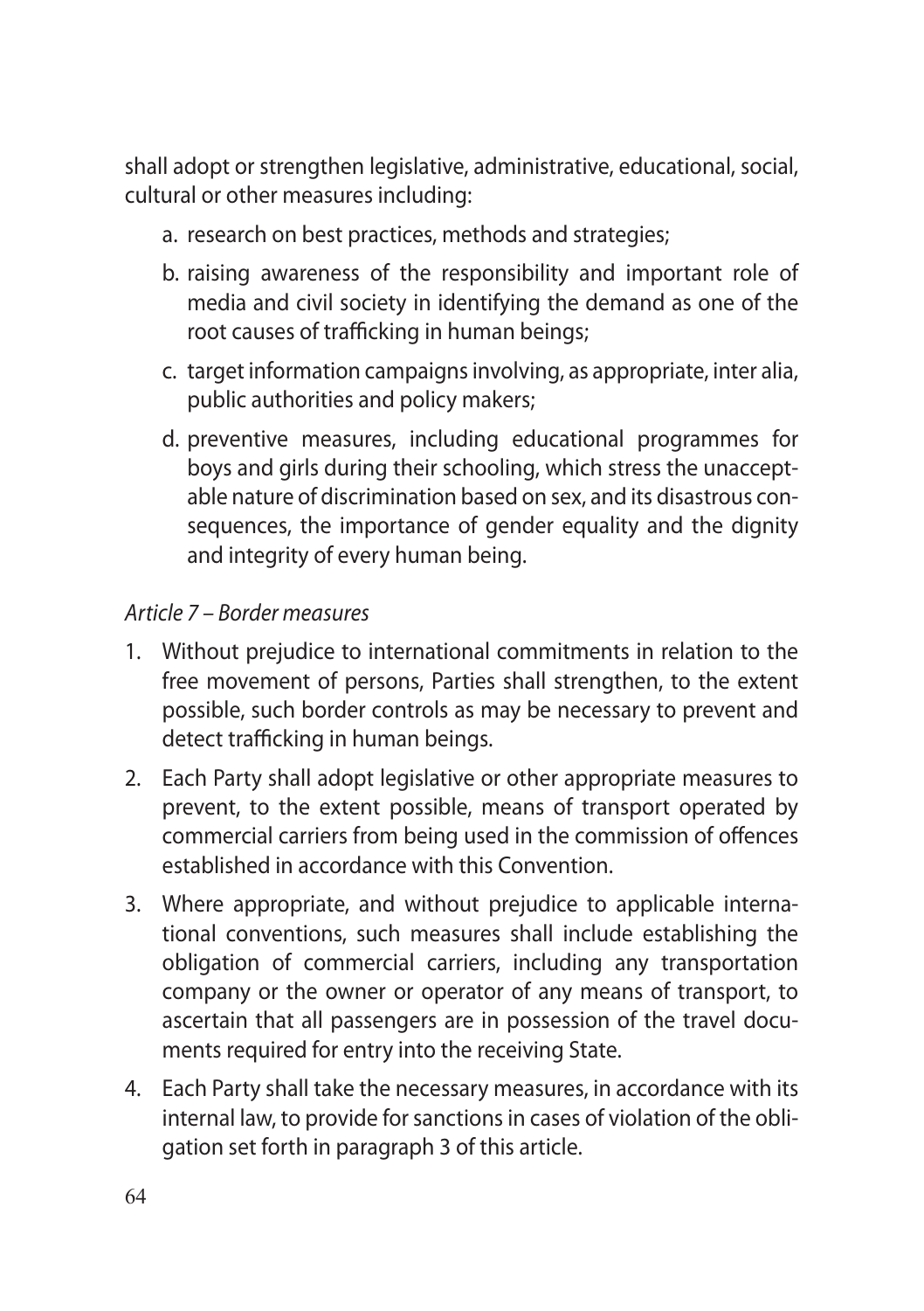shall adopt or strengthen legislative, administrative, educational, social, cultural or other measures including:

a. research on best practices, methods and strategies;

b. raising awareness of the responsibility and important role of media and civil society in identifying the demand as one of the root causes of trafficking in human beings;

c. target information campaigns involving, as appropriate, inter alia, public authorities and policy makers;

d. preventive measures, including educational programmes for boys and girls during their schooling, which stress the unacceptable nature of discrimination based on sex, and its disastrous consequences, the importance of gender equality and the dignity and integrity of every human being.

*Article 7 – Border measures*

1. Without prejudice to international commitments in relation to the free movement of persons, Parties shall strengthen, to the extent possible, such border controls as may be necessary to prevent and detect trafficking in human beings.
2. Each Party shall adopt legislative or other appropriate measures to prevent, to the extent possible, means of transport operated by commercial carriers from being used in the commission of offences established in accordance with this Convention.
3. Where appropriate, and without prejudice to applicable international conventions, such measures shall include establishing the obligation of commercial carriers, including any transportation company or the owner or operator of any means of transport, to ascertain that all passengers are in possession of the travel documents required for entry into the receiving State.
4. Each Party shall take the necessary measures, in accordance with its internal law, to provide for sanctions in cases of violation of the obligation set forth in paragraph 3 of this article.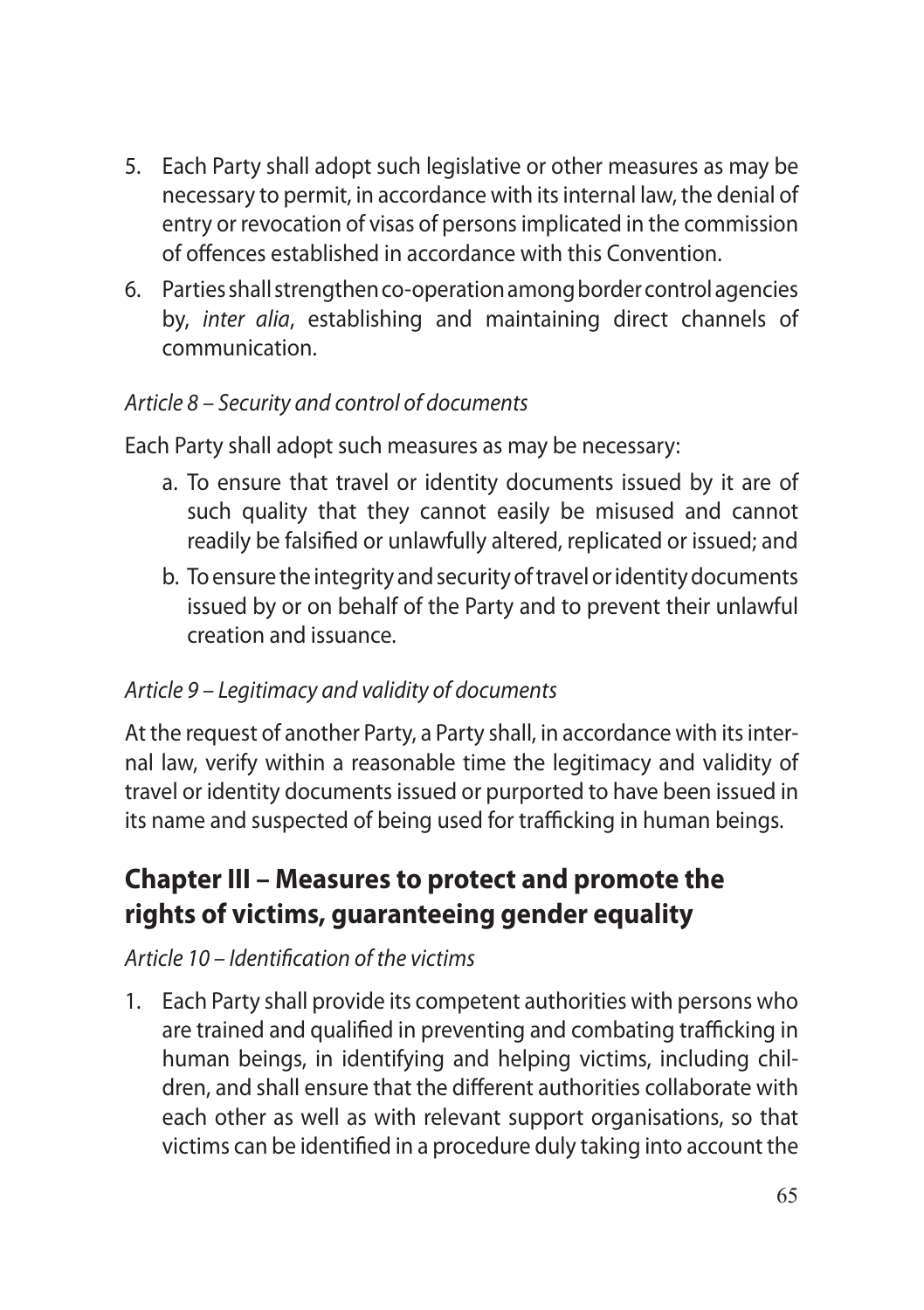5. Each Party shall adopt such legislative or other measures as may be necessary to permit, in accordance with its internal law, the denial of entry or revocation of visas of persons implicated in the commission of offences established in accordance with this Convention.
6. Parties shall strengthen co-operation among border control agencies by, *inter alia*, establishing and maintaining direct channels of communication.

*Article 8 – Security and control of documents*

Each Party shall adopt such measures as may be necessary:

a. To ensure that travel or identity documents issued by it are of such quality that they cannot easily be misused and cannot readily be falsified or unlawfully altered, replicated or issued; and
b. To ensure the integrity and security of travel or identity documents issued by or on behalf of the Party and to prevent their unlawful creation and issuance.

*Article 9 – Legitimacy and validity of documents*

At the request of another Party, a Party shall, in accordance with its internal law, verify within a reasonable time the legitimacy and validity of travel or identity documents issued or purported to have been issued in its name and suspected of being used for trafficking in human beings.

## Chapter III – Measures to protect and promote the rights of victims, guaranteeing gender equality

*Article 10 – Identification of the victims*

1. Each Party shall provide its competent authorities with persons who are trained and qualified in preventing and combating trafficking in human beings, in identifying and helping victims, including children, and shall ensure that the different authorities collaborate with each other as well as with relevant support organisations, so that victims can be identified in a procedure duly taking into account the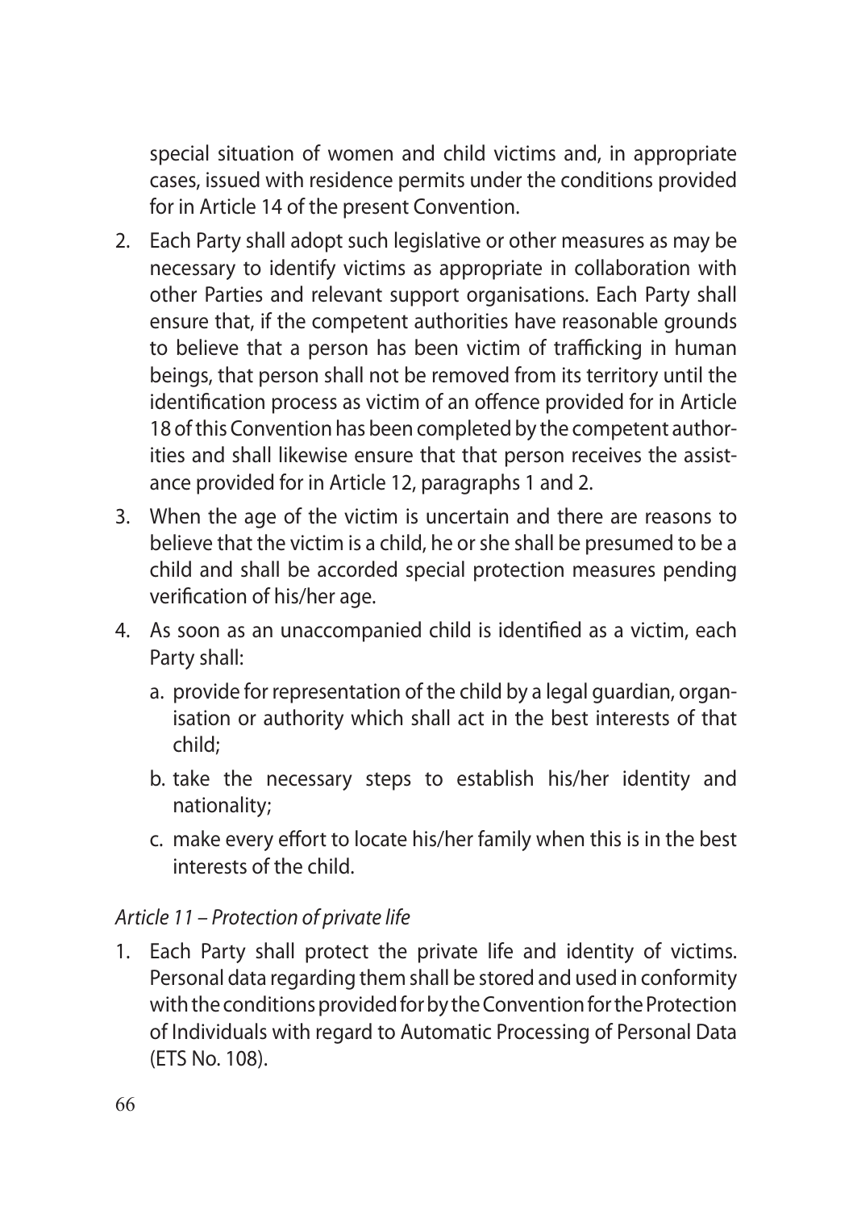special situation of women and child victims and, in appropriate cases, issued with residence permits under the conditions provided for in Article 14 of the present Convention.

2. Each Party shall adopt such legislative or other measures as may be necessary to identify victims as appropriate in collaboration with other Parties and relevant support organisations. Each Party shall ensure that, if the competent authorities have reasonable grounds to believe that a person has been victim of trafficking in human beings, that person shall not be removed from its territory until the identification process as victim of an offence provided for in Article 18 of this Convention has been completed by the competent authorities and shall likewise ensure that that person receives the assistance provided for in Article 12, paragraphs 1 and 2.

3. When the age of the victim is uncertain and there are reasons to believe that the victim is a child, he or she shall be presumed to be a child and shall be accorded special protection measures pending verification of his/her age.

4. As soon as an unaccompanied child is identified as a victim, each Party shall:

   a. provide for representation of the child by a legal guardian, organisation or authority which shall act in the best interests of that child;

   b. take the necessary steps to establish his/her identity and nationality;

   c. make every effort to locate his/her family when this is in the best interests of the child.

*Article 11 – Protection of private life*

1. Each Party shall protect the private life and identity of victims. Personal data regarding them shall be stored and used in conformity with the conditions provided for by the Convention for the Protection of Individuals with regard to Automatic Processing of Personal Data (ETS No. 108).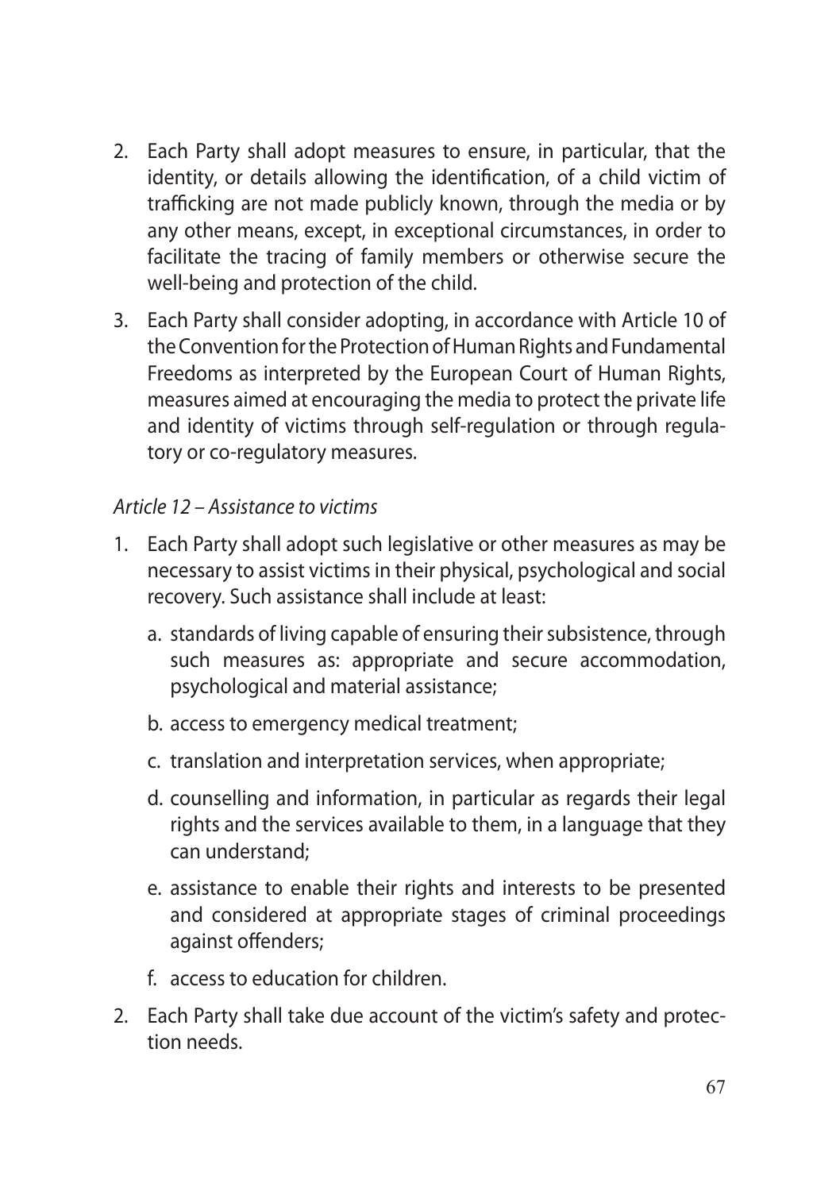2. Each Party shall adopt measures to ensure, in particular, that the identity, or details allowing the identification, of a child victim of trafficking are not made publicly known, through the media or by any other means, except, in exceptional circumstances, in order to facilitate the tracing of family members or otherwise secure the well-being and protection of the child.
3. Each Party shall consider adopting, in accordance with Article 10 of the Convention for the Protection of Human Rights and Fundamental Freedoms as interpreted by the European Court of Human Rights, measures aimed at encouraging the media to protect the private life and identity of victims through self-regulation or through regulatory or co-regulatory measures.

*Article 12 – Assistance to victims*

1. Each Party shall adopt such legislative or other measures as may be necessary to assist victims in their physical, psychological and social recovery. Such assistance shall include at least:
   a. standards of living capable of ensuring their subsistence, through such measures as: appropriate and secure accommodation, psychological and material assistance;
   b. access to emergency medical treatment;
   c. translation and interpretation services, when appropriate;
   d. counselling and information, in particular as regards their legal rights and the services available to them, in a language that they can understand;
   e. assistance to enable their rights and interests to be presented and considered at appropriate stages of criminal proceedings against offenders;
   f. access to education for children.
2. Each Party shall take due account of the victim's safety and protection needs.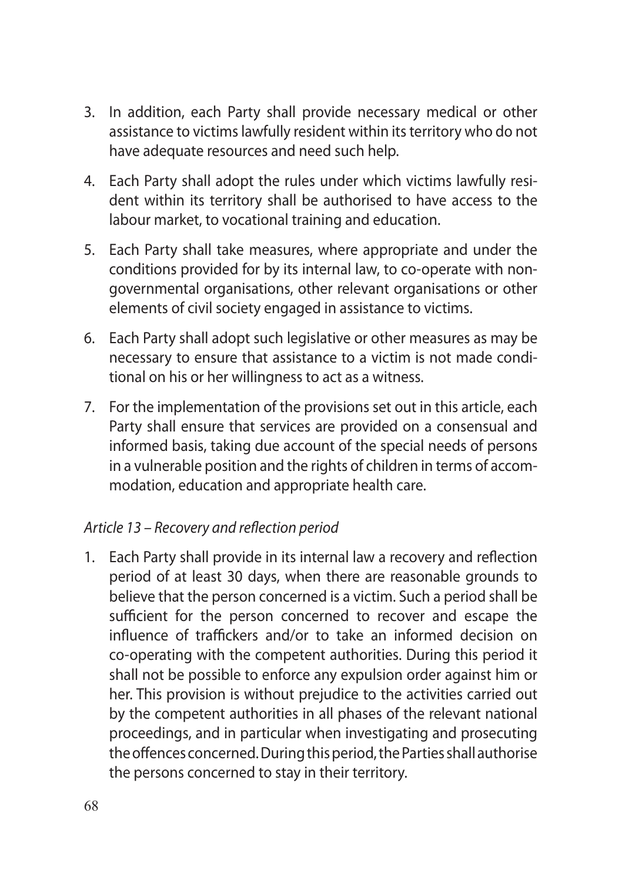3. In addition, each Party shall provide necessary medical or other assistance to victims lawfully resident within its territory who do not have adequate resources and need such help.

4. Each Party shall adopt the rules under which victims lawfully resident within its territory shall be authorised to have access to the labour market, to vocational training and education.

5. Each Party shall take measures, where appropriate and under the conditions provided for by its internal law, to co-operate with non-governmental organisations, other relevant organisations or other elements of civil society engaged in assistance to victims.

6. Each Party shall adopt such legislative or other measures as may be necessary to ensure that assistance to a victim is not made conditional on his or her willingness to act as a witness.

7. For the implementation of the provisions set out in this article, each Party shall ensure that services are provided on a consensual and informed basis, taking due account of the special needs of persons in a vulnerable position and the rights of children in terms of accommodation, education and appropriate health care.

*Article 13 – Recovery and reflection period*

1. Each Party shall provide in its internal law a recovery and reflection period of at least 30 days, when there are reasonable grounds to believe that the person concerned is a victim. Such a period shall be sufficient for the person concerned to recover and escape the influence of traffickers and/or to take an informed decision on co-operating with the competent authorities. During this period it shall not be possible to enforce any expulsion order against him or her. This provision is without prejudice to the activities carried out by the competent authorities in all phases of the relevant national proceedings, and in particular when investigating and prosecuting the offences concerned. During this period, the Parties shall authorise the persons concerned to stay in their territory.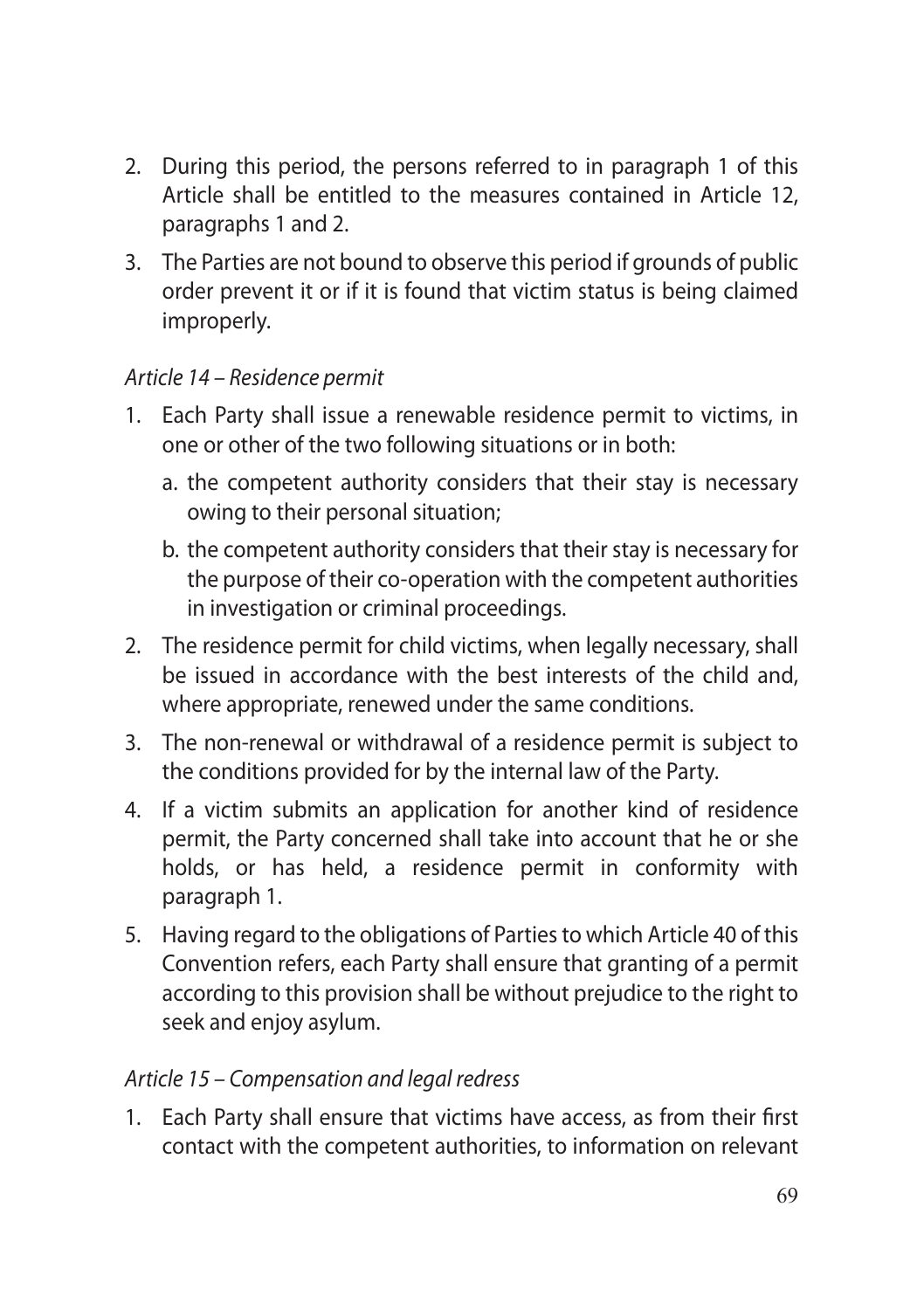2. During this period, the persons referred to in paragraph 1 of this Article shall be entitled to the measures contained in Article 12, paragraphs 1 and 2.
3. The Parties are not bound to observe this period if grounds of public order prevent it or if it is found that victim status is being claimed improperly.

*Article 14 – Residence permit*

1. Each Party shall issue a renewable residence permit to victims, in one or other of the two following situations or in both:
   a. the competent authority considers that their stay is necessary owing to their personal situation;
   b. the competent authority considers that their stay is necessary for the purpose of their co-operation with the competent authorities in investigation or criminal proceedings.
2. The residence permit for child victims, when legally necessary, shall be issued in accordance with the best interests of the child and, where appropriate, renewed under the same conditions.
3. The non-renewal or withdrawal of a residence permit is subject to the conditions provided for by the internal law of the Party.
4. If a victim submits an application for another kind of residence permit, the Party concerned shall take into account that he or she holds, or has held, a residence permit in conformity with paragraph 1.
5. Having regard to the obligations of Parties to which Article 40 of this Convention refers, each Party shall ensure that granting of a permit according to this provision shall be without prejudice to the right to seek and enjoy asylum.

*Article 15 – Compensation and legal redress*

1. Each Party shall ensure that victims have access, as from their first contact with the competent authorities, to information on relevant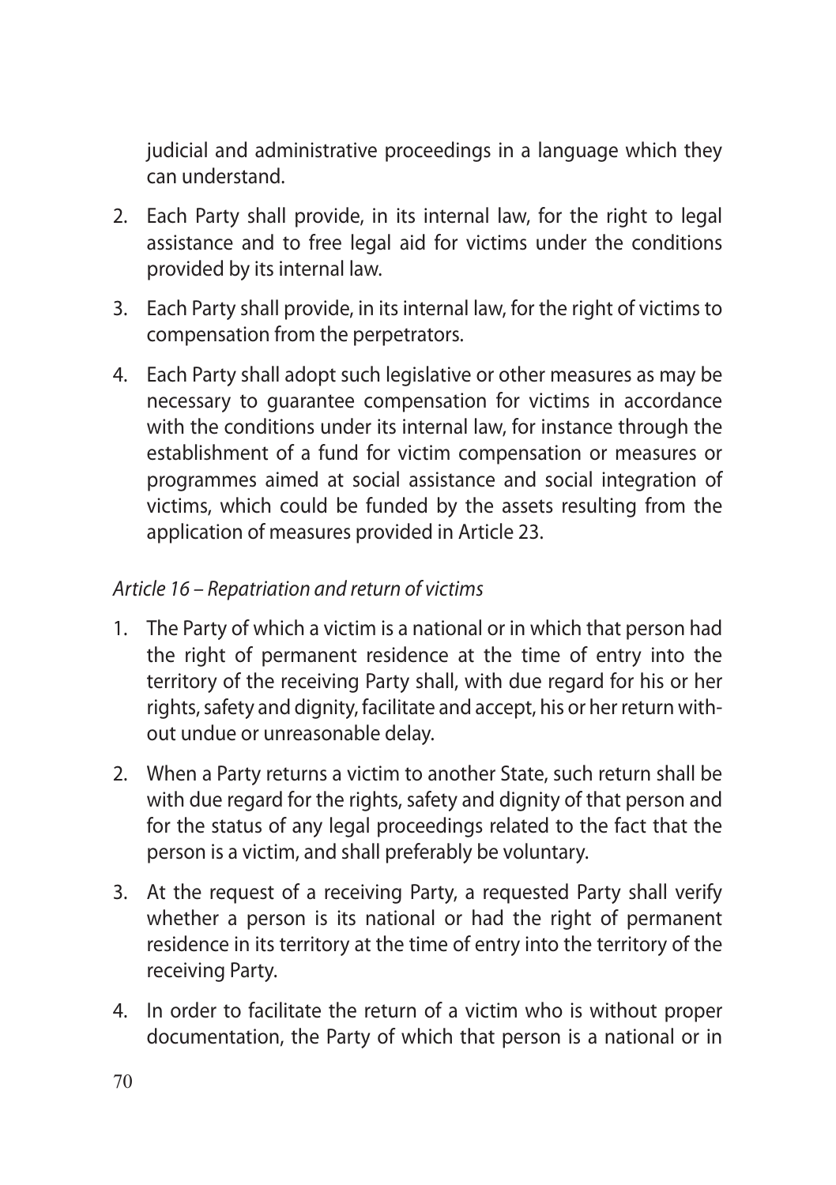judicial and administrative proceedings in a language which they can understand.

2. Each Party shall provide, in its internal law, for the right to legal assistance and to free legal aid for victims under the conditions provided by its internal law.

3. Each Party shall provide, in its internal law, for the right of victims to compensation from the perpetrators.

4. Each Party shall adopt such legislative or other measures as may be necessary to guarantee compensation for victims in accordance with the conditions under its internal law, for instance through the establishment of a fund for victim compensation or measures or programmes aimed at social assistance and social integration of victims, which could be funded by the assets resulting from the application of measures provided in Article 23.

*Article 16 – Repatriation and return of victims*

1. The Party of which a victim is a national or in which that person had the right of permanent residence at the time of entry into the territory of the receiving Party shall, with due regard for his or her rights, safety and dignity, facilitate and accept, his or her return without undue or unreasonable delay.

2. When a Party returns a victim to another State, such return shall be with due regard for the rights, safety and dignity of that person and for the status of any legal proceedings related to the fact that the person is a victim, and shall preferably be voluntary.

3. At the request of a receiving Party, a requested Party shall verify whether a person is its national or had the right of permanent residence in its territory at the time of entry into the territory of the receiving Party.

4. In order to facilitate the return of a victim who is without proper documentation, the Party of which that person is a national or in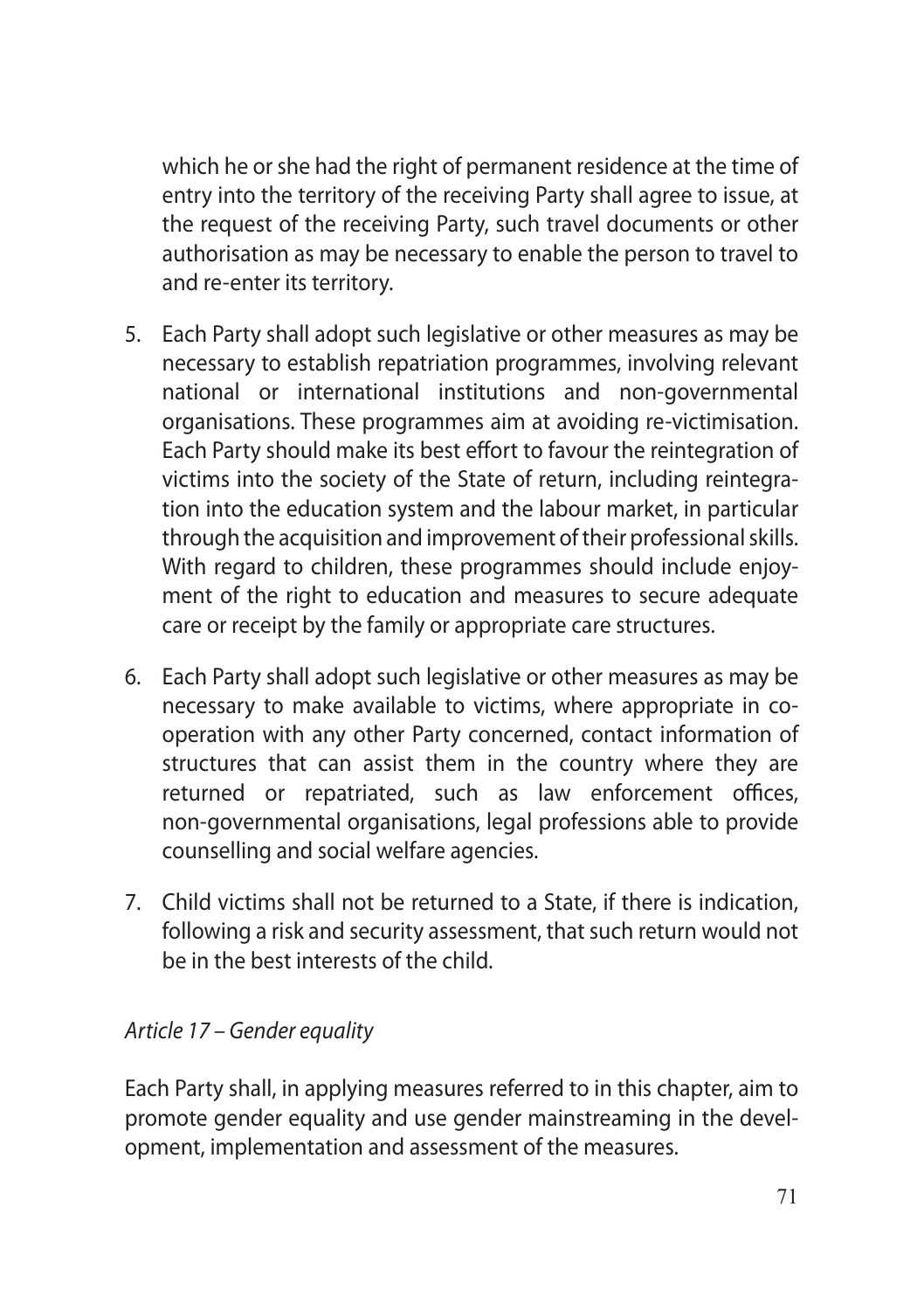which he or she had the right of permanent residence at the time of entry into the territory of the receiving Party shall agree to issue, at the request of the receiving Party, such travel documents or other authorisation as may be necessary to enable the person to travel to and re-enter its territory.

5. Each Party shall adopt such legislative or other measures as may be necessary to establish repatriation programmes, involving relevant national or international institutions and non-governmental organisations. These programmes aim at avoiding re-victimisation. Each Party should make its best effort to favour the reintegration of victims into the society of the State of return, including reintegration into the education system and the labour market, in particular through the acquisition and improvement of their professional skills. With regard to children, these programmes should include enjoyment of the right to education and measures to secure adequate care or receipt by the family or appropriate care structures.

6. Each Party shall adopt such legislative or other measures as may be necessary to make available to victims, where appropriate in co-operation with any other Party concerned, contact information of structures that can assist them in the country where they are returned or repatriated, such as law enforcement offices, non-governmental organisations, legal professions able to provide counselling and social welfare agencies.

7. Child victims shall not be returned to a State, if there is indication, following a risk and security assessment, that such return would not be in the best interests of the child.

*Article 17 – Gender equality*

Each Party shall, in applying measures referred to in this chapter, aim to promote gender equality and use gender mainstreaming in the development, implementation and assessment of the measures.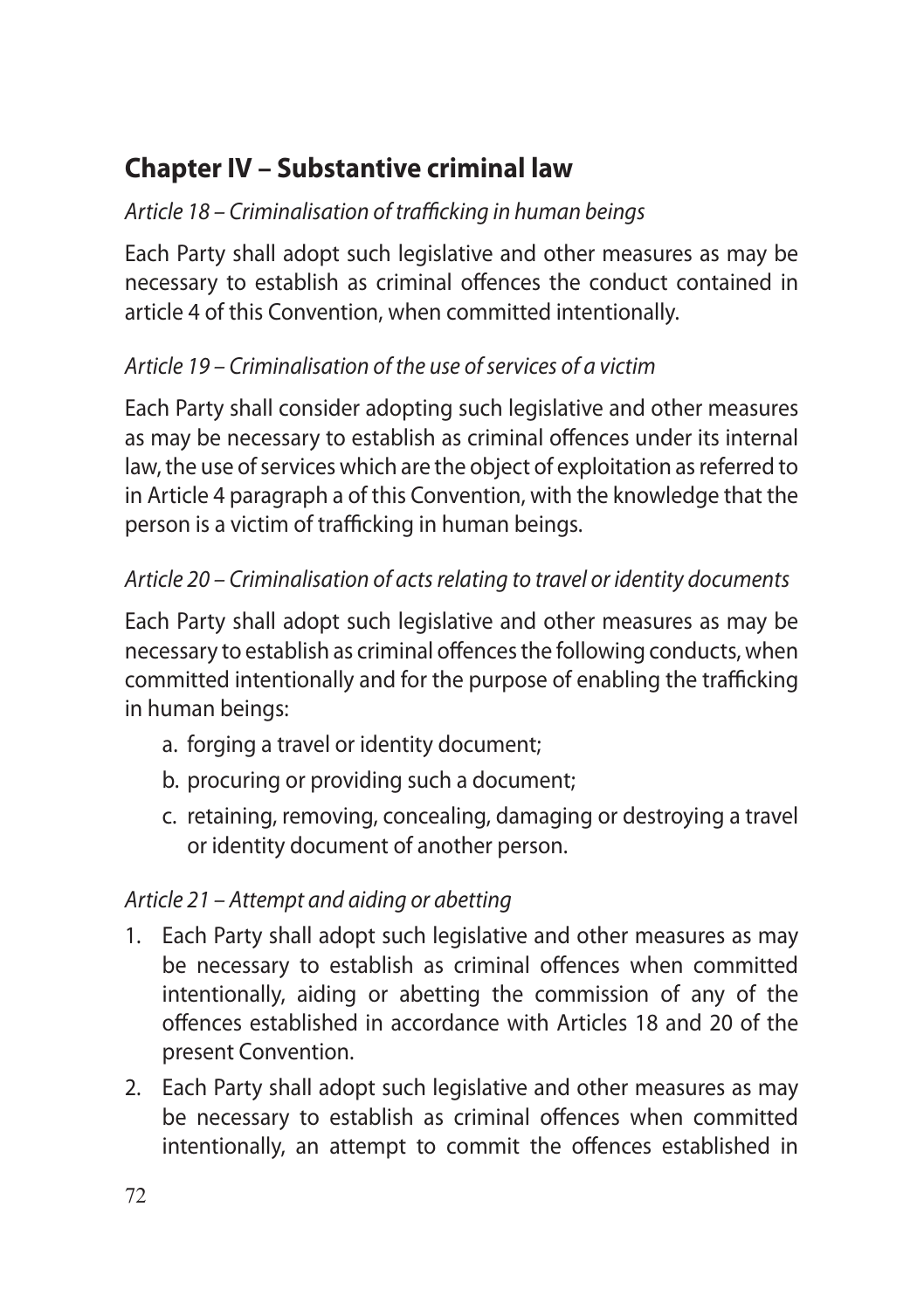## Chapter IV – Substantive criminal law

*Article 18 – Criminalisation of trafficking in human beings*

Each Party shall adopt such legislative and other measures as may be necessary to establish as criminal offences the conduct contained in article 4 of this Convention, when committed intentionally.

*Article 19 – Criminalisation of the use of services of a victim*

Each Party shall consider adopting such legislative and other measures as may be necessary to establish as criminal offences under its internal law, the use of services which are the object of exploitation as referred to in Article 4 paragraph a of this Convention, with the knowledge that the person is a victim of trafficking in human beings.

*Article 20 – Criminalisation of acts relating to travel or identity documents*

Each Party shall adopt such legislative and other measures as may be necessary to establish as criminal offences the following conducts, when committed intentionally and for the purpose of enabling the trafficking in human beings:

a. forging a travel or identity document;

b. procuring or providing such a document;

c. retaining, removing, concealing, damaging or destroying a travel or identity document of another person.

*Article 21 – Attempt and aiding or abetting*

1. Each Party shall adopt such legislative and other measures as may be necessary to establish as criminal offences when committed intentionally, aiding or abetting the commission of any of the offences established in accordance with Articles 18 and 20 of the present Convention.
2. Each Party shall adopt such legislative and other measures as may be necessary to establish as criminal offences when committed intentionally, an attempt to commit the offences established in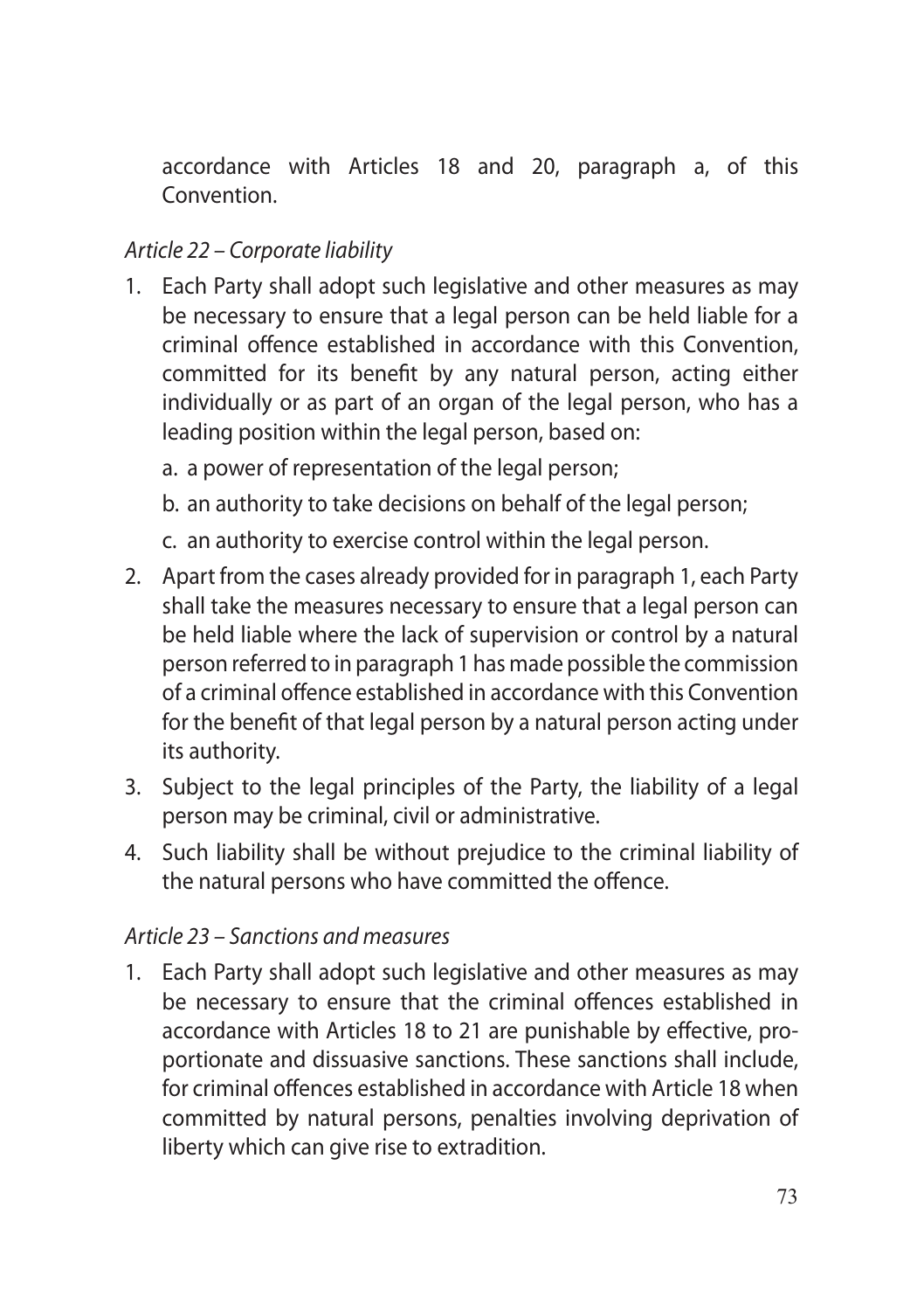accordance with Articles 18 and 20, paragraph a, of this Convention.

*Article 22 – Corporate liability*

1. Each Party shall adopt such legislative and other measures as may be necessary to ensure that a legal person can be held liable for a criminal offence established in accordance with this Convention, committed for its benefit by any natural person, acting either individually or as part of an organ of the legal person, who has a leading position within the legal person, based on:

   a. a power of representation of the legal person;

   b. an authority to take decisions on behalf of the legal person;

   c. an authority to exercise control within the legal person.

2. Apart from the cases already provided for in paragraph 1, each Party shall take the measures necessary to ensure that a legal person can be held liable where the lack of supervision or control by a natural person referred to in paragraph 1 has made possible the commission of a criminal offence established in accordance with this Convention for the benefit of that legal person by a natural person acting under its authority.

3. Subject to the legal principles of the Party, the liability of a legal person may be criminal, civil or administrative.

4. Such liability shall be without prejudice to the criminal liability of the natural persons who have committed the offence.

*Article 23 – Sanctions and measures*

1. Each Party shall adopt such legislative and other measures as may be necessary to ensure that the criminal offences established in accordance with Articles 18 to 21 are punishable by effective, proportionate and dissuasive sanctions. These sanctions shall include, for criminal offences established in accordance with Article 18 when committed by natural persons, penalties involving deprivation of liberty which can give rise to extradition.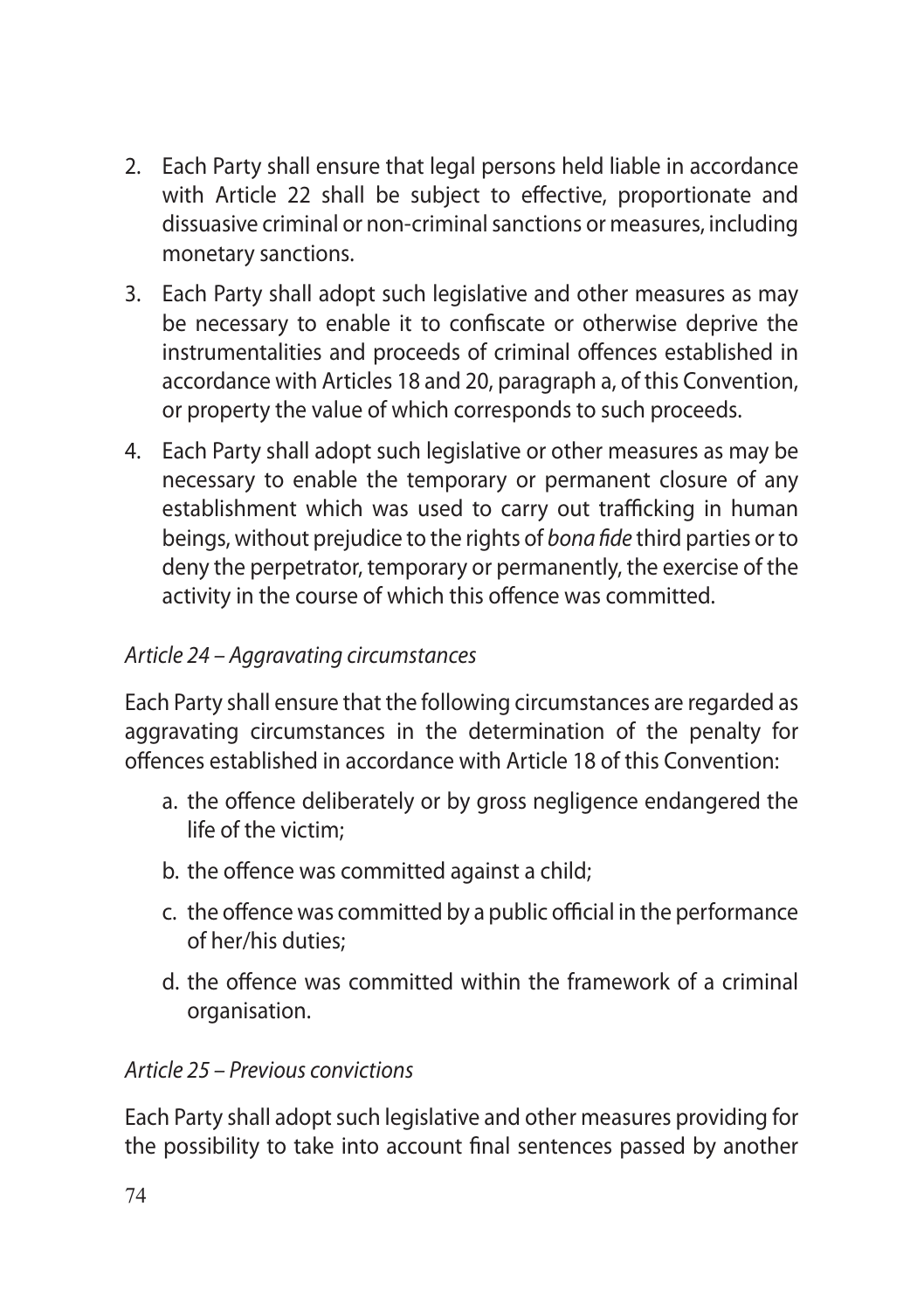2. Each Party shall ensure that legal persons held liable in accordance with Article 22 shall be subject to effective, proportionate and dissuasive criminal or non-criminal sanctions or measures, including monetary sanctions.

3. Each Party shall adopt such legislative and other measures as may be necessary to enable it to confiscate or otherwise deprive the instrumentalities and proceeds of criminal offences established in accordance with Articles 18 and 20, paragraph a, of this Convention, or property the value of which corresponds to such proceeds.

4. Each Party shall adopt such legislative or other measures as may be necessary to enable the temporary or permanent closure of any establishment which was used to carry out trafficking in human beings, without prejudice to the rights of *bona fide* third parties or to deny the perpetrator, temporary or permanently, the exercise of the activity in the course of which this offence was committed.

*Article 24 – Aggravating circumstances*

Each Party shall ensure that the following circumstances are regarded as aggravating circumstances in the determination of the penalty for offences established in accordance with Article 18 of this Convention:

a. the offence deliberately or by gross negligence endangered the life of the victim;

b. the offence was committed against a child;

c. the offence was committed by a public official in the performance of her/his duties;

d. the offence was committed within the framework of a criminal organisation.

*Article 25 – Previous convictions*

Each Party shall adopt such legislative and other measures providing for the possibility to take into account final sentences passed by another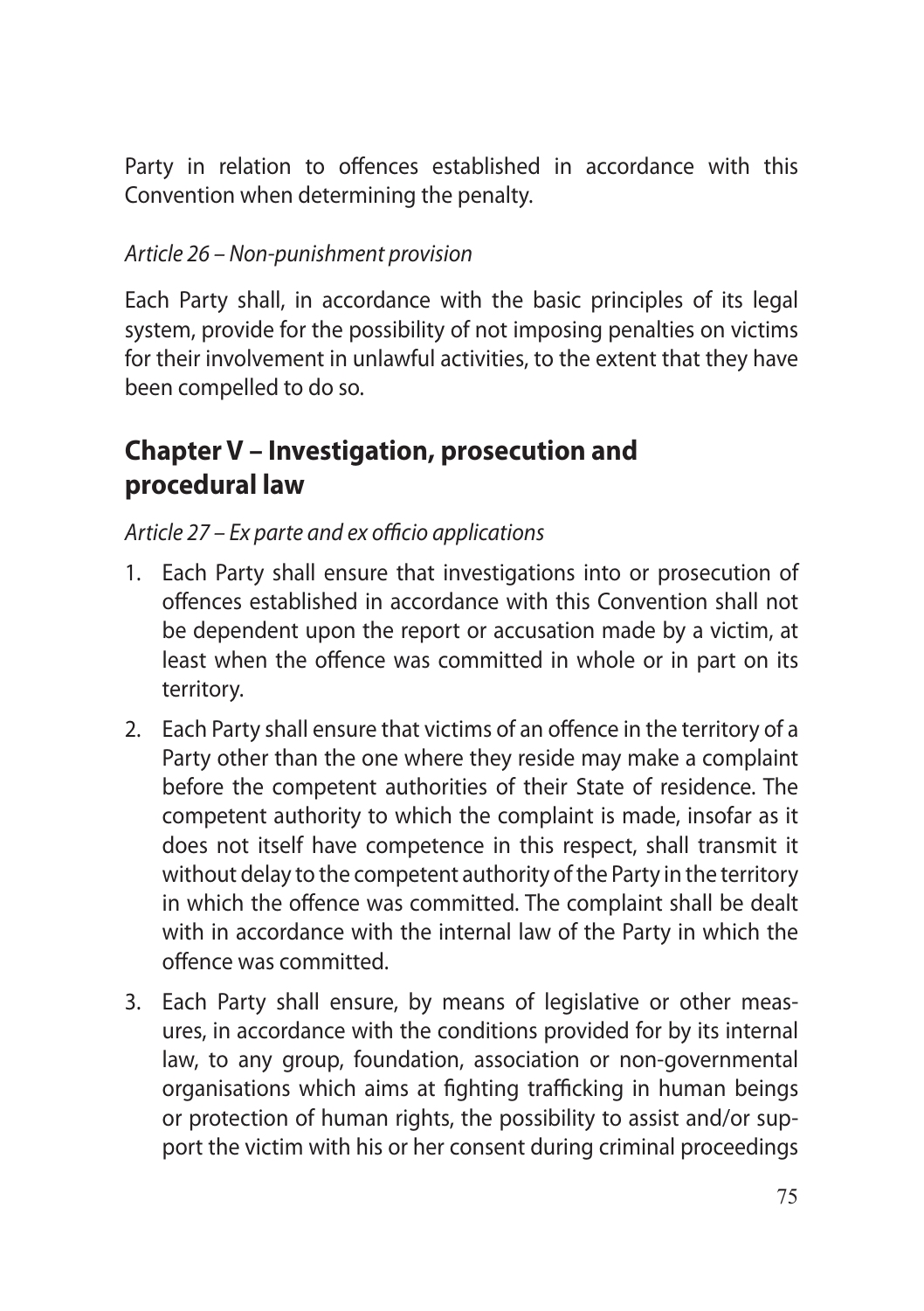Party in relation to offences established in accordance with this Convention when determining the penalty.

*Article 26 – Non-punishment provision*

Each Party shall, in accordance with the basic principles of its legal system, provide for the possibility of not imposing penalties on victims for their involvement in unlawful activities, to the extent that they have been compelled to do so.

## Chapter V – Investigation, prosecution and procedural law

*Article 27 – Ex parte and ex officio applications*

1. Each Party shall ensure that investigations into or prosecution of offences established in accordance with this Convention shall not be dependent upon the report or accusation made by a victim, at least when the offence was committed in whole or in part on its territory.
2. Each Party shall ensure that victims of an offence in the territory of a Party other than the one where they reside may make a complaint before the competent authorities of their State of residence. The competent authority to which the complaint is made, insofar as it does not itself have competence in this respect, shall transmit it without delay to the competent authority of the Party in the territory in which the offence was committed. The complaint shall be dealt with in accordance with the internal law of the Party in which the offence was committed.
3. Each Party shall ensure, by means of legislative or other measures, in accordance with the conditions provided for by its internal law, to any group, foundation, association or non-governmental organisations which aims at fighting trafficking in human beings or protection of human rights, the possibility to assist and/or support the victim with his or her consent during criminal proceedings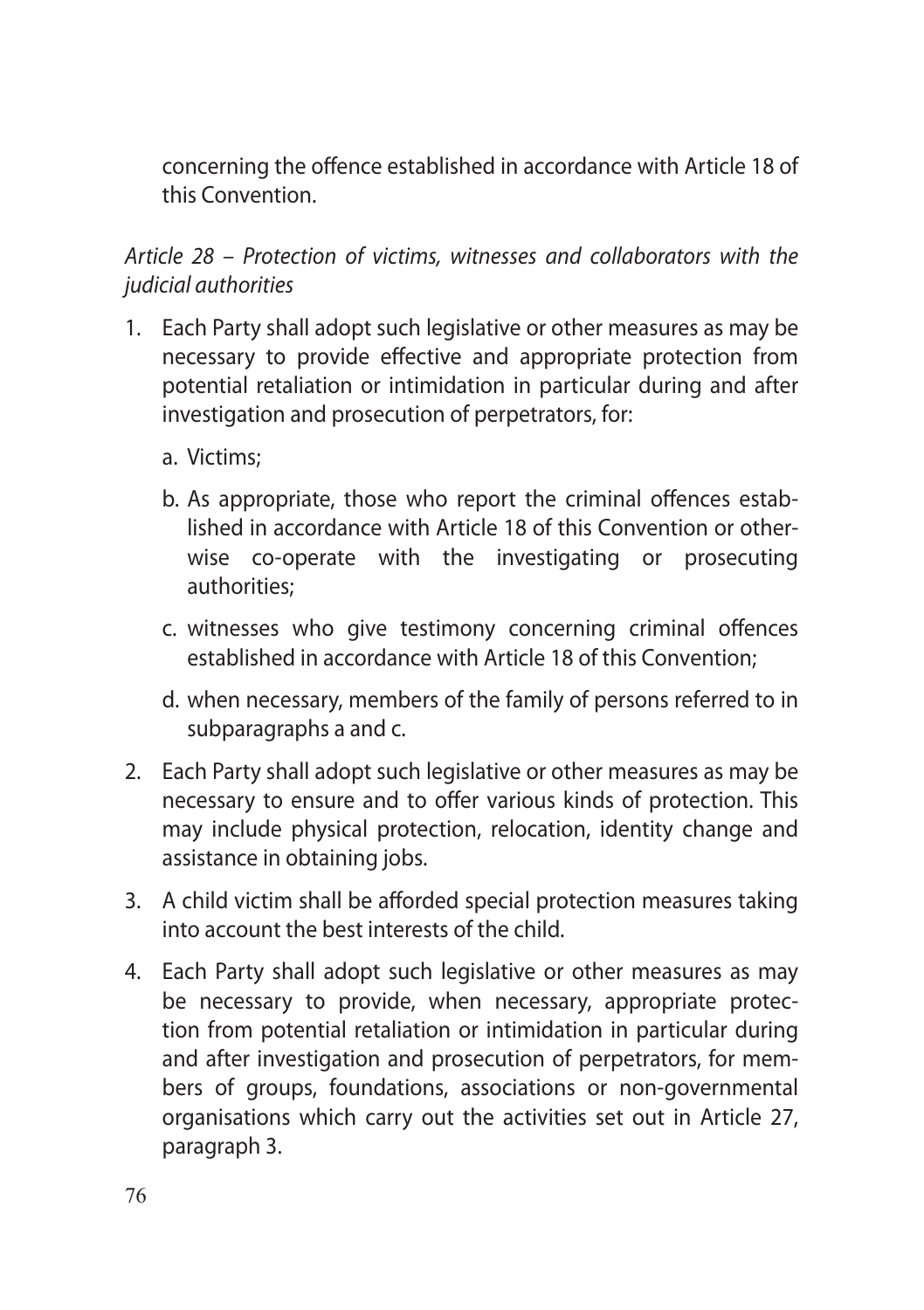concerning the offence established in accordance with Article 18 of this Convention.

*Article 28 – Protection of victims, witnesses and collaborators with the judicial authorities*

1. Each Party shall adopt such legislative or other measures as may be necessary to provide effective and appropriate protection from potential retaliation or intimidation in particular during and after investigation and prosecution of perpetrators, for:

   a. Victims;

   b. As appropriate, those who report the criminal offences established in accordance with Article 18 of this Convention or otherwise co-operate with the investigating or prosecuting authorities;

   c. witnesses who give testimony concerning criminal offences established in accordance with Article 18 of this Convention;

   d. when necessary, members of the family of persons referred to in subparagraphs a and c.

2. Each Party shall adopt such legislative or other measures as may be necessary to ensure and to offer various kinds of protection. This may include physical protection, relocation, identity change and assistance in obtaining jobs.

3. A child victim shall be afforded special protection measures taking into account the best interests of the child.

4. Each Party shall adopt such legislative or other measures as may be necessary to provide, when necessary, appropriate protection from potential retaliation or intimidation in particular during and after investigation and prosecution of perpetrators, for members of groups, foundations, associations or non-governmental organisations which carry out the activities set out in Article 27, paragraph 3.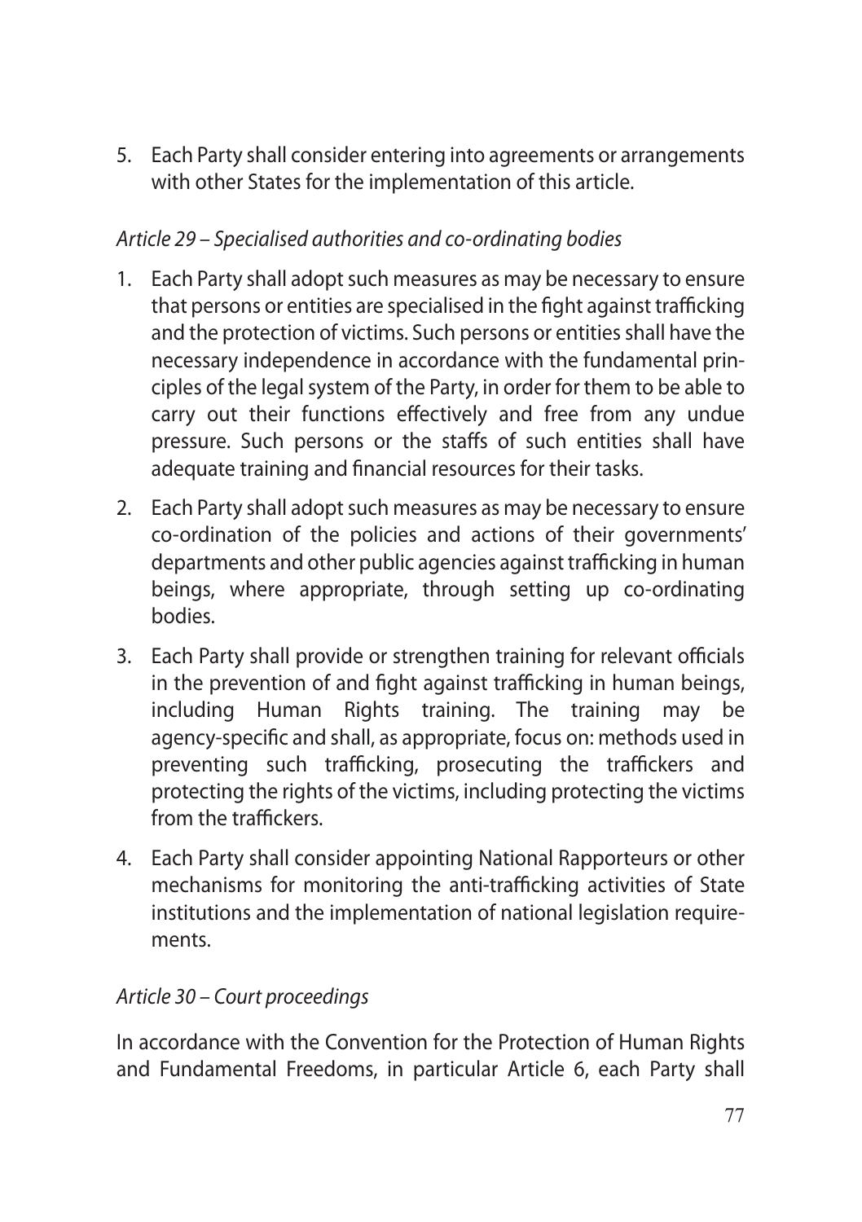5. Each Party shall consider entering into agreements or arrangements with other States for the implementation of this article.

*Article 29 – Specialised authorities and co-ordinating bodies*

1. Each Party shall adopt such measures as may be necessary to ensure that persons or entities are specialised in the fight against trafficking and the protection of victims. Such persons or entities shall have the necessary independence in accordance with the fundamental principles of the legal system of the Party, in order for them to be able to carry out their functions effectively and free from any undue pressure. Such persons or the staffs of such entities shall have adequate training and financial resources for their tasks.

2. Each Party shall adopt such measures as may be necessary to ensure co-ordination of the policies and actions of their governments' departments and other public agencies against trafficking in human beings, where appropriate, through setting up co-ordinating bodies.

3. Each Party shall provide or strengthen training for relevant officials in the prevention of and fight against trafficking in human beings, including Human Rights training. The training may be agency-specific and shall, as appropriate, focus on: methods used in preventing such trafficking, prosecuting the traffickers and protecting the rights of the victims, including protecting the victims from the traffickers.

4. Each Party shall consider appointing National Rapporteurs or other mechanisms for monitoring the anti-trafficking activities of State institutions and the implementation of national legislation requirements.

*Article 30 – Court proceedings*

In accordance with the Convention for the Protection of Human Rights and Fundamental Freedoms, in particular Article 6, each Party shall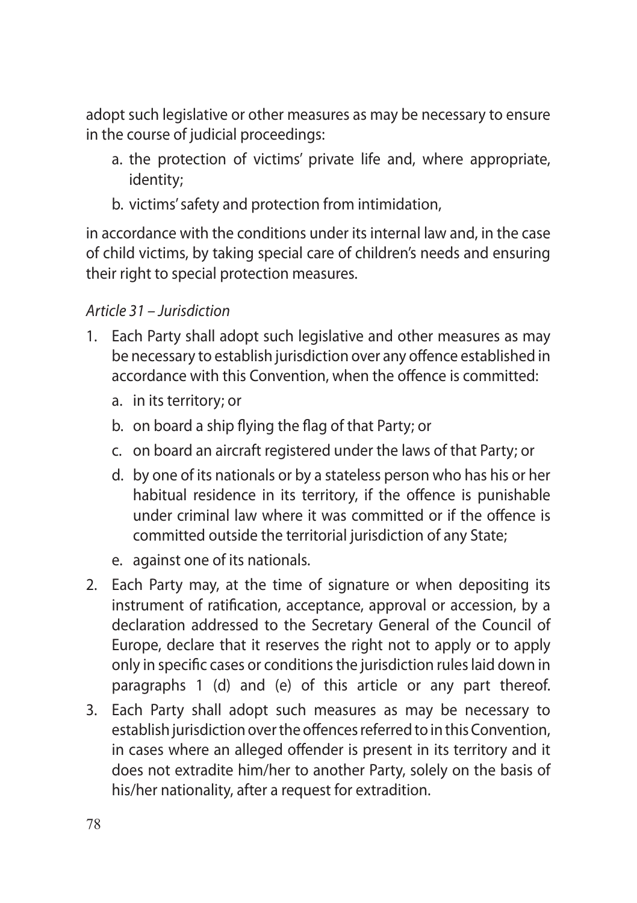adopt such legislative or other measures as may be necessary to ensure in the course of judicial proceedings:

a. the protection of victims' private life and, where appropriate, identity;
b. victims' safety and protection from intimidation,

in accordance with the conditions under its internal law and, in the case of child victims, by taking special care of children's needs and ensuring their right to special protection measures.

*Article 31 – Jurisdiction*

1. Each Party shall adopt such legislative and other measures as may be necessary to establish jurisdiction over any offence established in accordance with this Convention, when the offence is committed:
   a. in its territory; or
   b. on board a ship flying the flag of that Party; or
   c. on board an aircraft registered under the laws of that Party; or
   d. by one of its nationals or by a stateless person who has his or her habitual residence in its territory, if the offence is punishable under criminal law where it was committed or if the offence is committed outside the territorial jurisdiction of any State;
   e. against one of its nationals.
2. Each Party may, at the time of signature or when depositing its instrument of ratification, acceptance, approval or accession, by a declaration addressed to the Secretary General of the Council of Europe, declare that it reserves the right not to apply or to apply only in specific cases or conditions the jurisdiction rules laid down in paragraphs 1 (d) and (e) of this article or any part thereof.
3. Each Party shall adopt such measures as may be necessary to establish jurisdiction over the offences referred to in this Convention, in cases where an alleged offender is present in its territory and it does not extradite him/her to another Party, solely on the basis of his/her nationality, after a request for extradition.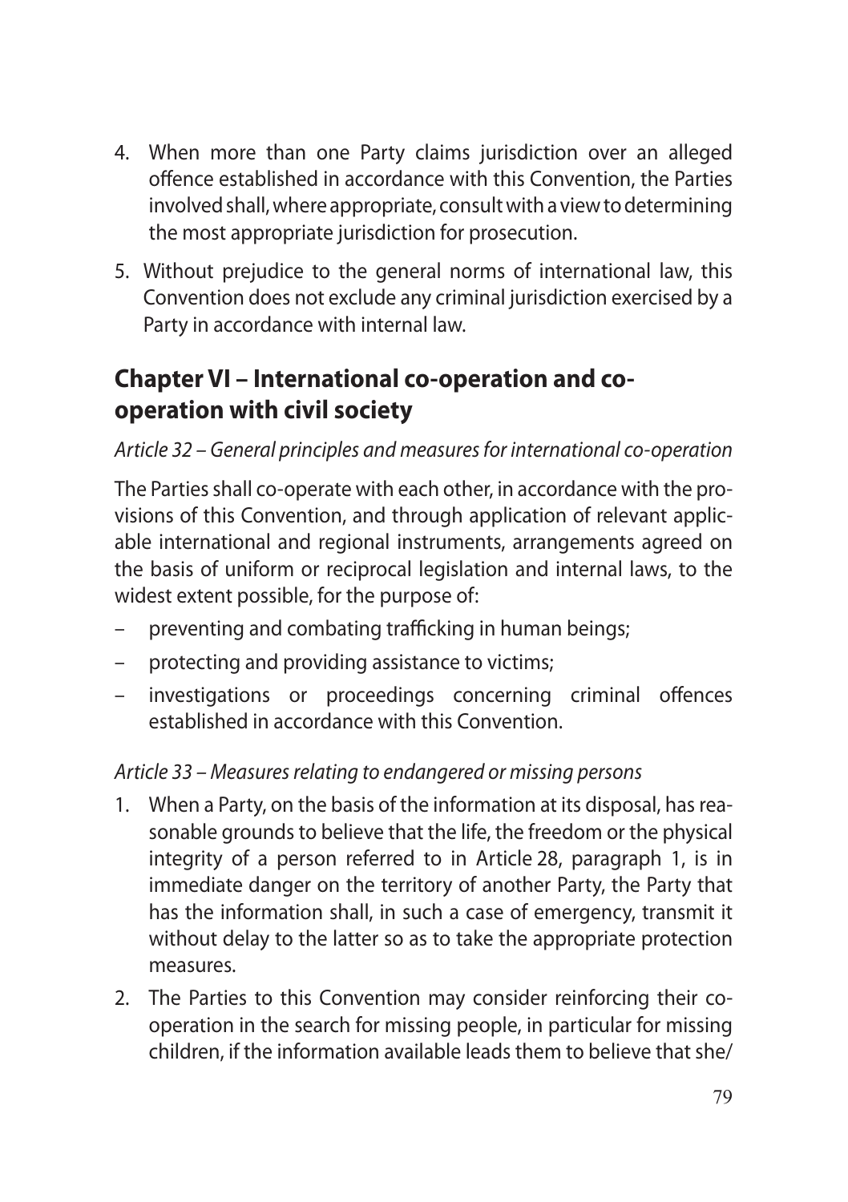4. When more than one Party claims jurisdiction over an alleged offence established in accordance with this Convention, the Parties involved shall, where appropriate, consult with a view to determining the most appropriate jurisdiction for prosecution.

5. Without prejudice to the general norms of international law, this Convention does not exclude any criminal jurisdiction exercised by a Party in accordance with internal law.

## Chapter VI – International co-operation and co-operation with civil society

*Article 32 – General principles and measures for international co-operation*

The Parties shall co-operate with each other, in accordance with the provisions of this Convention, and through application of relevant applicable international and regional instruments, arrangements agreed on the basis of uniform or reciprocal legislation and internal laws, to the widest extent possible, for the purpose of:

– preventing and combating trafficking in human beings;
– protecting and providing assistance to victims;
– investigations or proceedings concerning criminal offences established in accordance with this Convention.

*Article 33 – Measures relating to endangered or missing persons*

1. When a Party, on the basis of the information at its disposal, has reasonable grounds to believe that the life, the freedom or the physical integrity of a person referred to in Article 28, paragraph 1, is in immediate danger on the territory of another Party, the Party that has the information shall, in such a case of emergency, transmit it without delay to the latter so as to take the appropriate protection measures.

2. The Parties to this Convention may consider reinforcing their co-operation in the search for missing people, in particular for missing children, if the information available leads them to believe that she/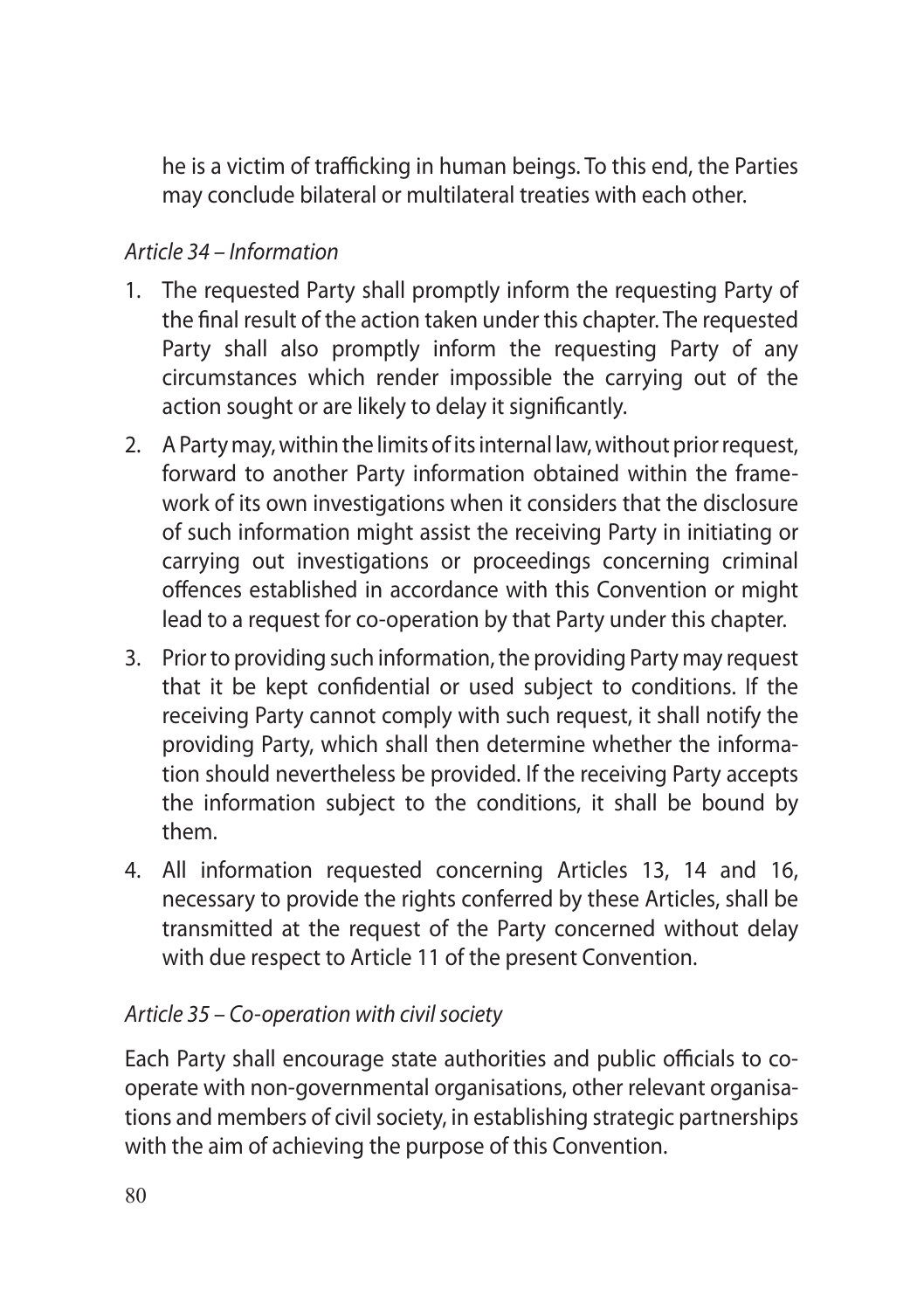he is a victim of trafficking in human beings. To this end, the Parties may conclude bilateral or multilateral treaties with each other.

*Article 34 – Information*

1. The requested Party shall promptly inform the requesting Party of the final result of the action taken under this chapter. The requested Party shall also promptly inform the requesting Party of any circumstances which render impossible the carrying out of the action sought or are likely to delay it significantly.
2. A Party may, within the limits of its internal law, without prior request, forward to another Party information obtained within the framework of its own investigations when it considers that the disclosure of such information might assist the receiving Party in initiating or carrying out investigations or proceedings concerning criminal offences established in accordance with this Convention or might lead to a request for co-operation by that Party under this chapter.
3. Prior to providing such information, the providing Party may request that it be kept confidential or used subject to conditions. If the receiving Party cannot comply with such request, it shall notify the providing Party, which shall then determine whether the information should nevertheless be provided. If the receiving Party accepts the information subject to the conditions, it shall be bound by them.
4. All information requested concerning Articles 13, 14 and 16, necessary to provide the rights conferred by these Articles, shall be transmitted at the request of the Party concerned without delay with due respect to Article 11 of the present Convention.

*Article 35 – Co-operation with civil society*

Each Party shall encourage state authorities and public officials to co-operate with non-governmental organisations, other relevant organisations and members of civil society, in establishing strategic partnerships with the aim of achieving the purpose of this Convention.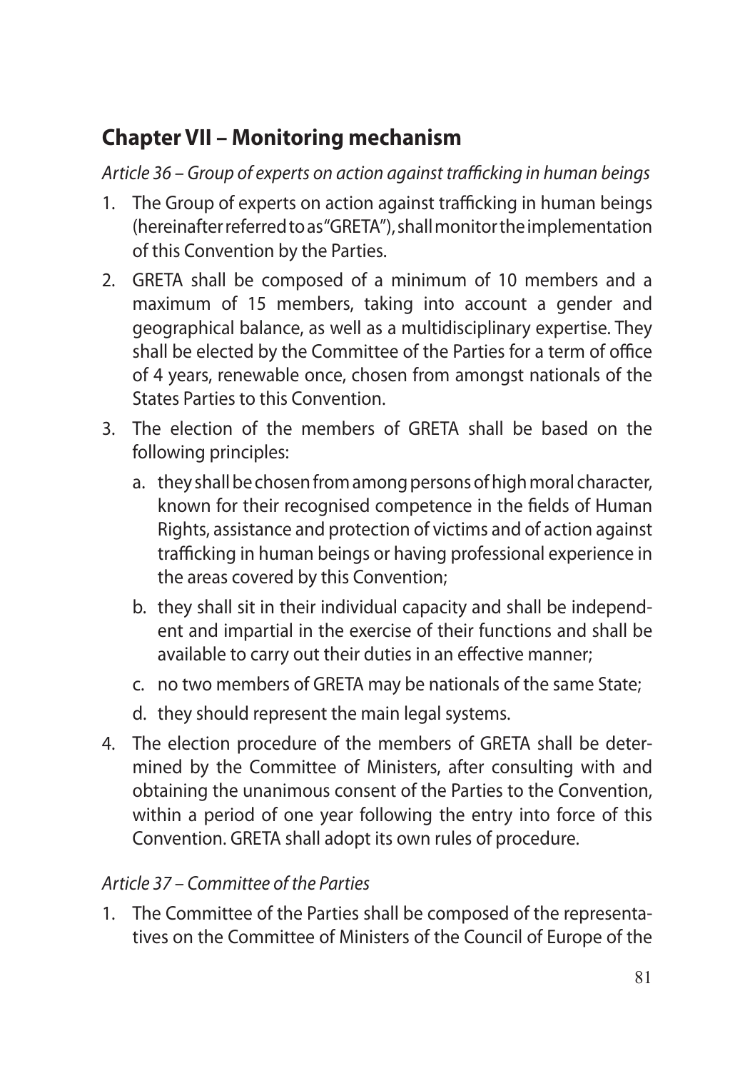## Chapter VII – Monitoring mechanism

*Article 36 – Group of experts on action against trafficking in human beings*

1. The Group of experts on action against trafficking in human beings (hereinafter referred to as "GRETA"), shall monitor the implementation of this Convention by the Parties.
2. GRETA shall be composed of a minimum of 10 members and a maximum of 15 members, taking into account a gender and geographical balance, as well as a multidisciplinary expertise. They shall be elected by the Committee of the Parties for a term of office of 4 years, renewable once, chosen from amongst nationals of the States Parties to this Convention.
3. The election of the members of GRETA shall be based on the following principles:
   a. they shall be chosen from among persons of high moral character, known for their recognised competence in the fields of Human Rights, assistance and protection of victims and of action against trafficking in human beings or having professional experience in the areas covered by this Convention;
   b. they shall sit in their individual capacity and shall be independent and impartial in the exercise of their functions and shall be available to carry out their duties in an effective manner;
   c. no two members of GRETA may be nationals of the same State;
   d. they should represent the main legal systems.
4. The election procedure of the members of GRETA shall be determined by the Committee of Ministers, after consulting with and obtaining the unanimous consent of the Parties to the Convention, within a period of one year following the entry into force of this Convention. GRETA shall adopt its own rules of procedure.

*Article 37 – Committee of the Parties*

1. The Committee of the Parties shall be composed of the representatives on the Committee of Ministers of the Council of Europe of the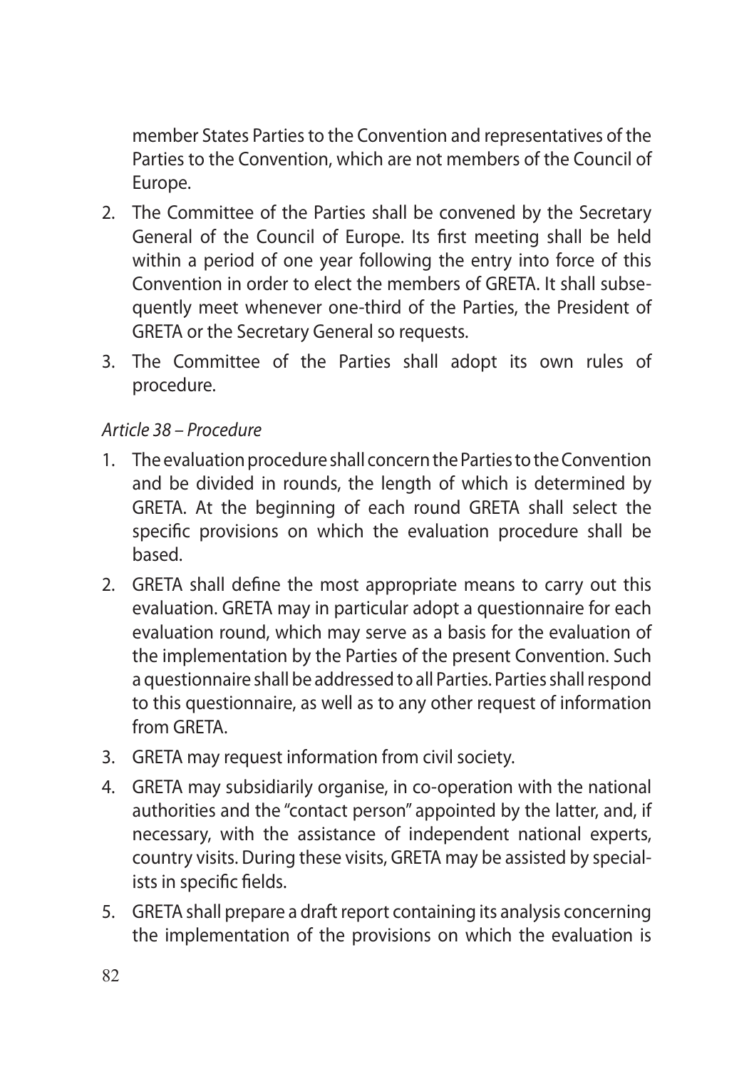member States Parties to the Convention and representatives of the Parties to the Convention, which are not members of the Council of Europe.

2. The Committee of the Parties shall be convened by the Secretary General of the Council of Europe. Its first meeting shall be held within a period of one year following the entry into force of this Convention in order to elect the members of GRETA. It shall subsequently meet whenever one-third of the Parties, the President of GRETA or the Secretary General so requests.
3. The Committee of the Parties shall adopt its own rules of procedure.

*Article 38 – Procedure*

1. The evaluation procedure shall concern the Parties to the Convention and be divided in rounds, the length of which is determined by GRETA. At the beginning of each round GRETA shall select the specific provisions on which the evaluation procedure shall be based.
2. GRETA shall define the most appropriate means to carry out this evaluation. GRETA may in particular adopt a questionnaire for each evaluation round, which may serve as a basis for the evaluation of the implementation by the Parties of the present Convention. Such a questionnaire shall be addressed to all Parties. Parties shall respond to this questionnaire, as well as to any other request of information from GRETA.
3. GRETA may request information from civil society.
4. GRETA may subsidiarily organise, in co-operation with the national authorities and the "contact person" appointed by the latter, and, if necessary, with the assistance of independent national experts, country visits. During these visits, GRETA may be assisted by specialists in specific fields.
5. GRETA shall prepare a draft report containing its analysis concerning the implementation of the provisions on which the evaluation is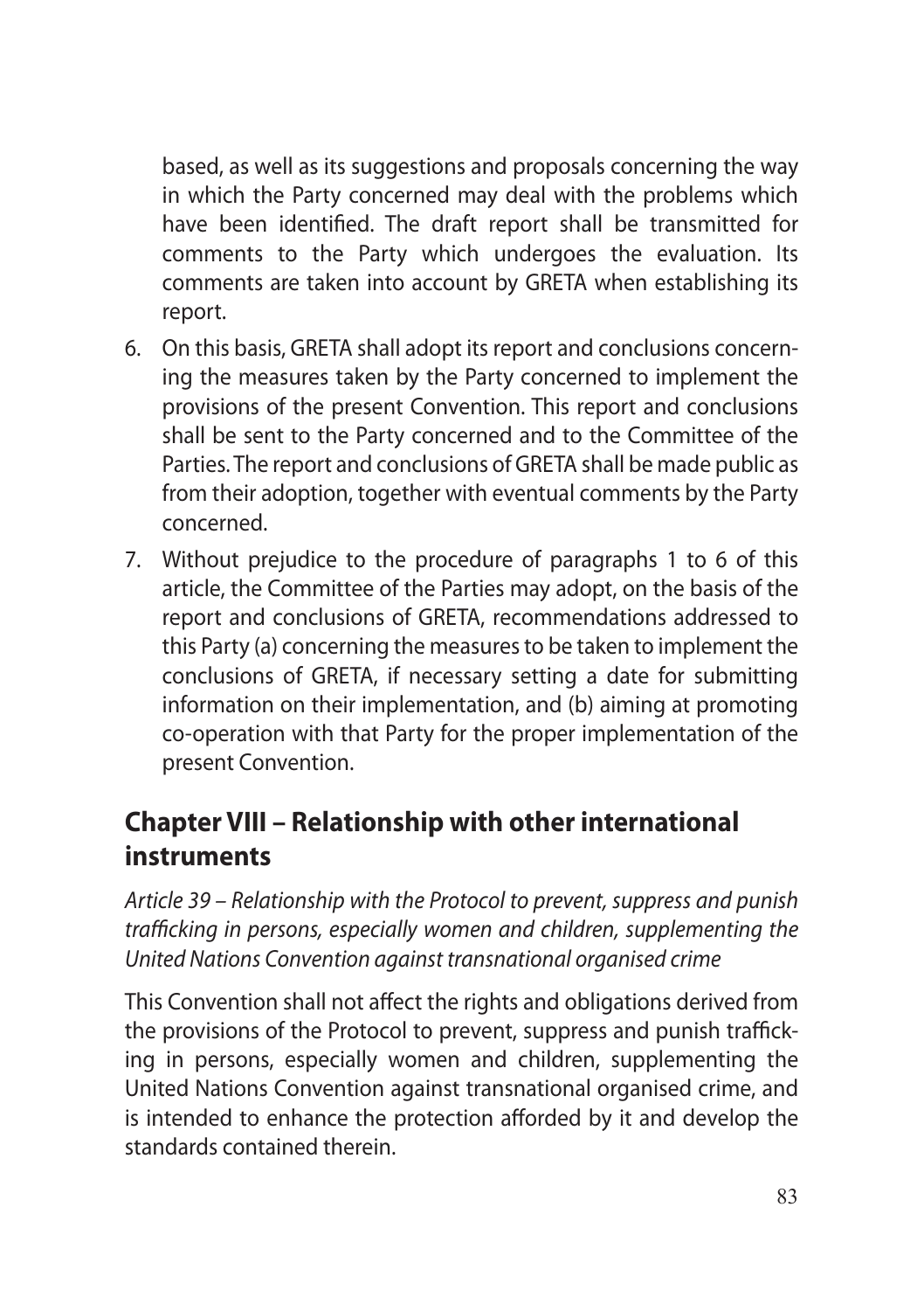based, as well as its suggestions and proposals concerning the way in which the Party concerned may deal with the problems which have been identified. The draft report shall be transmitted for comments to the Party which undergoes the evaluation. Its comments are taken into account by GRETA when establishing its report.

6. On this basis, GRETA shall adopt its report and conclusions concerning the measures taken by the Party concerned to implement the provisions of the present Convention. This report and conclusions shall be sent to the Party concerned and to the Committee of the Parties. The report and conclusions of GRETA shall be made public as from their adoption, together with eventual comments by the Party concerned.
7. Without prejudice to the procedure of paragraphs 1 to 6 of this article, the Committee of the Parties may adopt, on the basis of the report and conclusions of GRETA, recommendations addressed to this Party (a) concerning the measures to be taken to implement the conclusions of GRETA, if necessary setting a date for submitting information on their implementation, and (b) aiming at promoting co-operation with that Party for the proper implementation of the present Convention.

## Chapter VIII – Relationship with other international instruments

*Article 39 – Relationship with the Protocol to prevent, suppress and punish trafficking in persons, especially women and children, supplementing the United Nations Convention against transnational organised crime*

This Convention shall not affect the rights and obligations derived from the provisions of the Protocol to prevent, suppress and punish trafficking in persons, especially women and children, supplementing the United Nations Convention against transnational organised crime, and is intended to enhance the protection afforded by it and develop the standards contained therein.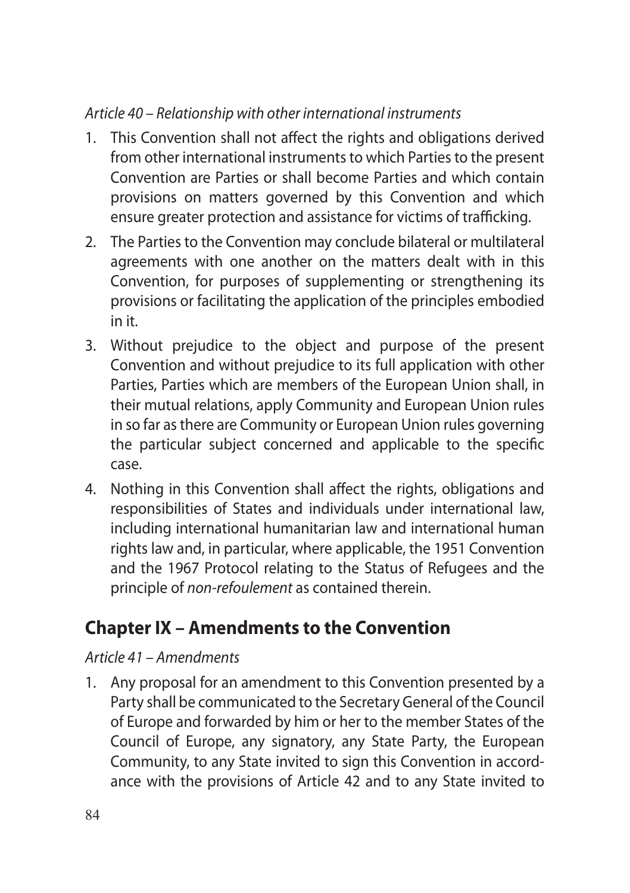*Article 40 – Relationship with other international instruments*

1. This Convention shall not affect the rights and obligations derived from other international instruments to which Parties to the present Convention are Parties or shall become Parties and which contain provisions on matters governed by this Convention and which ensure greater protection and assistance for victims of trafficking.
2. The Parties to the Convention may conclude bilateral or multilateral agreements with one another on the matters dealt with in this Convention, for purposes of supplementing or strengthening its provisions or facilitating the application of the principles embodied in it.
3. Without prejudice to the object and purpose of the present Convention and without prejudice to its full application with other Parties, Parties which are members of the European Union shall, in their mutual relations, apply Community and European Union rules in so far as there are Community or European Union rules governing the particular subject concerned and applicable to the specific case.
4. Nothing in this Convention shall affect the rights, obligations and responsibilities of States and individuals under international law, including international humanitarian law and international human rights law and, in particular, where applicable, the 1951 Convention and the 1967 Protocol relating to the Status of Refugees and the principle of *non-refoulement* as contained therein.

## Chapter IX – Amendments to the Convention

*Article 41 – Amendments*

1. Any proposal for an amendment to this Convention presented by a Party shall be communicated to the Secretary General of the Council of Europe and forwarded by him or her to the member States of the Council of Europe, any signatory, any State Party, the European Community, to any State invited to sign this Convention in accordance with the provisions of Article 42 and to any State invited to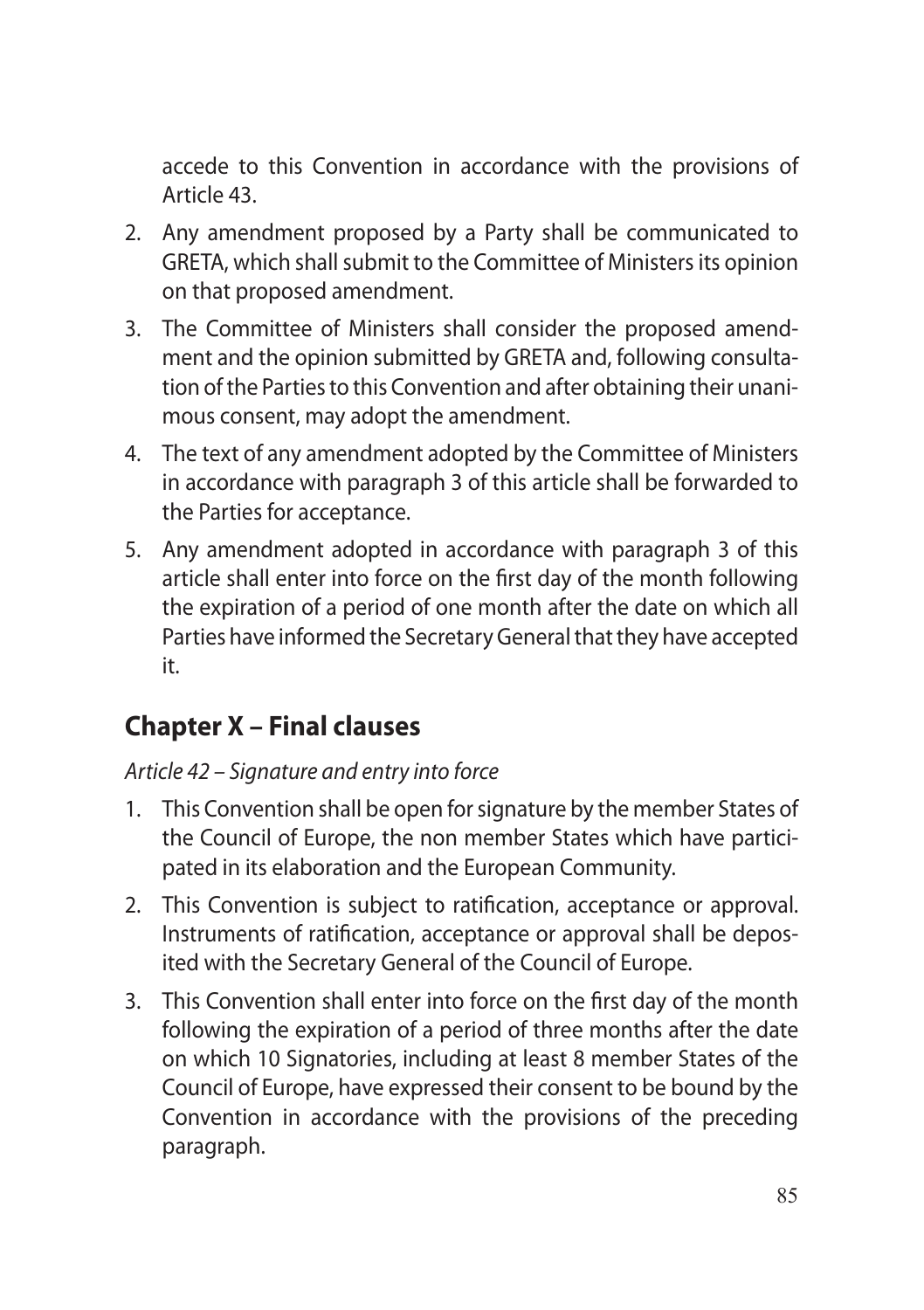accede to this Convention in accordance with the provisions of Article 43.

2. Any amendment proposed by a Party shall be communicated to GRETA, which shall submit to the Committee of Ministers its opinion on that proposed amendment.
3. The Committee of Ministers shall consider the proposed amendment and the opinion submitted by GRETA and, following consultation of the Parties to this Convention and after obtaining their unanimous consent, may adopt the amendment.
4. The text of any amendment adopted by the Committee of Ministers in accordance with paragraph 3 of this article shall be forwarded to the Parties for acceptance.
5. Any amendment adopted in accordance with paragraph 3 of this article shall enter into force on the first day of the month following the expiration of a period of one month after the date on which all Parties have informed the Secretary General that they have accepted it.

## Chapter X – Final clauses

*Article 42 – Signature and entry into force*

1. This Convention shall be open for signature by the member States of the Council of Europe, the non member States which have participated in its elaboration and the European Community.
2. This Convention is subject to ratification, acceptance or approval. Instruments of ratification, acceptance or approval shall be deposited with the Secretary General of the Council of Europe.
3. This Convention shall enter into force on the first day of the month following the expiration of a period of three months after the date on which 10 Signatories, including at least 8 member States of the Council of Europe, have expressed their consent to be bound by the Convention in accordance with the provisions of the preceding paragraph.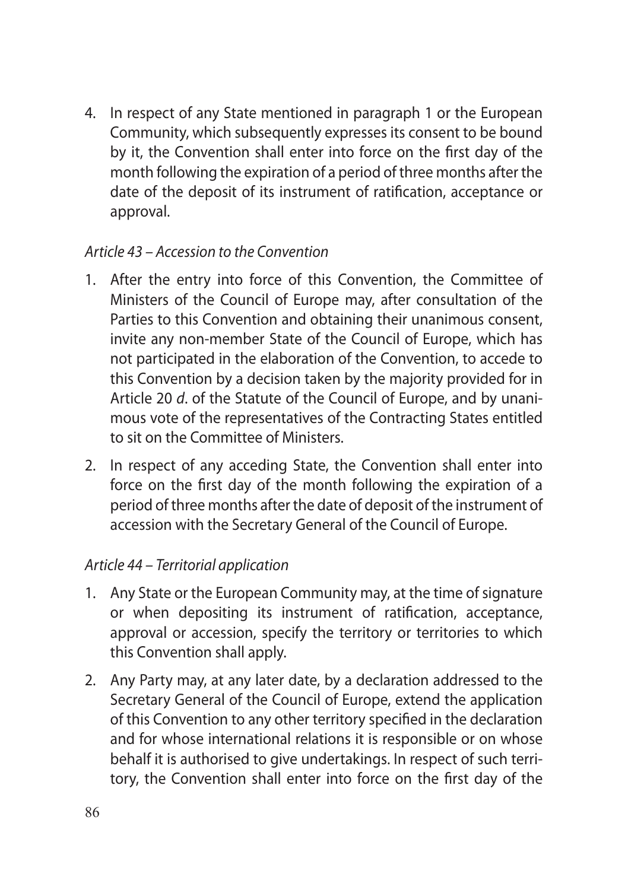4. In respect of any State mentioned in paragraph 1 or the European Community, which subsequently expresses its consent to be bound by it, the Convention shall enter into force on the first day of the month following the expiration of a period of three months after the date of the deposit of its instrument of ratification, acceptance or approval.

*Article 43 – Accession to the Convention*

1. After the entry into force of this Convention, the Committee of Ministers of the Council of Europe may, after consultation of the Parties to this Convention and obtaining their unanimous consent, invite any non-member State of the Council of Europe, which has not participated in the elaboration of the Convention, to accede to this Convention by a decision taken by the majority provided for in Article 20 *d*. of the Statute of the Council of Europe, and by unanimous vote of the representatives of the Contracting States entitled to sit on the Committee of Ministers.
2. In respect of any acceding State, the Convention shall enter into force on the first day of the month following the expiration of a period of three months after the date of deposit of the instrument of accession with the Secretary General of the Council of Europe.

*Article 44 – Territorial application*

1. Any State or the European Community may, at the time of signature or when depositing its instrument of ratification, acceptance, approval or accession, specify the territory or territories to which this Convention shall apply.
2. Any Party may, at any later date, by a declaration addressed to the Secretary General of the Council of Europe, extend the application of this Convention to any other territory specified in the declaration and for whose international relations it is responsible or on whose behalf it is authorised to give undertakings. In respect of such territory, the Convention shall enter into force on the first day of the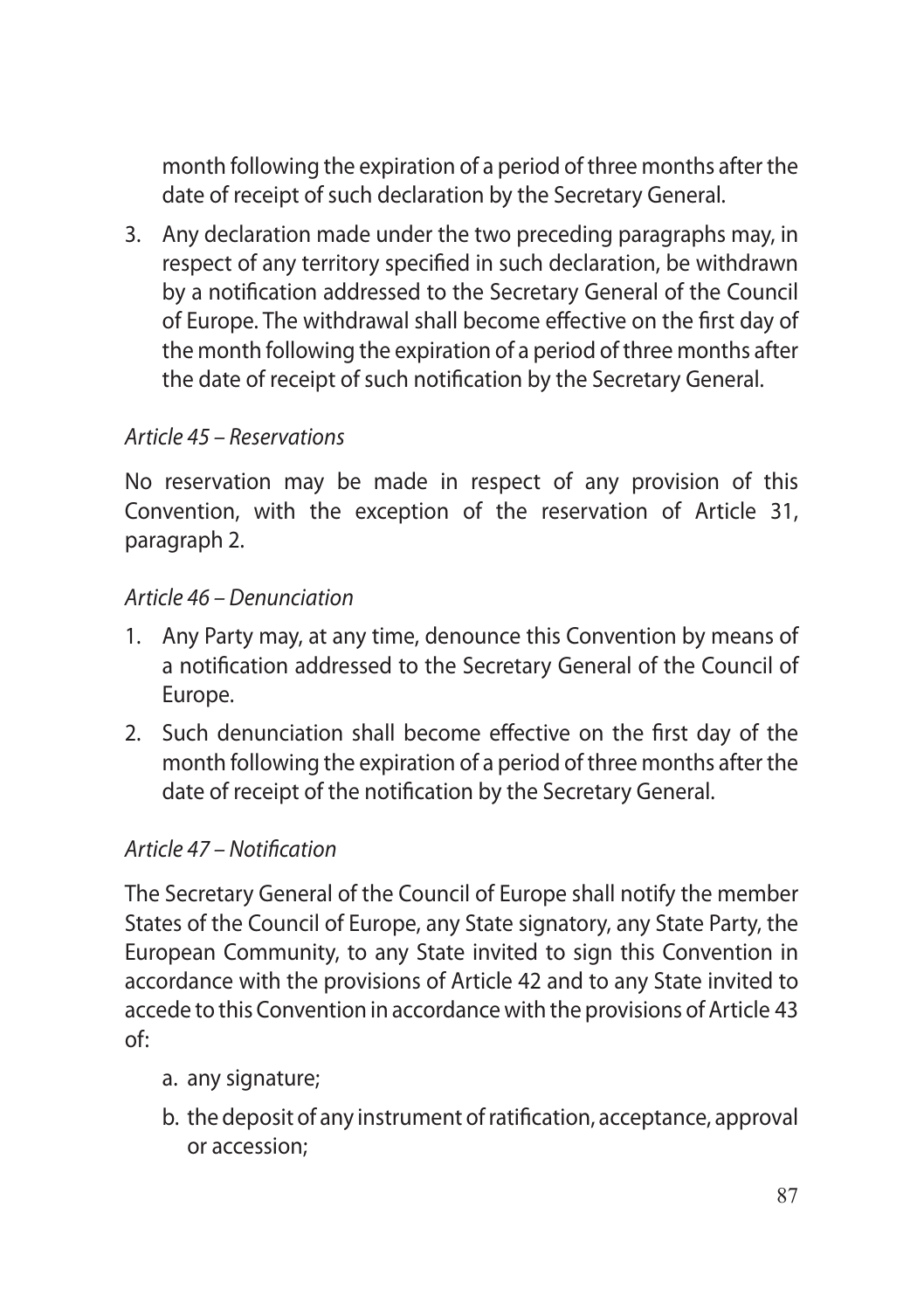month following the expiration of a period of three months after the date of receipt of such declaration by the Secretary General.

3. Any declaration made under the two preceding paragraphs may, in respect of any territory specified in such declaration, be withdrawn by a notification addressed to the Secretary General of the Council of Europe. The withdrawal shall become effective on the first day of the month following the expiration of a period of three months after the date of receipt of such notification by the Secretary General.

*Article 45 – Reservations*

No reservation may be made in respect of any provision of this Convention, with the exception of the reservation of Article 31, paragraph 2.

*Article 46 – Denunciation*

1. Any Party may, at any time, denounce this Convention by means of a notification addressed to the Secretary General of the Council of Europe.
2. Such denunciation shall become effective on the first day of the month following the expiration of a period of three months after the date of receipt of the notification by the Secretary General.

*Article 47 – Notification*

The Secretary General of the Council of Europe shall notify the member States of the Council of Europe, any State signatory, any State Party, the European Community, to any State invited to sign this Convention in accordance with the provisions of Article 42 and to any State invited to accede to this Convention in accordance with the provisions of Article 43 of:

a. any signature;

b. the deposit of any instrument of ratification, acceptance, approval or accession;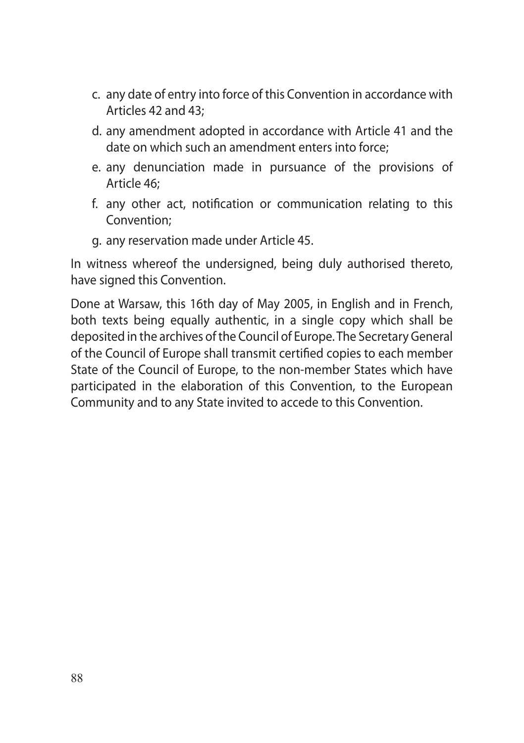c. any date of entry into force of this Convention in accordance with Articles 42 and 43;
d. any amendment adopted in accordance with Article 41 and the date on which such an amendment enters into force;
e. any denunciation made in pursuance of the provisions of Article 46;
f. any other act, notification or communication relating to this Convention;
g. any reservation made under Article 45.

In witness whereof the undersigned, being duly authorised thereto, have signed this Convention.

Done at Warsaw, this 16th day of May 2005, in English and in French, both texts being equally authentic, in a single copy which shall be deposited in the archives of the Council of Europe. The Secretary General of the Council of Europe shall transmit certified copies to each member State of the Council of Europe, to the non-member States which have participated in the elaboration of this Convention, to the European Community and to any State invited to accede to this Convention.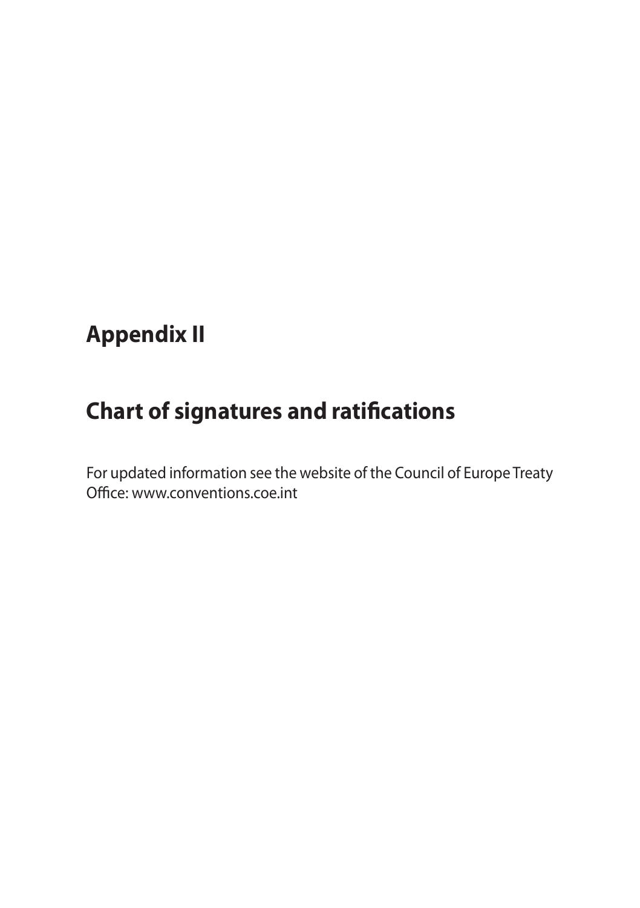# Appendix II

## Chart of signatures and ratifications

For updated information see the website of the Council of Europe Treaty Office: www.conventions.coe.int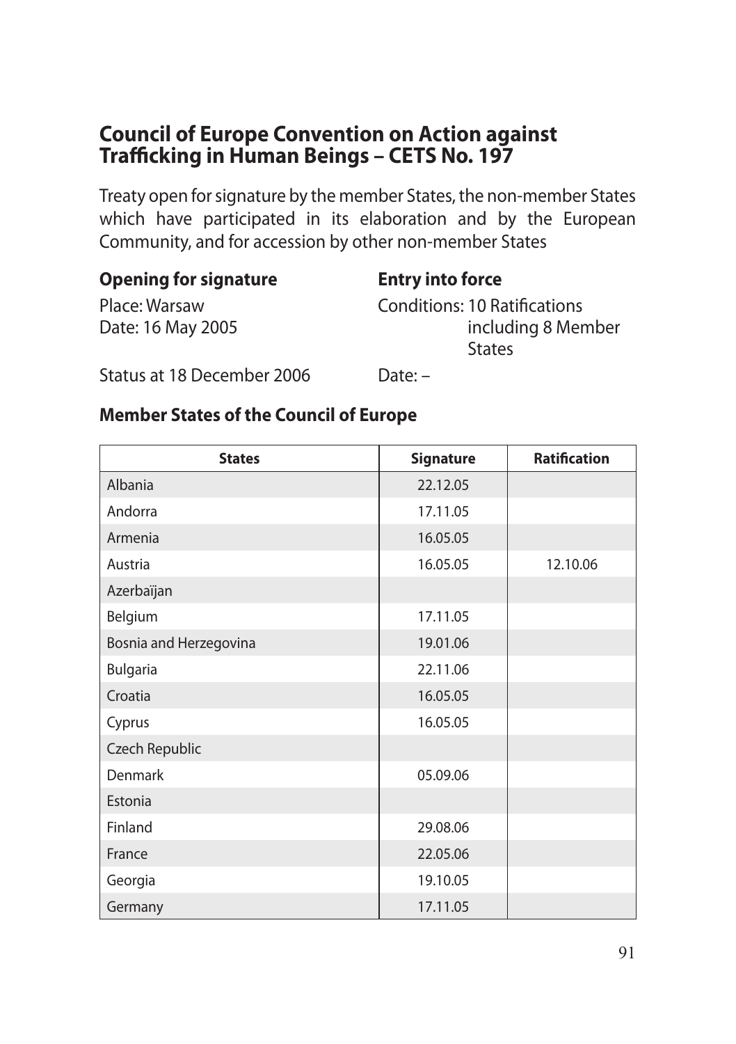## Council of Europe Convention on Action against Trafficking in Human Beings – CETS No. 197

Treaty open for signature by the member States, the non-member States which have participated in its elaboration and by the European Community, and for accession by other non-member States

**Opening for signature**

Place: Warsaw
Date: 16 May 2005

**Entry into force**

Conditions: 10 Ratifications including 8 Member States

Status at 18 December 2006

Date: –

### Member States of the Council of Europe

| States | Signature | Ratification |
|---|---|---|
| Albania | 22.12.05 | |
| Andorra | 17.11.05 | |
| Armenia | 16.05.05 | |
| Austria | 16.05.05 | 12.10.06 |
| Azerbaïjan | | |
| Belgium | 17.11.05 | |
| Bosnia and Herzegovina | 19.01.06 | |
| Bulgaria | 22.11.06 | |
| Croatia | 16.05.05 | |
| Cyprus | 16.05.05 | |
| Czech Republic | | |
| Denmark | 05.09.06 | |
| Estonia | | |
| Finland | 29.08.06 | |
| France | 22.05.06 | |
| Georgia | 19.10.05 | |
| Germany | 17.11.05 | |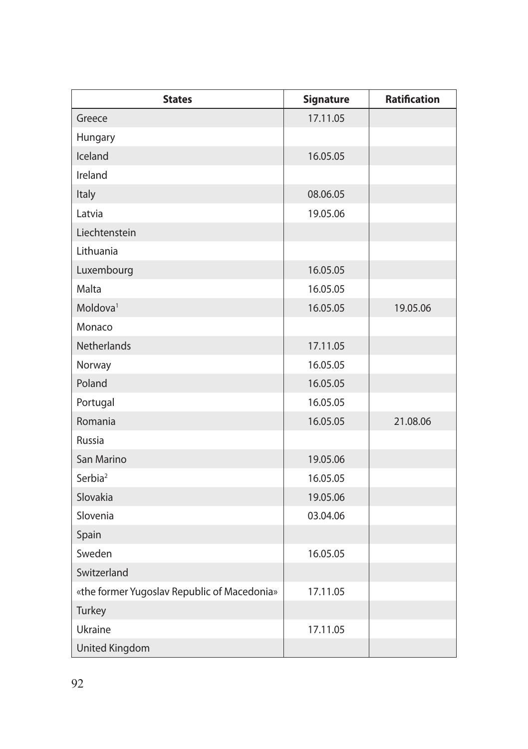| States | Signature | Ratification |
|---|---|---|
| Greece | 17.11.05 | |
| Hungary | | |
| Iceland | 16.05.05 | |
| Ireland | | |
| Italy | 08.06.05 | |
| Latvia | 19.05.06 | |
| Liechtenstein | | |
| Lithuania | | |
| Luxembourg | 16.05.05 | |
| Malta | 16.05.05 | |
| Moldova[1] | 16.05.05 | 19.05.06 |
| Monaco | | |
| Netherlands | 17.11.05 | |
| Norway | 16.05.05 | |
| Poland | 16.05.05 | |
| Portugal | 16.05.05 | |
| Romania | 16.05.05 | 21.08.06 |
| Russia | | |
| San Marino | 19.05.06 | |
| Serbia[2] | 16.05.05 | |
| Slovakia | 19.05.06 | |
| Slovenia | 03.04.06 | |
| Spain | | |
| Sweden | 16.05.05 | |
| Switzerland | | |
| «the former Yugoslav Republic of Macedonia» | 17.11.05 | |
| Turkey | | |
| Ukraine | 17.11.05 | |
| United Kingdom | | |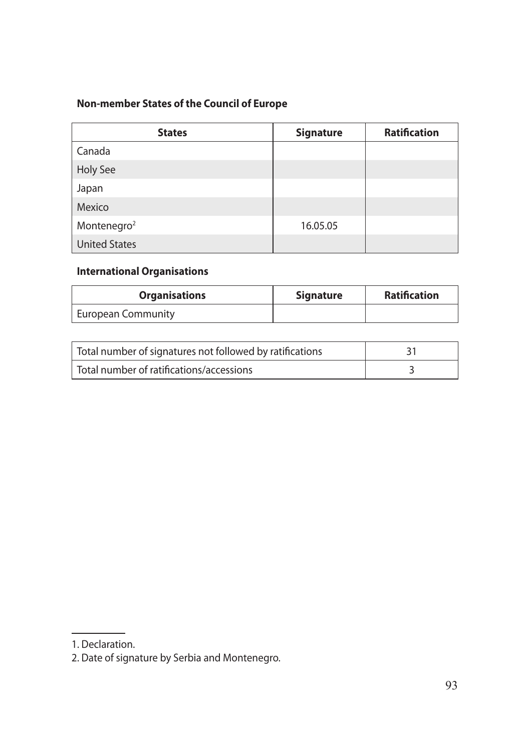**Non-member States of the Council of Europe**

| States | Signature | Ratification |
|---|---|---|
| Canada | | |
| Holy See | | |
| Japan | | |
| Mexico | | |
| Montenegro[2] | 16.05.05 | |
| United States | | |

**International Organisations**

| Organisations | Signature | Ratification |
|---|---|---|
| European Community | | |

| | |
|---|---|
| Total number of signatures not followed by ratifications | 31 |
| Total number of ratifications/accessions | 3 |

1. Declaration.
2. Date of signature by Serbia and Montenegro.